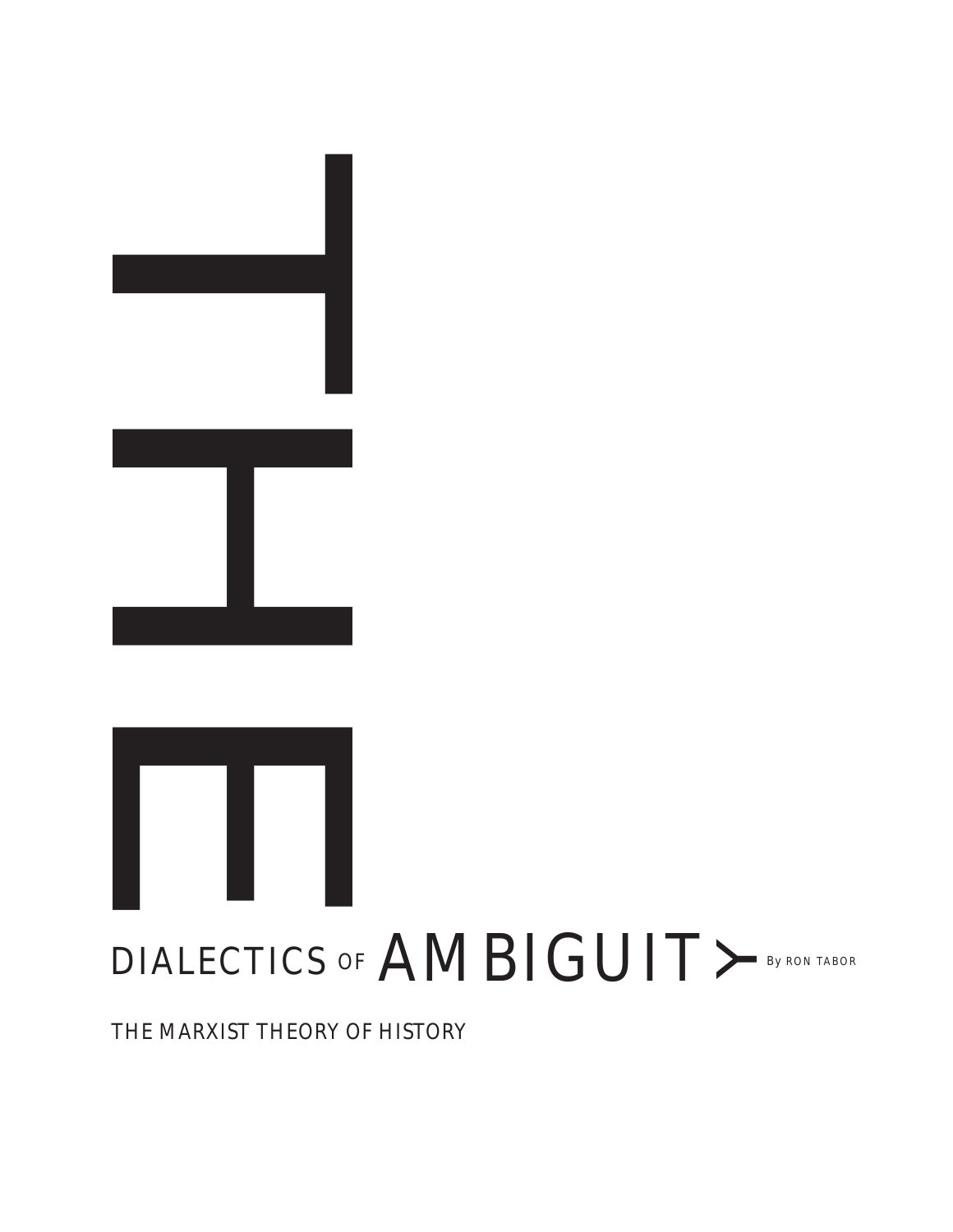# THE DIALECTICS OF AMBIGUITY

By RON TABOR

## THE MARXIST THEORY OF HISTORY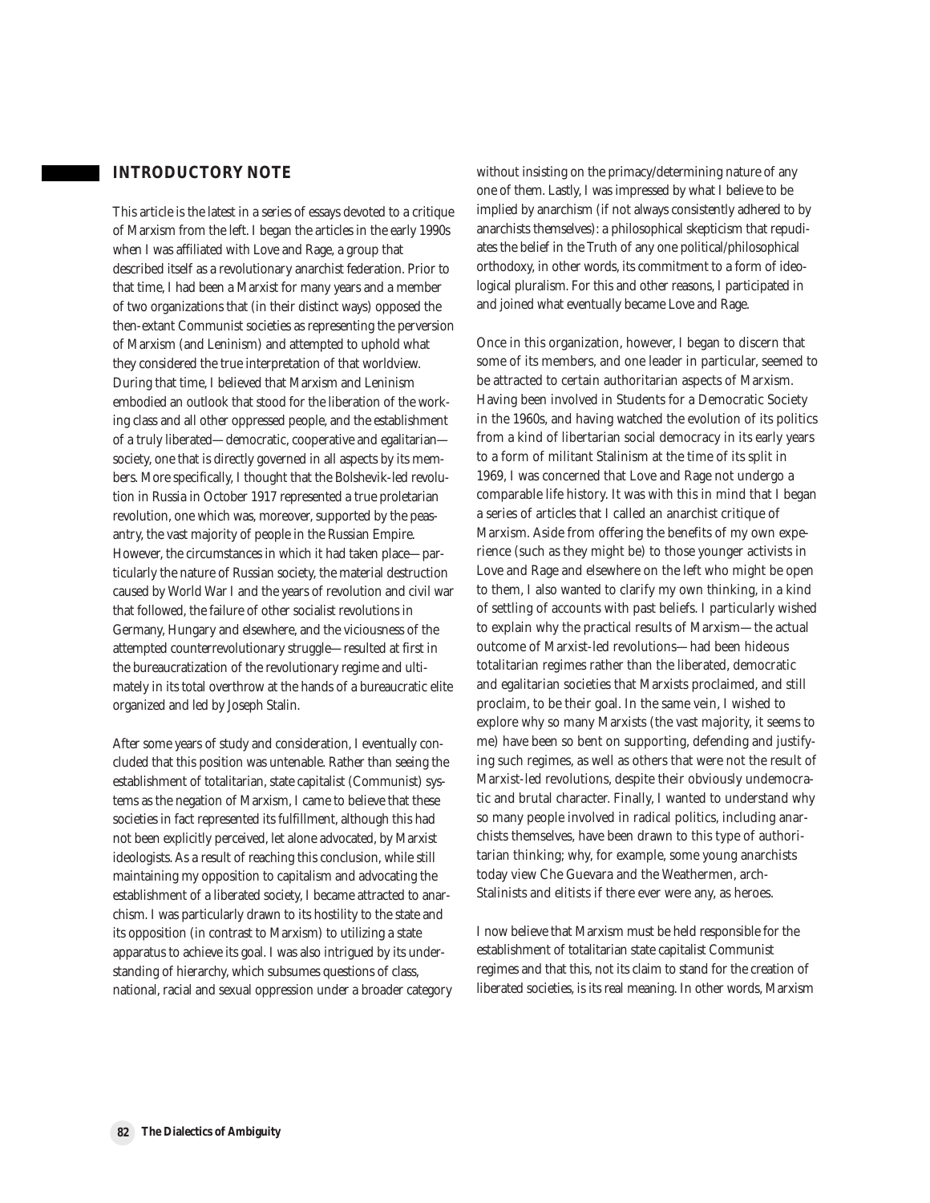## INTRODUCTORY NOTE

This article is the latest in a series of essays devoted to a critique of Marxism from the left. I began the articles in the early 1990s when I was affiliated with Love and Rage, a group that described itself as a revolutionary anarchist federation. Prior to that time, I had been a Marxist for many years and a member of two organizations that (in their distinct ways) opposed the then-extant Communist societies as representing the perversion of Marxism (and Leninism) and attempted to uphold what they considered the true interpretation of that worldview. During that time, I believed that Marxism and Leninism embodied an outlook that stood for the liberation of the working class and all other oppressed people, and the establishment of a truly liberated—democratic, cooperative and egalitarian—society, one that is directly governed in all aspects by its members. More specifically, I thought that the Bolshevik-led revolution in Russia in October 1917 represented a true proletarian revolution, one which was, moreover, supported by the peasantry, the vast majority of people in the Russian Empire. However, the circumstances in which it had taken place—particularly the nature of Russian society, the material destruction caused by World War I and the years of revolution and civil war that followed, the failure of other socialist revolutions in Germany, Hungary and elsewhere, and the viciousness of the attempted counterrevolutionary struggle—resulted at first in the bureaucratization of the revolutionary regime and ultimately in its total overthrow at the hands of a bureaucratic elite organized and led by Joseph Stalin.

After some years of study and consideration, I eventually concluded that this position was untenable. Rather than seeing the establishment of totalitarian, state capitalist (Communist) systems as the negation of Marxism, I came to believe that these societies in fact represented its fulfillment, although this had not been explicitly perceived, let alone advocated, by Marxist ideologists. As a result of reaching this conclusion, while still maintaining my opposition to capitalism and advocating the establishment of a liberated society, I became attracted to anarchism. I was particularly drawn to its hostility to the state and its opposition (in contrast to Marxism) to utilizing a state apparatus to achieve its goal. I was also intrigued by its understanding of hierarchy, which subsumes questions of class, national, racial and sexual oppression under a broader category without insisting on the primacy/determining nature of any one of them. Lastly, I was impressed by what I believe to be implied by anarchism (if not always consistently adhered to by anarchists themselves): a philosophical skepticism that repudiates the belief in the Truth of any one political/philosophical orthodoxy, in other words, its commitment to a form of ideological pluralism. For this and other reasons, I participated in and joined what eventually became Love and Rage.

Once in this organization, however, I began to discern that some of its members, and one leader in particular, seemed to be attracted to certain authoritarian aspects of Marxism. Having been involved in Students for a Democratic Society in the 1960s, and having watched the evolution of its politics from a kind of libertarian social democracy in its early years to a form of militant Stalinism at the time of its split in 1969, I was concerned that Love and Rage not undergo a comparable life history. It was with this in mind that I began a series of articles that I called an anarchist critique of Marxism. Aside from offering the benefits of my own experience (such as they might be) to those younger activists in Love and Rage and elsewhere on the left who might be open to them, I also wanted to clarify my own thinking, in a kind of settling of accounts with past beliefs. I particularly wished to explain why the practical results of Marxism—the actual outcome of Marxist-led revolutions—had been hideous totalitarian regimes rather than the liberated, democratic and egalitarian societies that Marxists proclaimed, and still proclaim, to be their goal. In the same vein, I wished to explore why so many Marxists (the vast majority, it seems to me) have been so bent on supporting, defending and justifying such regimes, as well as others that were not the result of Marxist-led revolutions, despite their obviously undemocratic and brutal character. Finally, I wanted to understand why so many people involved in radical politics, including anarchists themselves, have been drawn to this type of authoritarian thinking; why, for example, some young anarchists today view Che Guevara and the Weathermen, arch-Stalinists and elitists if there ever were any, as heroes.

I now believe that Marxism must be held responsible for the establishment of totalitarian state capitalist Communist regimes and that this, not its claim to stand for the creation of liberated societies, is its real meaning. In other words, Marxism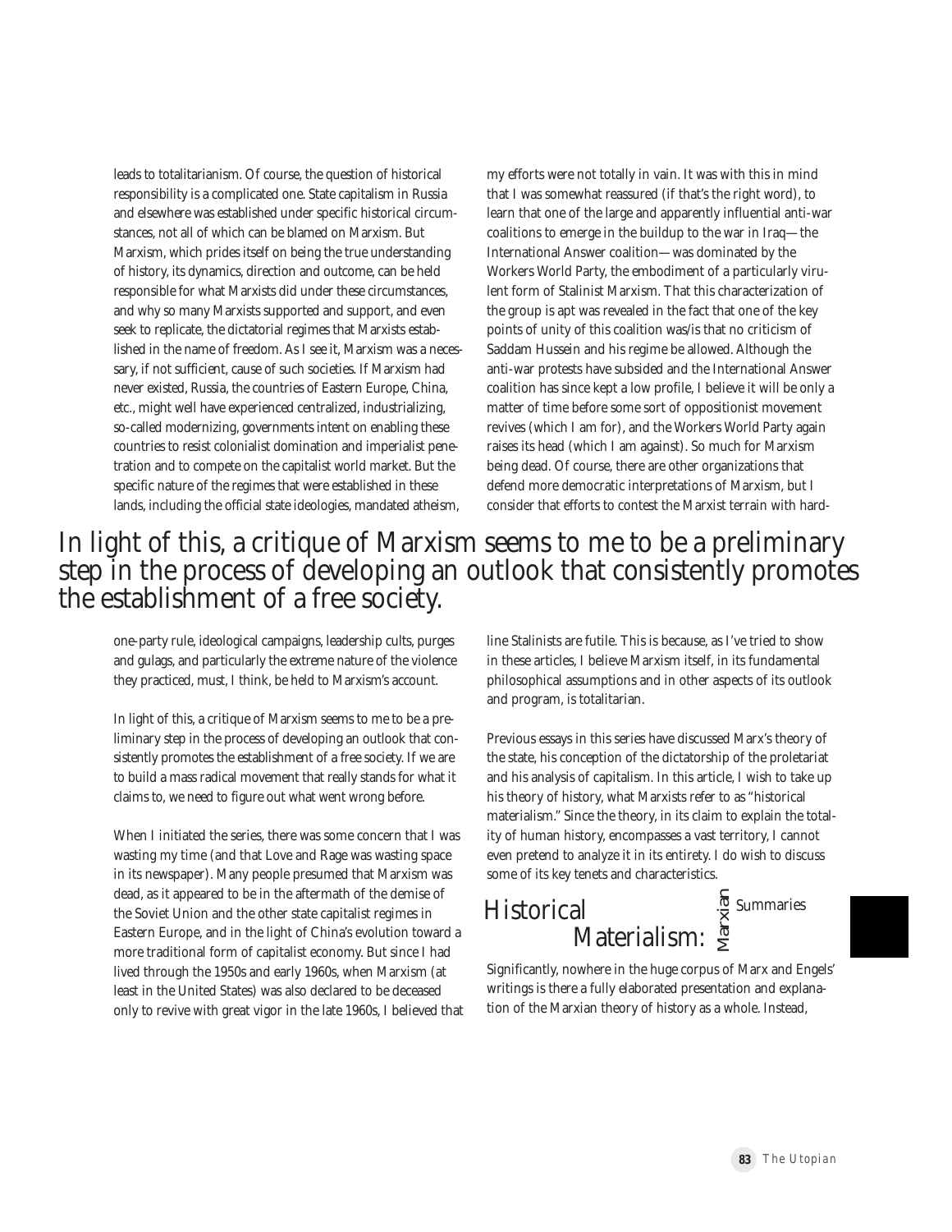leads to totalitarianism. Of course, the question of historical responsibility is a complicated one. State capitalism in Russia and elsewhere was established under specific historical circumstances, not all of which can be blamed on Marxism. But Marxism, which prides itself on being the true understanding of history, its dynamics, direction and outcome, can be held responsible for what Marxists did under these circumstances, and why so many Marxists supported and support, and even seek to replicate, the dictatorial regimes that Marxists established in the name of freedom. As I see it, Marxism was a necessary, if not sufficient, cause of such societies. If Marxism had never existed, Russia, the countries of Eastern Europe, China, etc., might well have experienced centralized, industrializing, so-called modernizing, governments intent on enabling these countries to resist colonialist domination and imperialist penetration and to compete on the capitalist world market. But the specific nature of the regimes that were established in these lands, including the official state ideologies, mandated atheism, one-party rule, ideological campaigns, leadership cults, purges and gulags, and particularly the extreme nature of the violence they practiced, must, I think, be held to Marxism's account.

In light of this, a critique of Marxism seems to me to be a preliminary step in the process of developing an outlook that consistently promotes the establishment of a free society. If we are to build a mass radical movement that really stands for what it claims to, we need to figure out what went wrong before.

When I initiated the series, there was some concern that I was wasting my time (and that Love and Rage was wasting space in its newspaper). Many people presumed that Marxism was dead, as it appeared to be in the aftermath of the demise of the Soviet Union and the other state capitalist regimes in Eastern Europe, and in the light of China's evolution toward a more traditional form of capitalist economy. But since I had lived through the 1950s and early 1960s, when Marxism (at least in the United States) was also declared to be deceased only to revive with great vigor in the late 1960s, I believed that my efforts were not totally in vain. It was with this in mind that I was somewhat reassured (if that's the right word), to learn that one of the large and apparently influential anti-war coalitions to emerge in the buildup to the war in Iraq—the International Answer coalition—was dominated by the Workers World Party, the embodiment of a particularly virulent form of Stalinist Marxism. That this characterization of the group is apt was revealed in the fact that one of the key points of unity of this coalition was/is that no criticism of Saddam Hussein and his regime be allowed. Although the anti-war protests have subsided and the International Answer coalition has since kept a low profile, I believe it will be only a matter of time before some sort of oppositionist movement revives (which I am for), and the Workers World Party again raises its head (which I am against). So much for Marxism being dead. Of course, there are other organizations that defend more democratic interpretations of Marxism, but I consider that efforts to contest the Marxist terrain with hard-line Stalinists are futile. This is because, as I've tried to show in these articles, I believe Marxism itself, in its fundamental philosophical assumptions and in other aspects of its outlook and program, is totalitarian.

> In light of this, a critique of Marxism seems to me to be a preliminary step in the process of developing an outlook that consistently promotes the establishment of a free society.

Previous essays in this series have discussed Marx's theory of the state, his conception of the dictatorship of the proletariat and his analysis of capitalism. In this article, I wish to take up his theory of history, what Marxists refer to as "historical materialism." Since the theory, in its claim to explain the totality of human history, encompasses a vast territory, I cannot even pretend to analyze it in its entirety. I do wish to discuss some of its key tenets and characteristics.

## Historical Materialism: Marxian Summaries

Significantly, nowhere in the huge corpus of Marx and Engels' writings is there a fully elaborated presentation and explanation of the Marxian theory of history as a whole. Instead,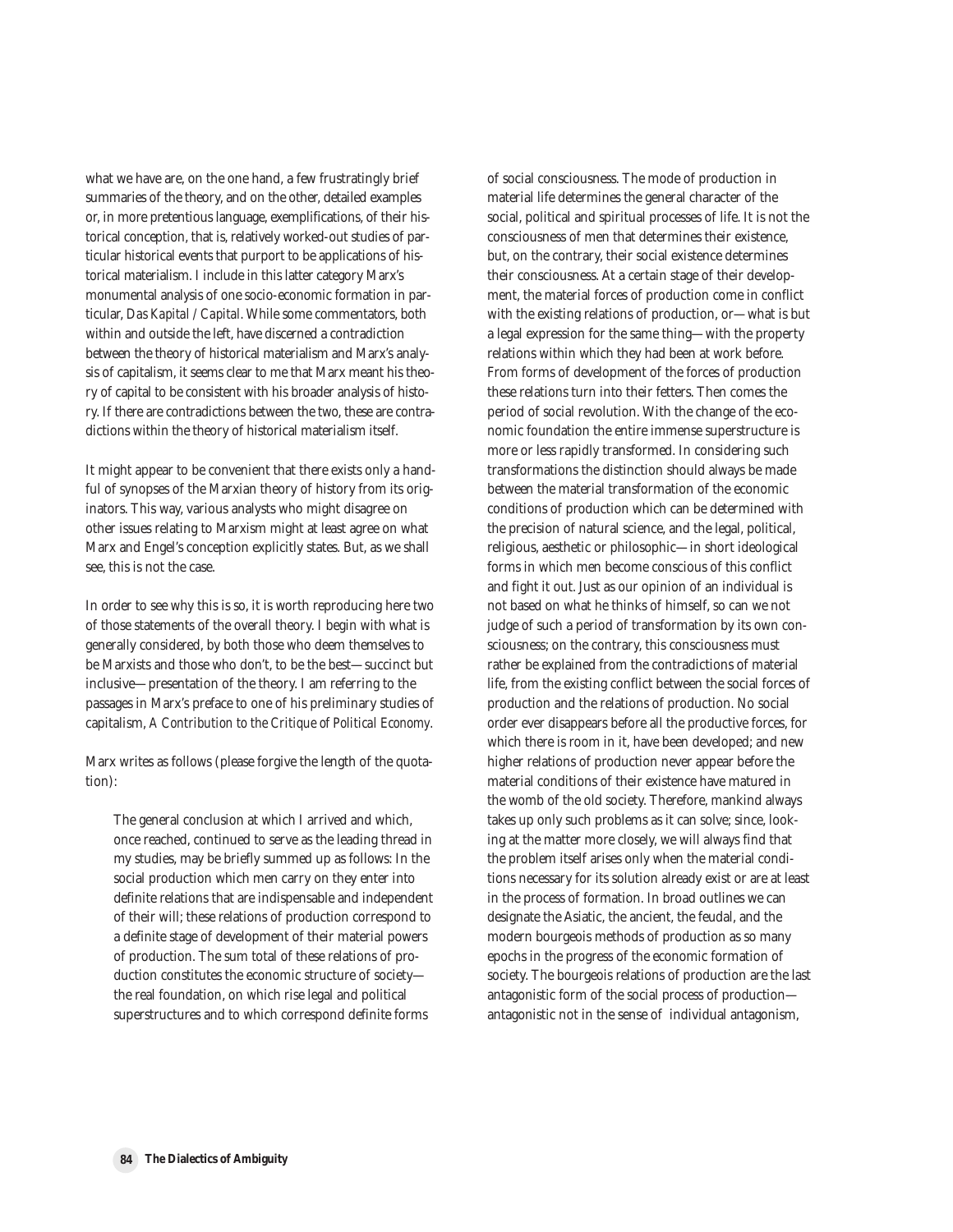what we have are, on the one hand, a few frustratingly brief summaries of the theory, and on the other, detailed examples or, in more pretentious language, exemplifications, of their historical conception, that is, relatively worked-out studies of particular historical events that purport to be applications of historical materialism. I include in this latter category Marx's monumental analysis of one socio-economic formation in particular, *Das Kapital / Capital*. While some commentators, both within and outside the left, have discerned a contradiction between the theory of historical materialism and Marx's analysis of capitalism, it seems clear to me that Marx meant his theory of capital to be consistent with his broader analysis of history. If there are contradictions between the two, these are contradictions within the theory of historical materialism itself.

It might appear to be convenient that there exists only a handful of synopses of the Marxian theory of history from its originators. This way, various analysts who might disagree on other issues relating to Marxism might at least agree on what Marx and Engel's conception explicitly states. But, as we shall see, this is not the case.

In order to see why this is so, it is worth reproducing here two of those statements of the overall theory. I begin with what is generally considered, by both those who deem themselves to be Marxists and those who don't, to be the best—succinct but inclusive—presentation of the theory. I am referring to the passages in Marx's preface to one of his preliminary studies of capitalism, *A Contribution to the Critique of Political Economy*.

Marx writes as follows (please forgive the length of the quotation):

> The general conclusion at which I arrived and which, once reached, continued to serve as the leading thread in my studies, may be briefly summed up as follows: In the social production which men carry on they enter into definite relations that are indispensable and independent of their will; these relations of production correspond to a definite stage of development of their material powers of production. The sum total of these relations of production constitutes the economic structure of society—the real foundation, on which rise legal and political superstructures and to which correspond definite forms of social consciousness. The mode of production in material life determines the general character of the social, political and spiritual processes of life. It is not the consciousness of men that determines their existence, but, on the contrary, their social existence determines their consciousness. At a certain stage of their development, the material forces of production come in conflict with the existing relations of production, or—what is but a legal expression for the same thing—with the property relations within which they had been at work before. From forms of development of the forces of production these relations turn into their fetters. Then comes the period of social revolution. With the change of the economic foundation the entire immense superstructure is more or less rapidly transformed. In considering such transformations the distinction should always be made between the material transformation of the economic conditions of production which can be determined with the precision of natural science, and the legal, political, religious, aesthetic or philosophic—in short ideological forms in which men become conscious of this conflict and fight it out. Just as our opinion of an individual is not based on what he thinks of himself, so can we not judge of such a period of transformation by its own consciousness; on the contrary, this consciousness must rather be explained from the contradictions of material life, from the existing conflict between the social forces of production and the relations of production. No social order ever disappears before all the productive forces, for which there is room in it, have been developed; and new higher relations of production never appear before the material conditions of their existence have matured in the womb of the old society. Therefore, mankind always takes up only such problems as it can solve; since, looking at the matter more closely, we will always find that the problem itself arises only when the material conditions necessary for its solution already exist or are at least in the process of formation. In broad outlines we can designate the Asiatic, the ancient, the feudal, and the modern bourgeois methods of production as so many epochs in the progress of the economic formation of society. The bourgeois relations of production are the last antagonistic form of the social process of production—antagonistic not in the sense of individual antagonism,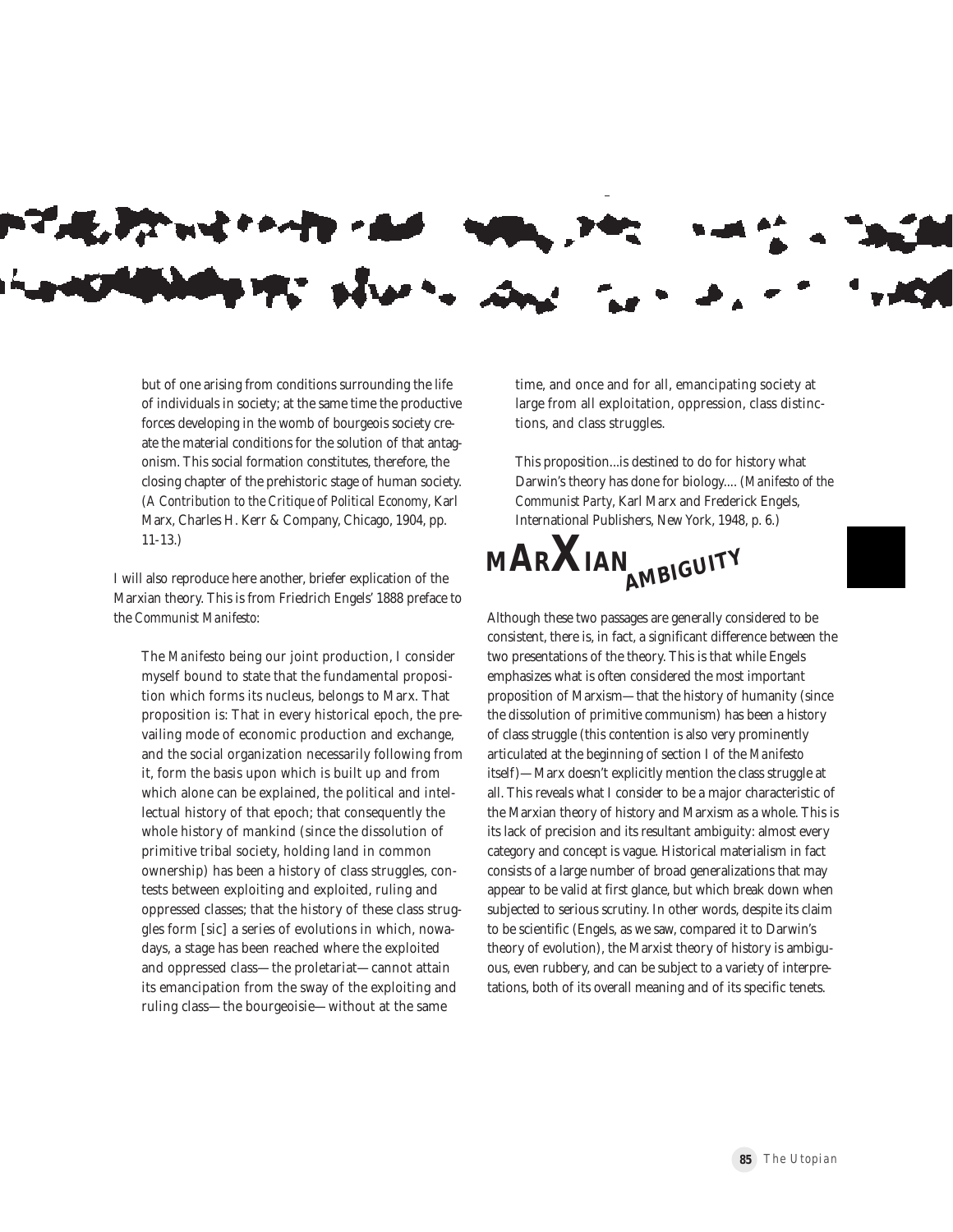> but of one arising from conditions surrounding the life of individuals in society; at the same time the productive forces developing in the womb of bourgeois society create the material conditions for the solution of that antagonism. This social formation constitutes, therefore, the closing chapter of the prehistoric stage of human society. (*A Contribution to the Critique of Political Economy*, Karl Marx, Charles H. Kerr & Company, Chicago, 1904, pp. 11-13.)

I will also reproduce here another, briefer explication of the Marxian theory. This is from Friedrich Engels' 1888 preface to the *Communist Manifesto*:

> The *Manifesto* being our joint production, I consider myself bound to state that the fundamental proposition which forms its nucleus, belongs to Marx. That proposition is: That in every historical epoch, the prevailing mode of economic production and exchange, and the social organization necessarily following from it, form the basis upon which is built up and from which alone can be explained, the political and intellectual history of that epoch; that consequently the whole history of mankind (since the dissolution of primitive tribal society, holding land in common ownership) has been a history of class struggles, contests between exploiting and exploited, ruling and oppressed classes; that the history of these class struggles form [sic] a series of evolutions in which, nowadays, a stage has been reached where the exploited and oppressed class—the proletariat—cannot attain its emancipation from the sway of the exploiting and ruling class—the bourgeoisie—without at the same time, and once and for all, emancipating society at large from all exploitation, oppression, class distinctions, and class struggles.
>
> This proposition...is destined to do for history what Darwin's theory has done for biology.... (*Manifesto of the Communist Party*, Karl Marx and Frederick Engels, International Publishers, New York, 1948, p. 6.)

## Marxian Ambiguity

Although these two passages are generally considered to be consistent, there is, in fact, a significant difference between the two presentations of the theory. This is that while Engels emphasizes what is often considered the most important proposition of Marxism—that the history of humanity (since the dissolution of primitive communism) has been a history of class struggle (this contention is also very prominently articulated at the beginning of section I of the *Manifesto* itself)—Marx doesn't explicitly mention the class struggle at all. This reveals what I consider to be a major characteristic of the Marxian theory of history and Marxism as a whole. This is its lack of precision and its resultant ambiguity: almost every category and concept is vague. Historical materialism in fact consists of a large number of broad generalizations that may appear to be valid at first glance, but which break down when subjected to serious scrutiny. In other words, despite its claim to be scientific (Engels, as we saw, compared it to Darwin's theory of evolution), the Marxist theory of history is ambiguous, even rubbery, and can be subject to a variety of interpretations, both of its overall meaning and of its specific tenets.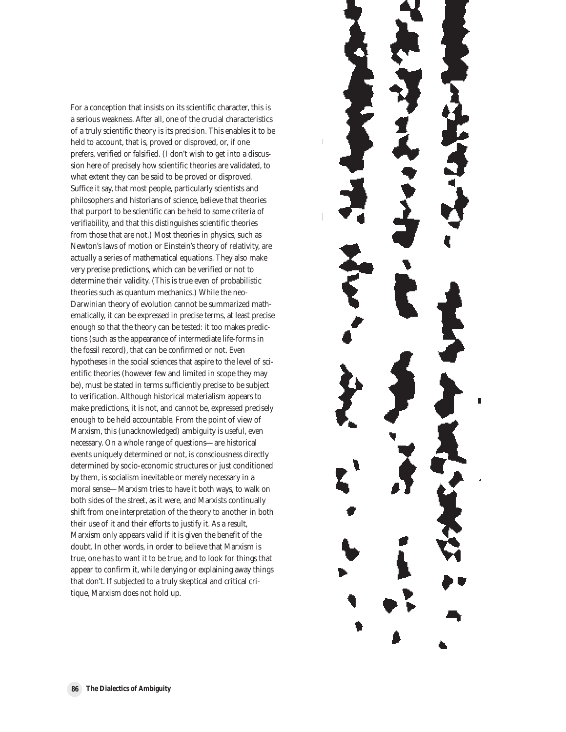For a conception that insists on its scientific character, this is a serious weakness. After all, one of the crucial characteristics of a truly scientific theory is its precision. This enables it to be held to account, that is, proved or disproved, or, if one prefers, verified or falsified. (I don't wish to get into a discussion here of precisely how scientific theories are validated, to what extent they can be said to be proved or disproved. Suffice it say, that most people, particularly scientists and philosophers and historians of science, believe that theories that purport to be scientific can be held to some criteria of verifiability, and that this distinguishes scientific theories from those that are not.) Most theories in physics, such as Newton's laws of motion or Einstein's theory of relativity, are actually a series of mathematical equations. They also make very precise predictions, which can be verified or not to determine their validity. (This is true even of probabilistic theories such as quantum mechanics.) While the neo-Darwinian theory of evolution cannot be summarized mathematically, it can be expressed in precise terms, at least precise enough so that the theory can be tested: it too makes predictions (such as the appearance of intermediate life-forms in the fossil record), that can be confirmed or not. Even hypotheses in the social sciences that aspire to the level of scientific theories (however few and limited in scope they may be), must be stated in terms sufficiently precise to be subject to verification. Although historical materialism appears to make predictions, it is not, and cannot be, expressed precisely enough to be held accountable. From the point of view of Marxism, this (unacknowledged) ambiguity is useful, even necessary. On a whole range of questions—are historical events uniquely determined or not, is consciousness directly determined by socio-economic structures or just conditioned by them, is socialism inevitable or merely necessary in a moral sense—Marxism tries to have it both ways, to walk on both sides of the street, as it were, and Marxists continually shift from one interpretation of the theory to another in both their use of it and their efforts to justify it. As a result, Marxism only appears valid if it is given the benefit of the doubt. In other words, in order to believe that Marxism is true, one has to *want* it to be true, and to look for things that appear to confirm it, while denying or explaining away things that don't. If subjected to a truly skeptical and critical critique, Marxism does not hold up.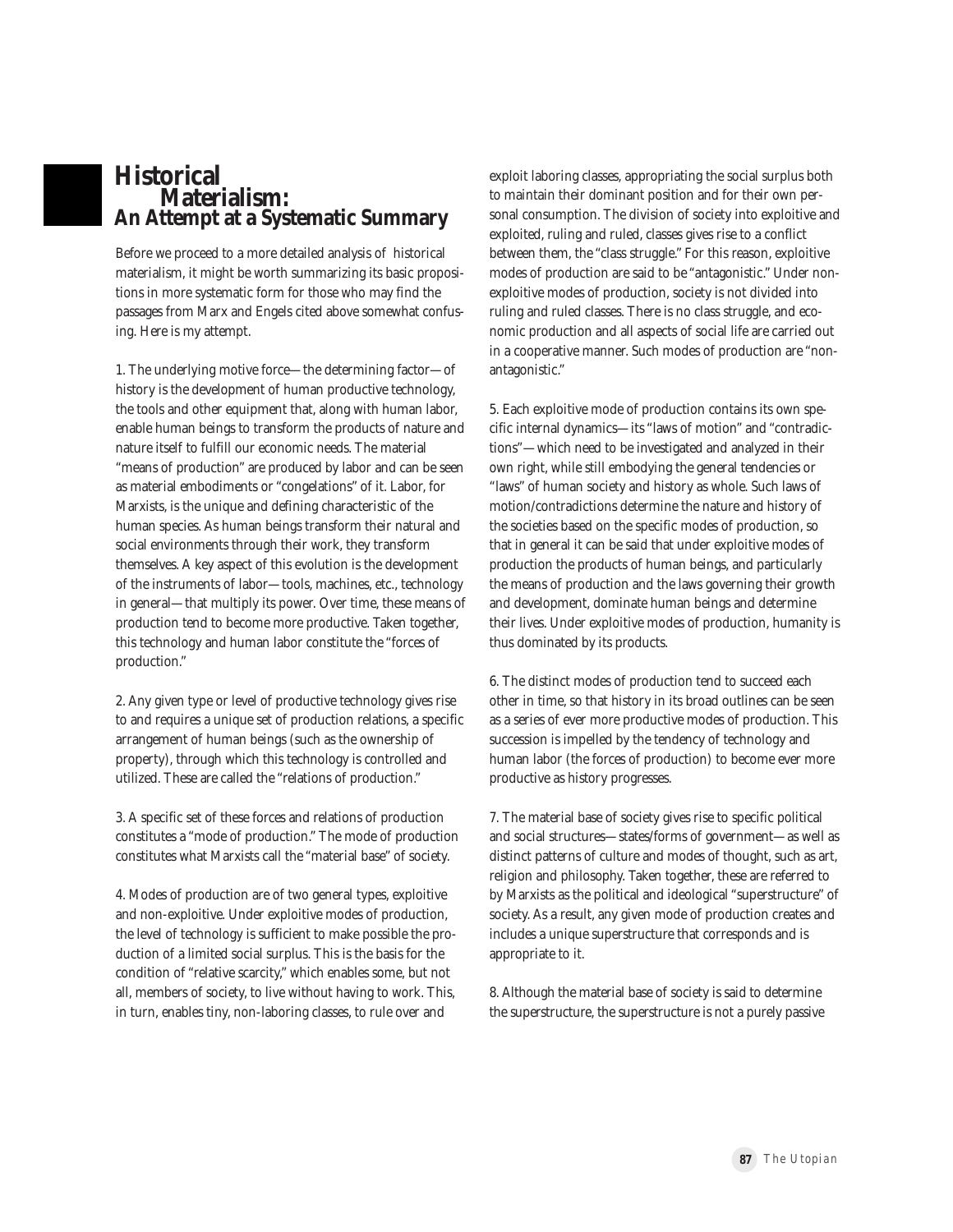# Historical Materialism: An Attempt at a Systematic Summary

Before we proceed to a more detailed analysis of historical materialism, it might be worth summarizing its basic propositions in more systematic form for those who may find the passages from Marx and Engels cited above somewhat confusing. Here is my attempt.

1. The underlying motive force—the determining factor—of history is the development of human productive technology, the tools and other equipment that, along with human labor, enable human beings to transform the products of nature and nature itself to fulfill our economic needs. The material "means of production" are produced by labor and can be seen as material embodiments or "congelations" of it. Labor, for Marxists, is the unique and defining characteristic of the human species. As human beings transform their natural and social environments through their work, they transform themselves. A key aspect of this evolution is the development of the instruments of labor—tools, machines, etc., technology in general—that multiply its power. Over time, these means of production tend to become more productive. Taken together, this technology and human labor constitute the "forces of production."

2. Any given type or level of productive technology gives rise to and requires a unique set of production relations, a specific arrangement of human beings (such as the ownership of property), through which this technology is controlled and utilized. These are called the "relations of production."

3. A specific set of these forces and relations of production constitutes a "mode of production." The mode of production constitutes what Marxists call the "material base" of society.

4. Modes of production are of two general types, exploitive and non-exploitive. Under exploitive modes of production, the level of technology is sufficient to make possible the production of a limited social surplus. This is the basis for the condition of "relative scarcity," which enables some, but not all, members of society, to live without having to work. This, in turn, enables tiny, non-laboring classes, to rule over and exploit laboring classes, appropriating the social surplus both to maintain their dominant position and for their own personal consumption. The division of society into exploitive and exploited, ruling and ruled, classes gives rise to a conflict between them, the "class struggle." For this reason, exploitive modes of production are said to be "antagonistic." Under non-exploitive modes of production, society is not divided into ruling and ruled classes. There is no class struggle, and economic production and all aspects of social life are carried out in a cooperative manner. Such modes of production are "non-antagonistic."

5. Each exploitive mode of production contains its own specific internal dynamics—its "laws of motion" and "contradictions"—which need to be investigated and analyzed in their own right, while still embodying the general tendencies or "laws" of human society and history as whole. Such laws of motion/contradictions determine the nature and history of the societies based on the specific modes of production, so that in general it can be said that under exploitive modes of production the products of human beings, and particularly the means of production and the laws governing their growth and development, dominate human beings and determine their lives. Under exploitive modes of production, humanity is thus dominated by its products.

6. The distinct modes of production tend to succeed each other in time, so that history in its broad outlines can be seen as a series of ever more productive modes of production. This succession is impelled by the tendency of technology and human labor (the forces of production) to become ever more productive as history progresses.

7. The material base of society gives rise to specific political and social structures—states/forms of government—as well as distinct patterns of culture and modes of thought, such as art, religion and philosophy. Taken together, these are referred to by Marxists as the political and ideological "superstructure" of society. As a result, any given mode of production creates and includes a unique superstructure that corresponds and is appropriate to it.

8. Although the material base of society is said to determine the superstructure, the superstructure is not a purely passive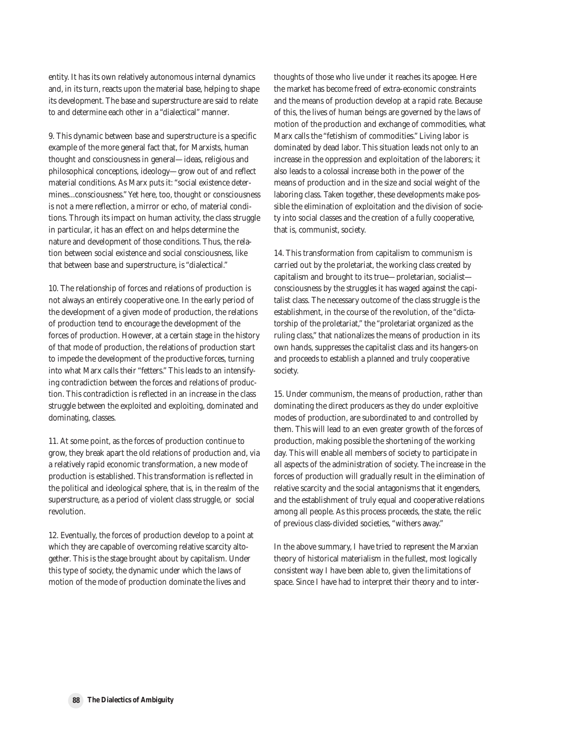entity. It has its own relatively autonomous internal dynamics and, in its turn, reacts upon the material base, helping to shape its development. The base and superstructure are said to relate to and determine each other in a "dialectical" manner.

9. This dynamic between base and superstructure is a specific example of the more general fact that, for Marxists, human thought and consciousness in general—ideas, religious and philosophical conceptions, ideology—grow out of and reflect material conditions. As Marx puts it: "social existence determines...consciousness." Yet here, too, thought or consciousness is not a mere reflection, a mirror or echo, of material conditions. Through its impact on human activity, the class struggle in particular, it has an effect on and helps determine the nature and development of those conditions. Thus, the relation between social existence and social consciousness, like that between base and superstructure, is "dialectical."

10. The relationship of forces and relations of production is not always an entirely cooperative one. In the early period of the development of a given mode of production, the relations of production tend to encourage the development of the forces of production. However, at a certain stage in the history of that mode of production, the relations of production start to impede the development of the productive forces, turning into what Marx calls their "fetters." This leads to an intensifying contradiction between the forces and relations of production. This contradiction is reflected in an increase in the class struggle between the exploited and exploiting, dominated and dominating, classes.

11. At some point, as the forces of production continue to grow, they break apart the old relations of production and, via a relatively rapid economic transformation, a new mode of production is established. This transformation is reflected in the political and ideological sphere, that is, in the realm of the superstructure, as a period of violent class struggle, or social revolution.

12. Eventually, the forces of production develop to a point at which they are capable of overcoming relative scarcity altogether. This is the stage brought about by capitalism. Under this type of society, the dynamic under which the laws of motion of the mode of production dominate the lives and thoughts of those who live under it reaches its apogee. Here the market has become freed of extra-economic constraints and the means of production develop at a rapid rate. Because of this, the lives of human beings are governed by the laws of motion of the production and exchange of commodities, what Marx calls the "fetishism of commodities." Living labor is dominated by dead labor. This situation leads not only to an increase in the oppression and exploitation of the laborers; it also leads to a colossal increase both in the power of the means of production and in the size and social weight of the laboring class. Taken together, these developments make possible the elimination of exploitation and the division of society into social classes and the creation of a fully cooperative, that is, communist, society.

14. This transformation from capitalism to communism is carried out by the proletariat, the working class created by capitalism and brought to its true—proletarian, socialist—consciousness by the struggles it has waged against the capitalist class. The necessary outcome of the class struggle is the establishment, in the course of the revolution, of the "dictatorship of the proletariat," the "proletariat organized as the ruling class," that nationalizes the means of production in its own hands, suppresses the capitalist class and its hangers-on and proceeds to establish a planned and truly cooperative society.

15. Under communism, the means of production, rather than dominating the direct producers as they do under exploitive modes of production, are subordinated to and controlled by them. This will lead to an even greater growth of the forces of production, making possible the shortening of the working day. This will enable all members of society to participate in all aspects of the administration of society. The increase in the forces of production will gradually result in the elimination of relative scarcity and the social antagonisms that it engenders, and the establishment of truly equal and cooperative relations among all people. As this process proceeds, the state, the relic of previous class-divided societies, "withers away."

In the above summary, I have tried to represent the Marxian theory of historical materialism in the fullest, most logically consistent way I have been able to, given the limitations of space. Since I have had to interpret their theory and to inter-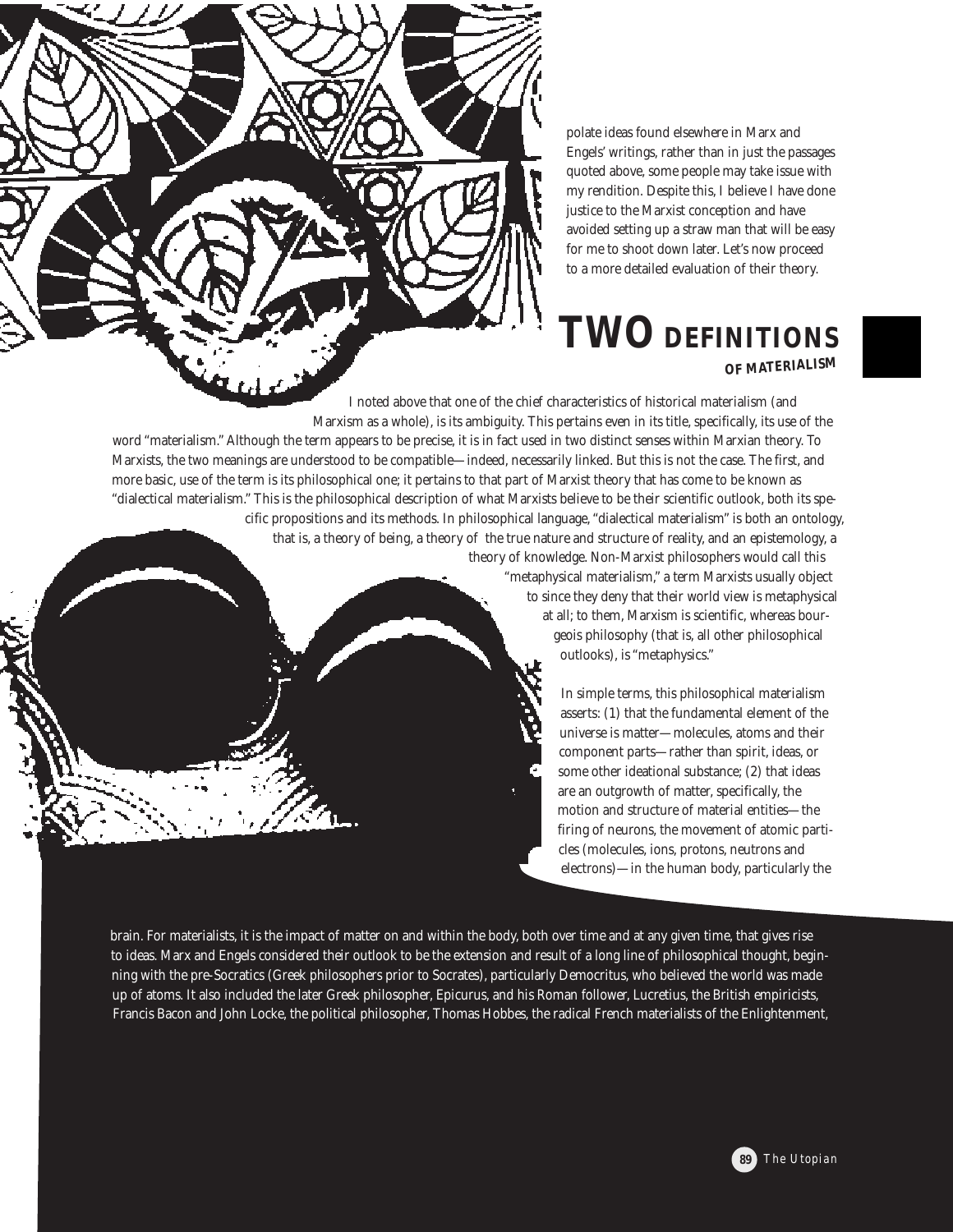polate ideas found elsewhere in Marx and Engels' writings, rather than in just the passages quoted above, some people may take issue with my rendition. Despite this, I believe I have done justice to the Marxist conception and have avoided setting up a straw man that will be easy for me to shoot down later. Let's now proceed to a more detailed evaluation of their theory.

## TWO DEFINITIONS OF MATERIALISM

I noted above that one of the chief characteristics of historical materialism (and Marxism as a whole), is its ambiguity. This pertains even in its title, specifically, its use of the word "materialism." Although the term appears to be precise, it is in fact used in two distinct senses within Marxian theory. To Marxists, the two meanings are understood to be compatible—indeed, necessarily linked. But this is not the case. The first, and more basic, use of the term is its philosophical one; it pertains to that part of Marxist theory that has come to be known as "dialectical materialism." This is the philosophical description of what Marxists believe to be their scientific outlook, both its specific propositions and its methods. In philosophical language, "dialectical materialism" is both an ontology, that is, a theory of being, a theory of the true nature and structure of reality, and an epistemology, a theory of knowledge. Non-Marxist philosophers would call this "metaphysical materialism," a term Marxists usually object to since they deny that their world view is metaphysical at all; to them, Marxism is scientific, whereas bourgeois philosophy (that is, all other philosophical outlooks), is "metaphysics."

In simple terms, this philosophical materialism asserts: (1) that the fundamental element of the universe is matter—molecules, atoms and their component parts—rather than spirit, ideas, or some other ideational substance; (2) that ideas are an outgrowth of matter, specifically, the motion and structure of material entities—the firing of neurons, the movement of atomic particles (molecules, ions, protons, neutrons and electrons)—in the human body, particularly the brain. For materialists, it is the impact of matter on and within the body, both over time and at any given time, that gives rise to ideas. Marx and Engels considered their outlook to be the extension and result of a long line of philosophical thought, beginning with the pre-Socratics (Greek philosophers prior to Socrates), particularly Democritus, who believed the world was made up of atoms. It also included the later Greek philosopher, Epicurus, and his Roman follower, Lucretius, the British empiricists, Francis Bacon and John Locke, the political philosopher, Thomas Hobbes, the radical French materialists of the Enlightenment,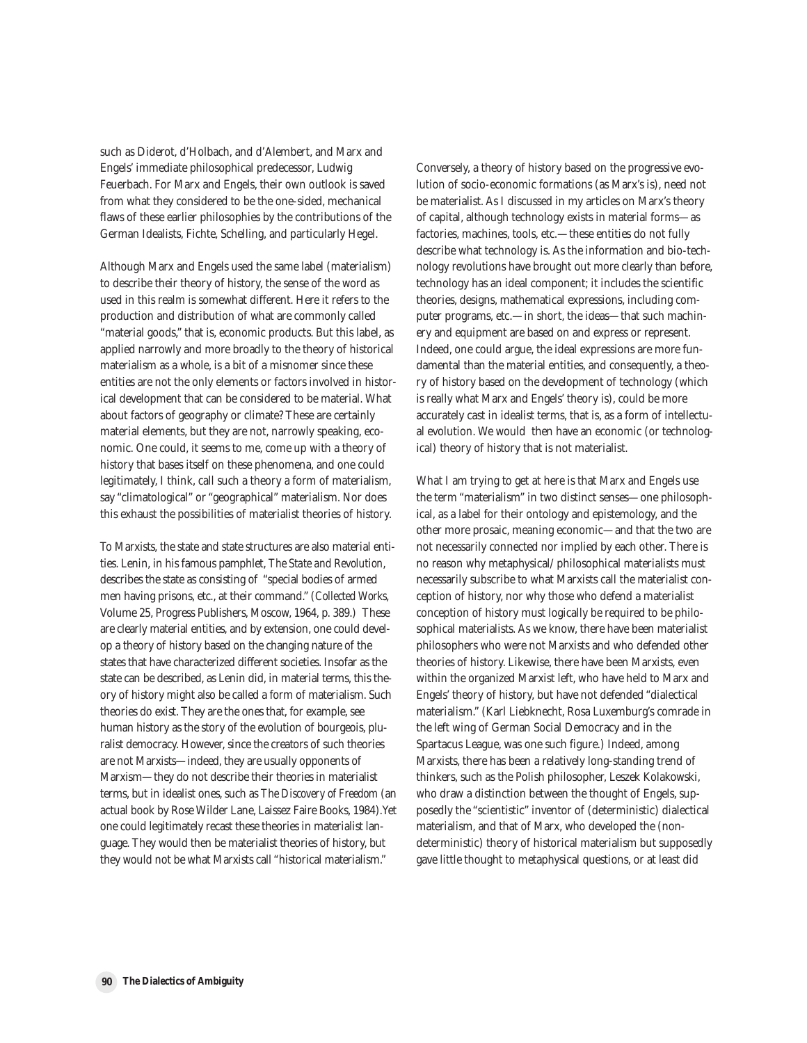such as Diderot, d'Holbach, and d'Alembert, and Marx and Engels' immediate philosophical predecessor, Ludwig Feuerbach. For Marx and Engels, their own outlook is saved from what they considered to be the one-sided, mechanical flaws of these earlier philosophies by the contributions of the German Idealists, Fichte, Schelling, and particularly Hegel.

Although Marx and Engels used the same label (materialism) to describe their theory of history, the sense of the word as used in this realm is somewhat different. Here it refers to the production and distribution of what are commonly called "material goods," that is, economic products. But this label, as applied narrowly and more broadly to the theory of historical materialism as a whole, is a bit of a misnomer since these entities are not the only elements or factors involved in historical development that can be considered to be material. What about factors of geography or climate? These are certainly material elements, but they are not, narrowly speaking, economic. One could, it seems to me, come up with a theory of history that bases itself on these phenomena, and one could legitimately, I think, call such a theory a form of materialism, say "climatological" or "geographical" materialism. Nor does this exhaust the possibilities of materialist theories of history.

To Marxists, the state and state structures are also material entities. Lenin, in his famous pamphlet, *The State and Revolution*, describes the state as consisting of "special bodies of armed men having prisons, etc., at their command." (*Collected Works*, Volume 25, Progress Publishers, Moscow, 1964, p. 389.) These are clearly material entities, and by extension, one could develop a theory of history based on the changing nature of the states that have characterized different societies. Insofar as the state can be described, as Lenin did, in material terms, this theory of history might also be called a form of materialism. Such theories do exist. They are the ones that, for example, see human history as the story of the evolution of bourgeois, pluralist democracy. However, since the creators of such theories are not Marxists—indeed, they are usually opponents of Marxism—they do not describe their theories in materialist terms, but in idealist ones, such as *The Discovery of Freedom* (an actual book by Rose Wilder Lane, Laissez Faire Books, 1984).Yet one could legitimately recast these theories in materialist language. They would then be materialist theories of history, but they would not be what Marxists call "historical materialism."

Conversely, a theory of history based on the progressive evolution of socio-economic formations (as Marx's is), need not be materialist. As I discussed in my articles on Marx's theory of capital, although technology exists in material forms—as factories, machines, tools, etc.—these entities do not fully describe what technology is. As the information and bio-technology revolutions have brought out more clearly than before, technology has an ideal component; it includes the scientific theories, designs, mathematical expressions, including computer programs, etc.—in short, the ideas—that such machinery and equipment are based on and express or represent. Indeed, one could argue, the ideal expressions are more fundamental than the material entities, and consequently, a theory of history based on the development of technology (which is really what Marx and Engels' theory is), could be more accurately cast in idealist terms, that is, as a form of intellectual evolution. We would then have an economic (or technological) theory of history that is not materialist.

What I am trying to get at here is that Marx and Engels use the term "materialism" in two distinct senses—one philosophical, as a label for their ontology and epistemology, and the other more prosaic, meaning economic—and that the two are not necessarily connected nor implied by each other. There is no reason why metaphysical/philosophical materialists must necessarily subscribe to what Marxists call the materialist conception of history, nor why those who defend a materialist conception of history must logically be required to be philosophical materialists. As we know, there have been materialist philosophers who were not Marxists and who defended other theories of history. Likewise, there have been Marxists, even within the organized Marxist left, who have held to Marx and Engels' theory of history, but have not defended "dialectical materialism." (Karl Liebknecht, Rosa Luxemburg's comrade in the left wing of German Social Democracy and in the Spartacus League, was one such figure.) Indeed, among Marxists, there has been a relatively long-standing trend of thinkers, such as the Polish philosopher, Leszek Kolakowski, who draw a distinction between the thought of Engels, supposedly the "scientistic" inventor of (deterministic) dialectical materialism, and that of Marx, who developed the (non-deterministic) theory of historical materialism but supposedly gave little thought to metaphysical questions, or at least did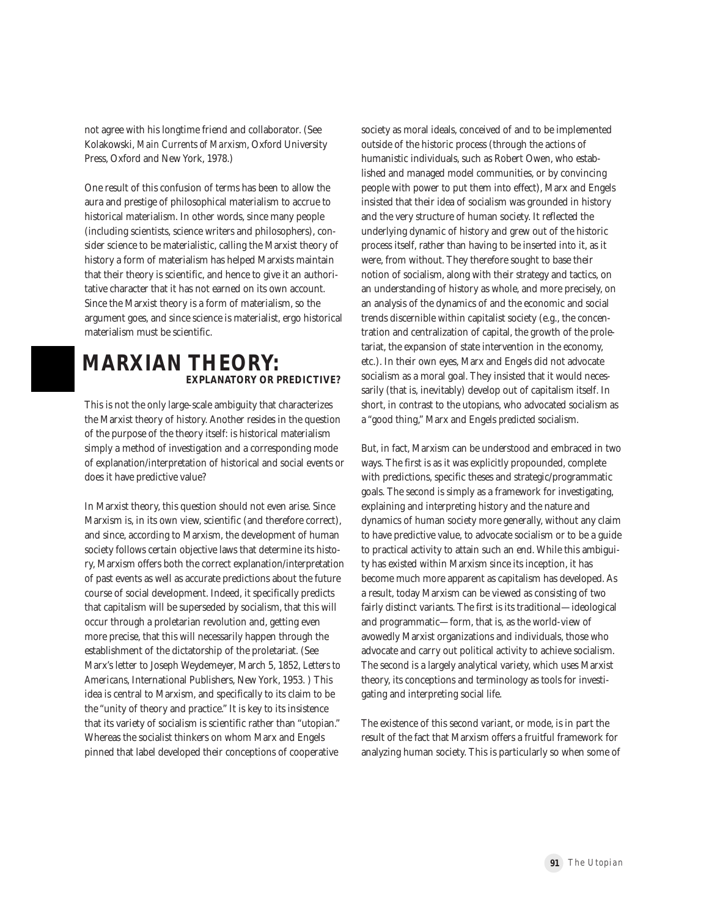not agree with his longtime friend and collaborator. (See Kolakowski, *Main Currents of Marxism*, Oxford University Press, Oxford and New York, 1978.)

One result of this confusion of terms has been to allow the aura and prestige of philosophical materialism to accrue to historical materialism. In other words, since many people (including scientists, science writers and philosophers), consider science to be materialistic, calling the Marxist theory of history a form of materialism has helped Marxists maintain that their theory is scientific, and hence to give it an authoritative character that it has not earned on its own account. Since the Marxist theory is a form of materialism, so the argument goes, and since science is materialist, ergo historical materialism must be scientific.

## MARXIAN THEORY: EXPLANATORY OR PREDICTIVE?

This is not the only large-scale ambiguity that characterizes the Marxist theory of history. Another resides in the question of the purpose of the theory itself: is historical materialism simply a method of investigation and a corresponding mode of explanation/interpretation of historical and social events or does it have predictive value?

In Marxist theory, this question should not even arise. Since Marxism is, in its own view, scientific (and therefore correct), and since, according to Marxism, the development of human society follows certain objective laws that determine its history, Marxism offers both the correct explanation/interpretation of past events as well as accurate predictions about the future course of social development. Indeed, it specifically predicts that capitalism will be superseded by socialism, that this will occur through a proletarian revolution and, getting even more precise, that this will necessarily happen through the establishment of the dictatorship of the proletariat. (See Marx's letter to Joseph Weydemeyer, March 5, 1852, *Letters to Americans*, International Publishers, New York, 1953. ) This idea is central to Marxism, and specifically to its claim to be the "unity of theory and practice." It is key to its insistence that its variety of socialism is scientific rather than "utopian." Whereas the socialist thinkers on whom Marx and Engels pinned that label developed their conceptions of cooperative society as moral ideals, conceived of and to be implemented outside of the historic process (through the actions of humanistic individuals, such as Robert Owen, who established and managed model communities, or by convincing people with power to put them into effect), Marx and Engels insisted that their idea of socialism was grounded in history and the very structure of human society. It reflected the underlying dynamic of history and grew out of the historic process itself, rather than having to be inserted into it, as it were, from without. They therefore sought to base their notion of socialism, along with their strategy and tactics, on an understanding of history as whole, and more precisely, on an analysis of the dynamics of and the economic and social trends discernible within capitalist society (e.g., the concentration and centralization of capital, the growth of the proletariat, the expansion of state intervention in the economy, etc.). In their own eyes, Marx and Engels did not advocate socialism as a moral goal. They insisted that it would necessarily (that is, inevitably) develop out of capitalism itself. In short, in contrast to the utopians, who advocated socialism as a "good thing," Marx and Engels *predicted* socialism.

But, in fact, Marxism can be understood and embraced in two ways. The first is as it was explicitly propounded, complete with predictions, specific theses and strategic/programmatic goals. The second is simply as a framework for investigating, explaining and interpreting history and the nature and dynamics of human society more generally, without any claim to have predictive value, to advocate socialism or to be a guide to practical activity to attain such an end. While this ambiguity has existed within Marxism since its inception, it has become much more apparent as capitalism has developed. As a result, today Marxism can be viewed as consisting of two fairly distinct variants. The first is its traditional—ideological and programmatic—form, that is, as the world-view of avowedly Marxist organizations and individuals, those who advocate and carry out political activity to achieve socialism. The second is a largely analytical variety, which uses Marxist theory, its conceptions and terminology as tools for investigating and interpreting social life.

The existence of this second variant, or mode, is in part the result of the fact that Marxism offers a fruitful framework for analyzing human society. This is particularly so when some of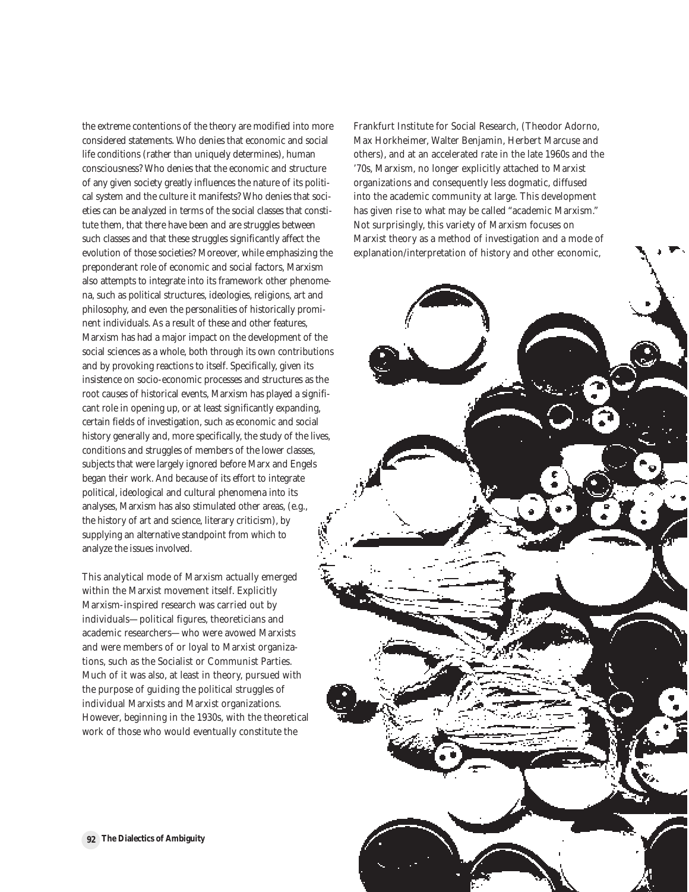the extreme contentions of the theory are modified into more considered statements. Who denies that economic and social life conditions (rather than uniquely determines), human consciousness? Who denies that the economic and structure of any given society greatly influences the nature of its political system and the culture it manifests? Who denies that societies can be analyzed in terms of the social classes that constitute them, that there have been and are struggles between such classes and that these struggles significantly affect the evolution of those societies? Moreover, while emphasizing the preponderant role of economic and social factors, Marxism also attempts to integrate into its framework other phenomena, such as political structures, ideologies, religions, art and philosophy, and even the personalities of historically prominent individuals. As a result of these and other features, Marxism has had a major impact on the development of the social sciences as a whole, both through its own contributions and by provoking reactions to itself. Specifically, given its insistence on socio-economic processes and structures as the root causes of historical events, Marxism has played a significant role in opening up, or at least significantly expanding, certain fields of investigation, such as economic and social history generally and, more specifically, the study of the lives, conditions and struggles of members of the lower classes, subjects that were largely ignored before Marx and Engels began their work. And because of its effort to integrate political, ideological and cultural phenomena into its analyses, Marxism has also stimulated other areas, (e.g., the history of art and science, literary criticism), by supplying an alternative standpoint from which to analyze the issues involved.

This analytical mode of Marxism actually emerged within the Marxist movement itself. Explicitly Marxism-inspired research was carried out by individuals—political figures, theoreticians and academic researchers—who were avowed Marxists and were members of or loyal to Marxist organizations, such as the Socialist or Communist Parties. Much of it was also, at least in theory, pursued with the purpose of guiding the political struggles of individual Marxists and Marxist organizations. However, beginning in the 1930s, with the theoretical work of those who would eventually constitute the Frankfurt Institute for Social Research, (Theodor Adorno, Max Horkheimer, Walter Benjamin, Herbert Marcuse and others), and at an accelerated rate in the late 1960s and the '70s, Marxism, no longer explicitly attached to Marxist organizations and consequently less dogmatic, diffused into the academic community at large. This development has given rise to what may be called "academic Marxism." Not surprisingly, this variety of Marxism focuses on Marxist theory as a method of investigation and a mode of explanation/interpretation of history and other economic,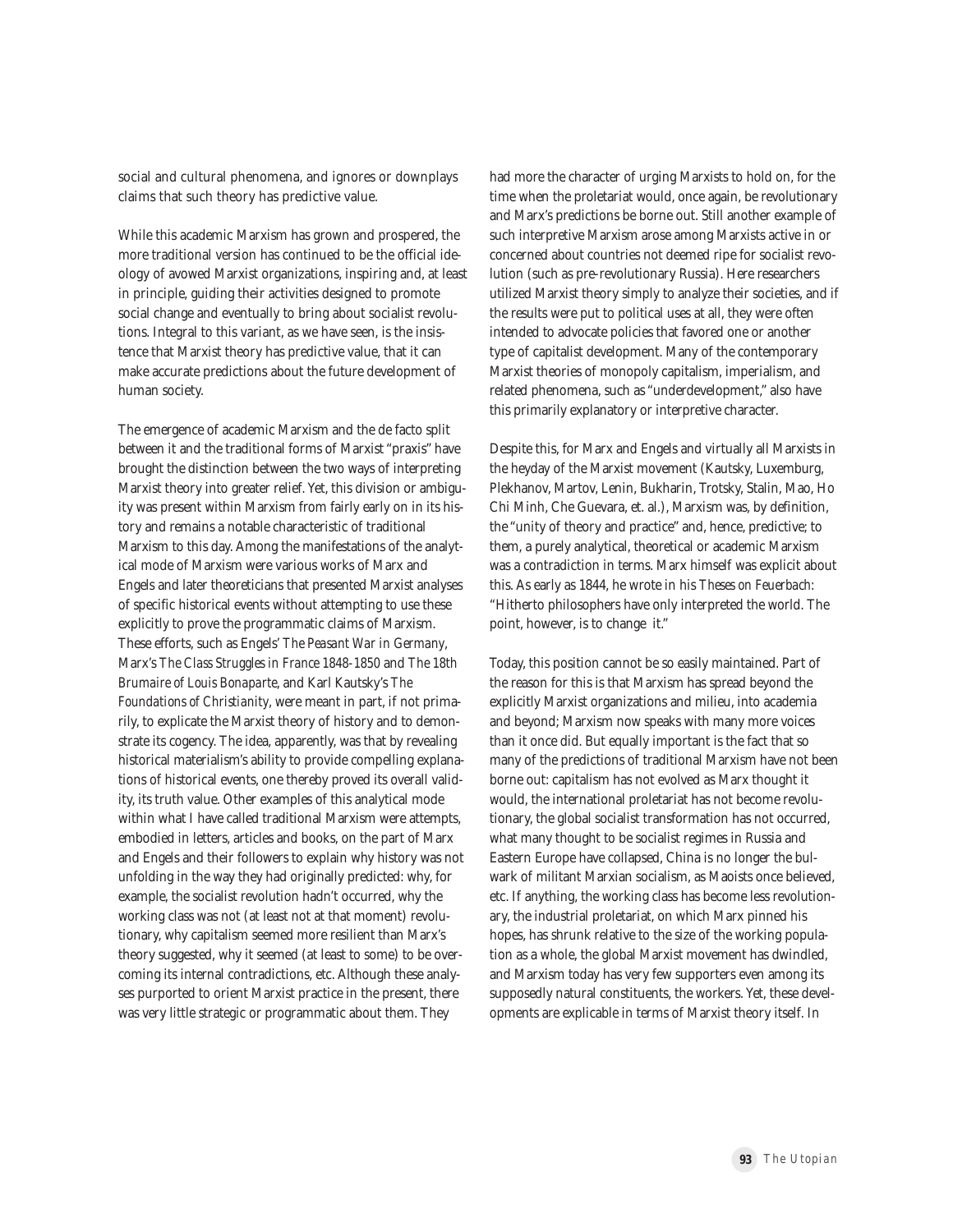social and cultural phenomena, and ignores or downplays claims that such theory has predictive value.

While this academic Marxism has grown and prospered, the more traditional version has continued to be the official ideology of avowed Marxist organizations, inspiring and, at least in principle, guiding their activities designed to promote social change and eventually to bring about socialist revolutions. Integral to this variant, as we have seen, is the insistence that Marxist theory has predictive value, that it can make accurate predictions about the future development of human society.

The emergence of academic Marxism and the de facto split between it and the traditional forms of Marxist "praxis" have brought the distinction between the two ways of interpreting Marxist theory into greater relief. Yet, this division or ambiguity was present within Marxism from fairly early on in its history and remains a notable characteristic of traditional Marxism to this day. Among the manifestations of the analytical mode of Marxism were various works of Marx and Engels and later theoreticians that presented Marxist analyses of specific historical events without attempting to use these explicitly to prove the programmatic claims of Marxism. These efforts, such as Engels' *The Peasant War in Germany*, Marx's *The Class Struggles in France 1848-1850* and *The 18th Brumaire of Louis Bonaparte*, and Karl Kautsky's *The Foundations of Christianity*, were meant in part, if not primarily, to explicate the Marxist theory of history and to demonstrate its cogency. The idea, apparently, was that by revealing historical materialism's ability to provide compelling explanations of historical events, one thereby proved its overall validity, its truth value. Other examples of this analytical mode within what I have called traditional Marxism were attempts, embodied in letters, articles and books, on the part of Marx and Engels and their followers to explain why history was not unfolding in the way they had originally predicted: why, for example, the socialist revolution hadn't occurred, why the working class was not (at least not at that moment) revolutionary, why capitalism seemed more resilient than Marx's theory suggested, why it seemed (at least to some) to be overcoming its internal contradictions, etc. Although these analyses purported to orient Marxist practice in the present, there was very little strategic or programmatic about them. They had more the character of urging Marxists to hold on, for the time when the proletariat would, once again, be revolutionary and Marx's predictions be borne out. Still another example of such interpretive Marxism arose among Marxists active in or concerned about countries not deemed ripe for socialist revolution (such as pre-revolutionary Russia). Here researchers utilized Marxist theory simply to analyze their societies, and if the results were put to political uses at all, they were often intended to advocate policies that favored one or another type of capitalist development. Many of the contemporary Marxist theories of monopoly capitalism, imperialism, and related phenomena, such as "underdevelopment," also have this primarily explanatory or interpretive character.

Despite this, for Marx and Engels and virtually all Marxists in the heyday of the Marxist movement (Kautsky, Luxemburg, Plekhanov, Martov, Lenin, Bukharin, Trotsky, Stalin, Mao, Ho Chi Minh, Che Guevara, et. al.), Marxism was, by definition, the "unity of theory and practice" and, hence, predictive; to them, a purely analytical, theoretical or academic Marxism was a contradiction in terms. Marx himself was explicit about this. As early as 1844, he wrote in his *Theses on Feuerbach*: "Hitherto philosophers have only interpreted the world. The point, however, is to change it."

Today, this position cannot be so easily maintained. Part of the reason for this is that Marxism has spread beyond the explicitly Marxist organizations and milieu, into academia and beyond; Marxism now speaks with many more voices than it once did. But equally important is the fact that so many of the predictions of traditional Marxism have not been borne out: capitalism has not evolved as Marx thought it would, the international proletariat has not become revolutionary, the global socialist transformation has not occurred, what many thought to be socialist regimes in Russia and Eastern Europe have collapsed, China is no longer the bulwark of militant Marxian socialism, as Maoists once believed, etc. If anything, the working class has become less revolutionary, the industrial proletariat, on which Marx pinned his hopes, has shrunk relative to the size of the working population as a whole, the global Marxist movement has dwindled, and Marxism today has very few supporters even among its supposedly natural constituents, the workers. Yet, these developments are explicable in terms of Marxist theory itself. In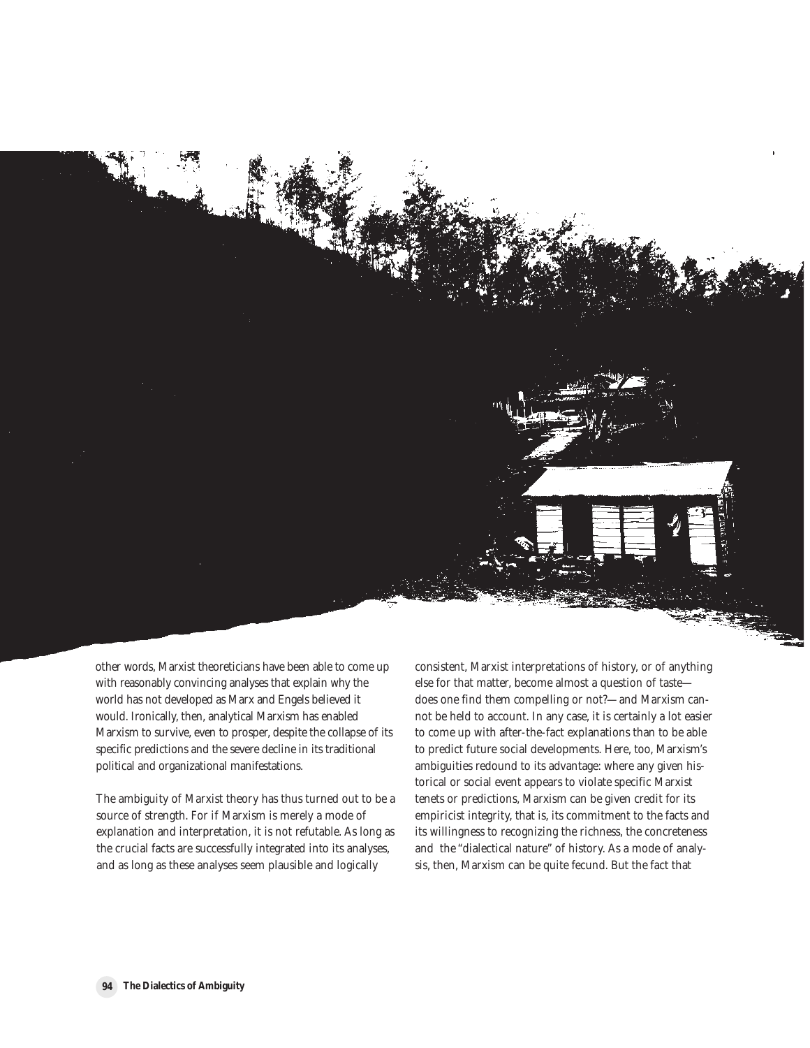other words, Marxist theoreticians have been able to come up with reasonably convincing analyses that explain why the world has not developed as Marx and Engels believed it would. Ironically, then, analytical Marxism has enabled Marxism to survive, even to prosper, despite the collapse of its specific predictions and the severe decline in its traditional political and organizational manifestations.

The ambiguity of Marxist theory has thus turned out to be a source of strength. For if Marxism is merely a mode of explanation and interpretation, it is not refutable. As long as the crucial facts are successfully integrated into its analyses, and as long as these analyses seem plausible and logically consistent, Marxist interpretations of history, or of anything else for that matter, become almost a question of taste—does one find them compelling or not?—and Marxism cannot be held to account. In any case, it is certainly a lot easier to come up with after-the-fact explanations than to be able to predict future social developments. Here, too, Marxism's ambiguities redound to its advantage: where any given historical or social event appears to violate specific Marxist tenets or predictions, Marxism can be given credit for its empiricist integrity, that is, its commitment to the facts and its willingness to recognizing the richness, the concreteness and the "dialectical nature" of history. As a mode of analysis, then, Marxism can be quite fecund. But the fact that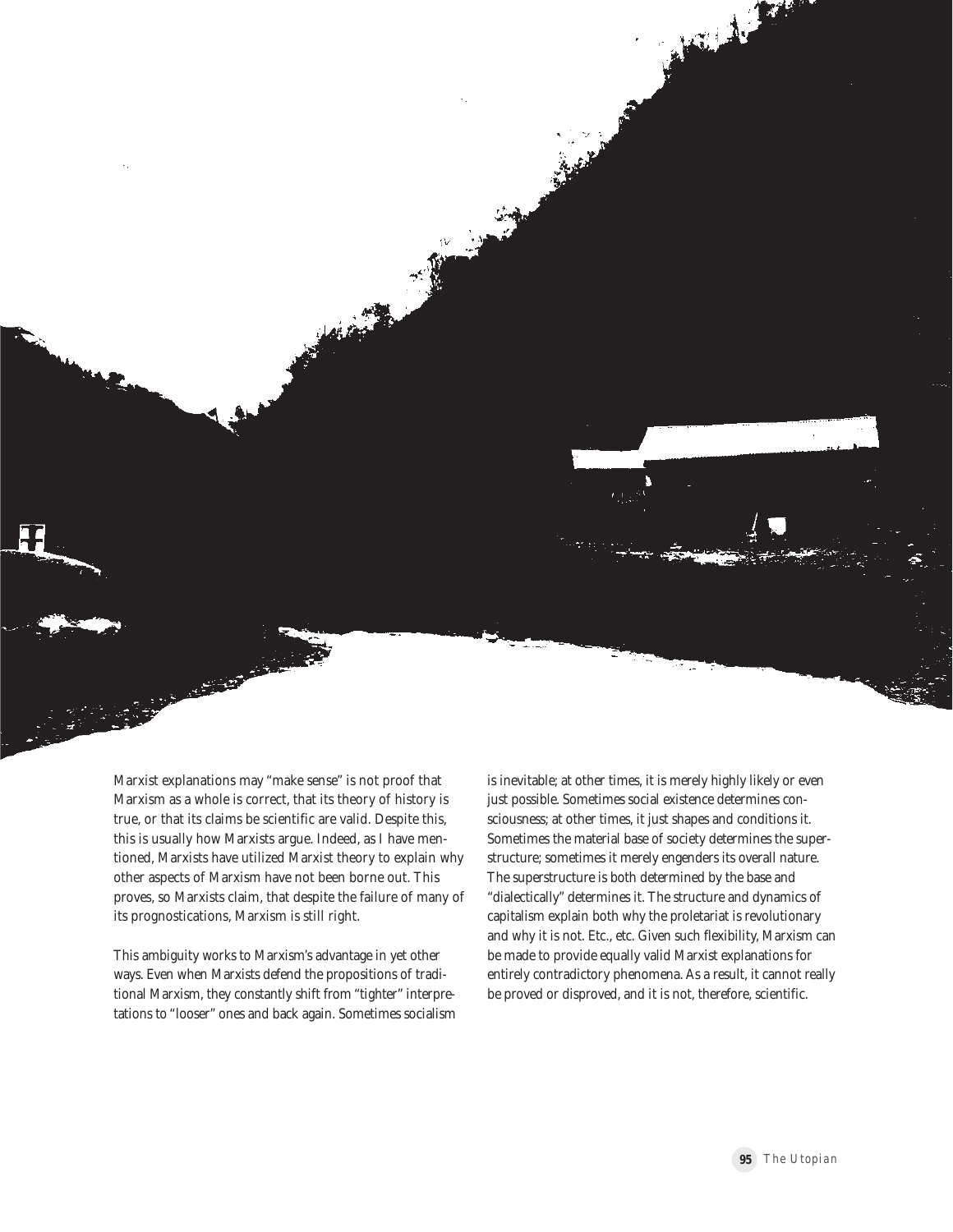Marxist explanations may "make sense" is not proof that Marxism as a whole is correct, that its theory of history is true, or that its claims be scientific are valid. Despite this, this is usually how Marxists argue. Indeed, as I have mentioned, Marxists have utilized Marxist theory to explain why other aspects of Marxism have not been borne out. This proves, so Marxists claim, that despite the failure of many of its prognostications, Marxism is still right.

This ambiguity works to Marxism's advantage in yet other ways. Even when Marxists defend the propositions of traditional Marxism, they constantly shift from "tighter" interpretations to "looser" ones and back again. Sometimes socialism is inevitable; at other times, it is merely highly likely or even just possible. Sometimes social existence determines consciousness; at other times, it just shapes and conditions it. Sometimes the material base of society determines the superstructure; sometimes it merely engenders its overall nature. The superstructure is both determined by the base and "dialectically" determines it. The structure and dynamics of capitalism explain both why the proletariat is revolutionary and why it is not. Etc., etc. Given such flexibility, Marxism can be made to provide equally valid Marxist explanations for entirely contradictory phenomena. As a result, it cannot really be proved or disproved, and it is not, therefore, scientific.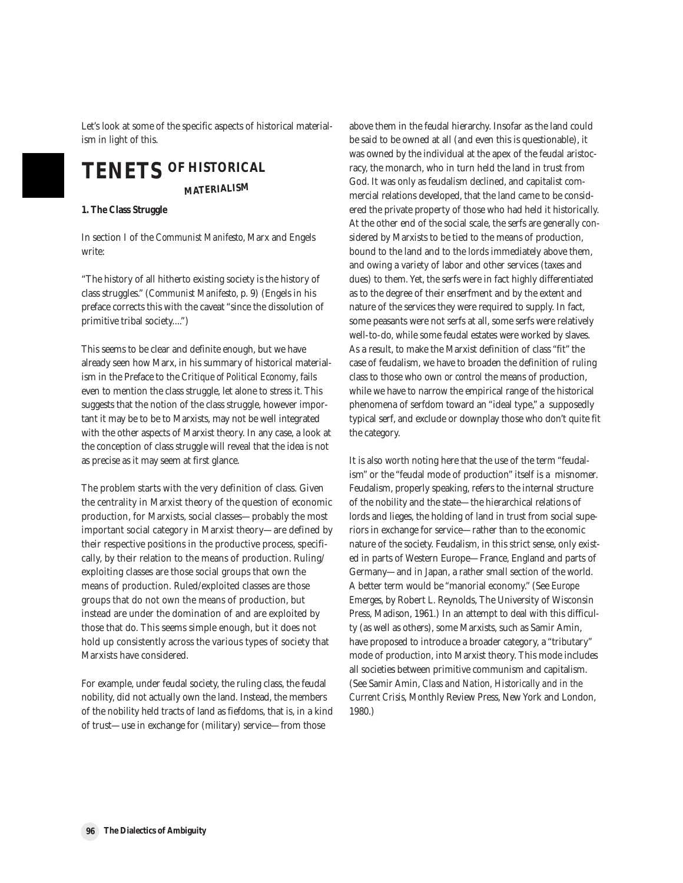Let's look at some of the specific aspects of historical materialism in light of this.

## TENETS OF HISTORICAL MATERIALISM

**1. The Class Struggle**

In section I of the *Communist Manifesto*, Marx and Engels write:

"The history of all hitherto existing society is the history of class struggles." (*Communist Manifesto*, p. 9) (Engels in his preface corrects this with the caveat "since the dissolution of primitive tribal society....")

This seems to be clear and definite enough, but we have already seen how Marx, in his summary of historical materialism in the Preface to the *Critique of Political Economy*, fails even to mention the class struggle, let alone to stress it. This suggests that the notion of the class struggle, however important it may be to be to Marxists, may not be well integrated with the other aspects of Marxist theory. In any case, a look at the conception of class struggle will reveal that the idea is not as precise as it may seem at first glance.

The problem starts with the very definition of class. Given the centrality in Marxist theory of the question of economic production, for Marxists, social classes—probably the most important social category in Marxist theory—are defined by their respective positions in the productive process, specifically, by their relation to the means of production. Ruling/exploiting classes are those social groups that own the means of production. Ruled/exploited classes are those groups that do not own the means of production, but instead are under the domination of and are exploited by those that do. This seems simple enough, but it does not hold up consistently across the various types of society that Marxists have considered.

For example, under feudal society, the ruling class, the feudal nobility, did not actually own the land. Instead, the members of the nobility held tracts of land as fiefdoms, that is, in a kind of trust—use in exchange for (military) service—from those above them in the feudal hierarchy. Insofar as the land could be said to be owned at all (and even this is questionable), it was owned by the individual at the apex of the feudal aristocracy, the monarch, who in turn held the land in trust from God. It was only as feudalism declined, and capitalist commercial relations developed, that the land came to be considered the private property of those who had held it historically. At the other end of the social scale, the serfs are generally considered by Marxists to be tied to the means of production, bound to the land and to the lords immediately above them, and owing a variety of labor and other services (taxes and dues) to them. Yet, the serfs were in fact highly differentiated as to the degree of their enserfment and by the extent and nature of the services they were required to supply. In fact, some peasants were not serfs at all, some serfs were relatively well-to-do, while some feudal estates were worked by slaves. As a result, to make the Marxist definition of class "fit" the case of feudalism, we have to broaden the definition of ruling class to those who own *or control* the means of production, while we have to narrow the empirical range of the historical phenomena of serfdom toward an "ideal type," a supposedly typical serf, and exclude or downplay those who don't quite fit the category.

It is also worth noting here that the use of the term "feudalism" or the "feudal mode of production" itself is a misnomer. Feudalism, properly speaking, refers to the internal structure of the nobility and the state—the hierarchical relations of lords and lieges, the holding of land in trust from social superiors in exchange for service—rather than to the economic nature of the society. Feudalism, in this strict sense, only existed in parts of Western Europe—France, England and parts of Germany—and in Japan, a rather small section of the world. A better term would be "manorial economy." (See *Europe Emerges*, by Robert L. Reynolds, The University of Wisconsin Press, Madison, 1961.) In an attempt to deal with this difficulty (as well as others), some Marxists, such as Samir Amin, have proposed to introduce a broader category, a "tributary" mode of production, into Marxist theory. This mode includes all societies between primitive communism and capitalism. (See Samir Amin, *Class and Nation, Historically and in the Current Crisis*, Monthly Review Press, New York and London, 1980.)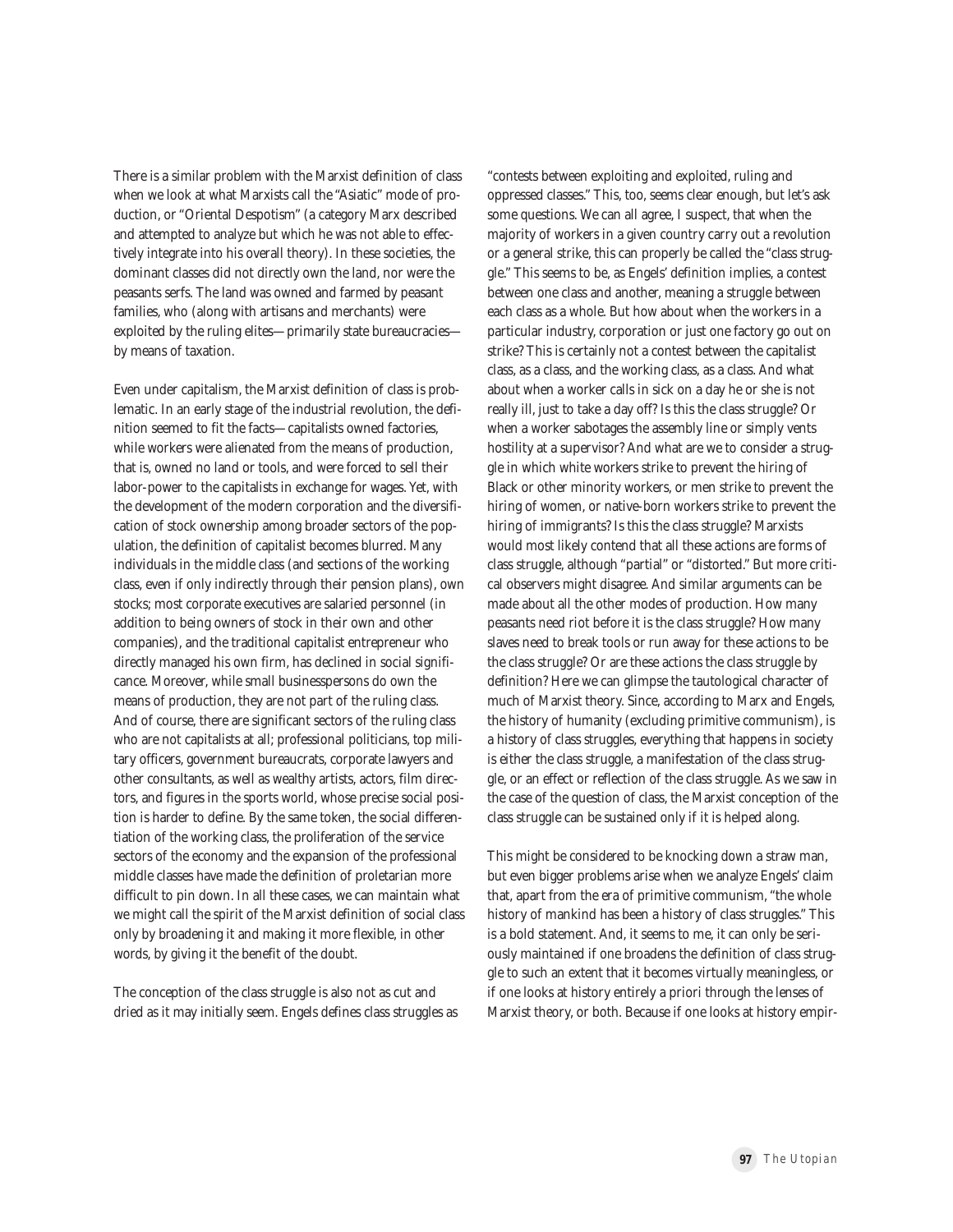There is a similar problem with the Marxist definition of class when we look at what Marxists call the "Asiatic" mode of production, or "Oriental Despotism" (a category Marx described and attempted to analyze but which he was not able to effectively integrate into his overall theory). In these societies, the dominant classes did not directly own the land, nor were the peasants serfs. The land was owned and farmed by peasant families, who (along with artisans and merchants) were exploited by the ruling elites—primarily state bureaucracies—by means of taxation.

Even under capitalism, the Marxist definition of class is problematic. In an early stage of the industrial revolution, the definition seemed to fit the facts—capitalists owned factories, while workers were alienated from the means of production, that is, owned no land or tools, and were forced to sell their labor-power to the capitalists in exchange for wages. Yet, with the development of the modern corporation and the diversification of stock ownership among broader sectors of the population, the definition of capitalist becomes blurred. Many individuals in the middle class (and sections of the working class, even if only indirectly through their pension plans), own stocks; most corporate executives are salaried personnel (in addition to being owners of stock in their own and other companies), and the traditional capitalist entrepreneur who directly managed his own firm, has declined in social significance. Moreover, while small businesspersons do own the means of production, they are not part of the ruling class. And of course, there are significant sectors of the ruling class who are not capitalists at all; professional politicians, top military officers, government bureaucrats, corporate lawyers and other consultants, as well as wealthy artists, actors, film directors, and figures in the sports world, whose precise social position is harder to define. By the same token, the social differentiation of the working class, the proliferation of the service sectors of the economy and the expansion of the professional middle classes have made the definition of proletarian more difficult to pin down. In all these cases, we can maintain what we might call the spirit of the Marxist definition of social class only by broadening it and making it more flexible, in other words, by giving it the benefit of the doubt.

The conception of the class struggle is also not as cut and dried as it may initially seem. Engels defines class struggles as "contests between exploiting and exploited, ruling and oppressed classes." This, too, seems clear enough, but let's ask some questions. We can all agree, I suspect, that when the majority of workers in a given country carry out a revolution or a general strike, this can properly be called the "class struggle." This seems to be, as Engels' definition implies, a contest between one class and another, meaning a struggle between each class as a whole. But how about when the workers in a particular industry, corporation or just one factory go out on strike? This is certainly not a contest between the capitalist class, as a class, and the working class, as a class. And what about when a worker calls in sick on a day he or she is not really ill, just to take a day off? Is this the class struggle? Or when a worker sabotages the assembly line or simply vents hostility at a supervisor? And what are we to consider a struggle in which white workers strike to prevent the hiring of Black or other minority workers, or men strike to prevent the hiring of women, or native-born workers strike to prevent the hiring of immigrants? Is this the class struggle? Marxists would most likely contend that all these actions are forms of class struggle, although "partial" or "distorted." But more critical observers might disagree. And similar arguments can be made about all the other modes of production. How many peasants need riot before it is the class struggle? How many slaves need to break tools or run away for these actions to be the class struggle? Or are these actions the class struggle by definition? Here we can glimpse the tautological character of much of Marxist theory. Since, according to Marx and Engels, the history of humanity (excluding primitive communism), is a history of class struggles, everything that happens in society is either the class struggle, a manifestation of the class struggle, or an effect or reflection of the class struggle. As we saw in the case of the question of class, the Marxist conception of the class struggle can be sustained only if it is helped along.

This might be considered to be knocking down a straw man, but even bigger problems arise when we analyze Engels' claim that, apart from the era of primitive communism, "the whole history of mankind has been a history of class struggles." This is a bold statement. And, it seems to me, it can only be seriously maintained if one broadens the definition of class struggle to such an extent that it becomes virtually meaningless, or if one looks at history entirely a priori through the lenses of Marxist theory, or both. Because if one looks at history empir-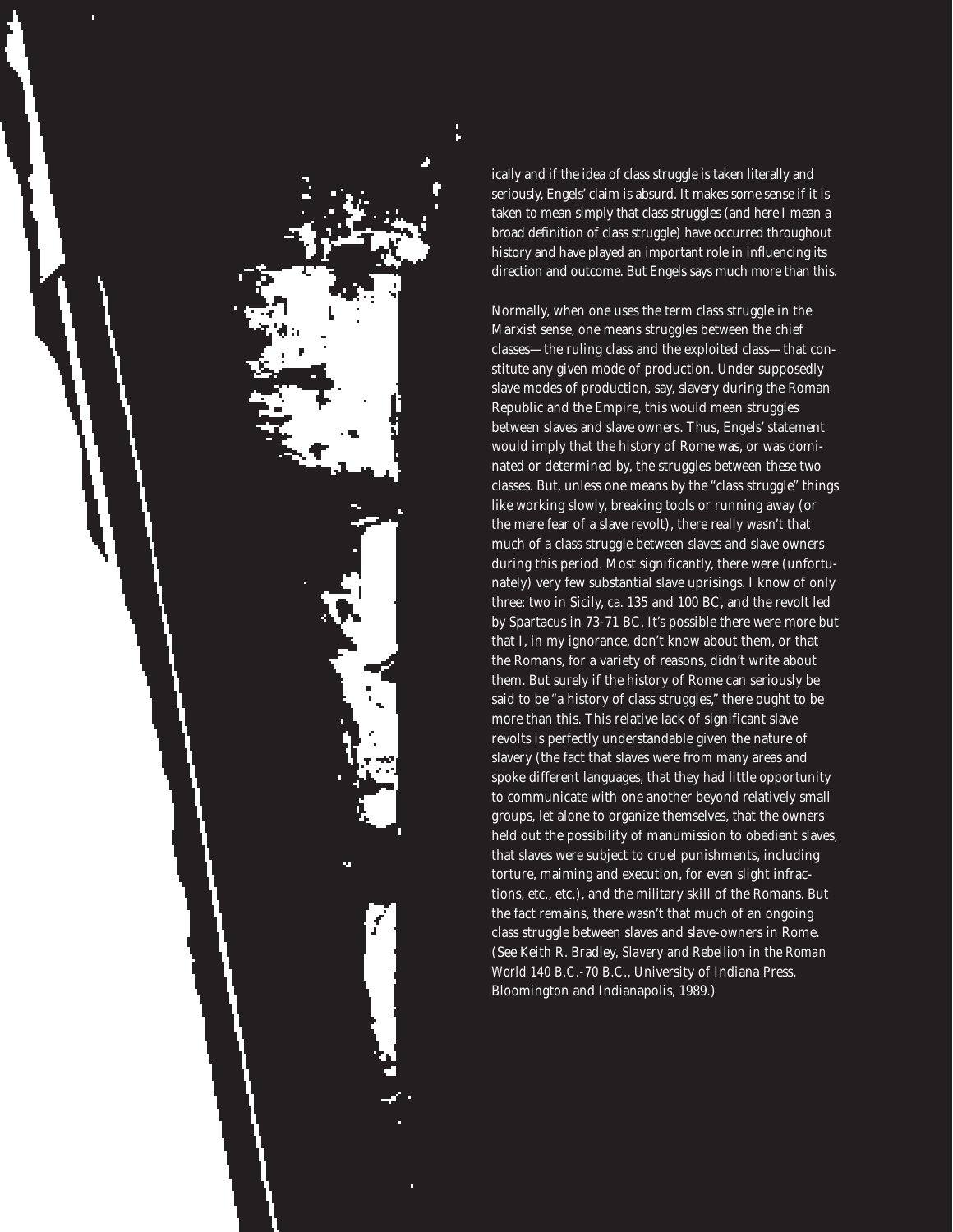ically and if the idea of class struggle is taken literally and seriously, Engels' claim is absurd. It makes some sense if it is taken to mean simply that class struggles (and here I mean a broad definition of class struggle) have occurred throughout history and have played an important role in influencing its direction and outcome. But Engels says much more than this.

Normally, when one uses the term class struggle in the Marxist sense, one means struggles between the chief classes—the ruling class and the exploited class—that constitute any given mode of production. Under supposedly slave modes of production, say, slavery during the Roman Republic and the Empire, this would mean struggles between slaves and slave owners. Thus, Engels' statement would imply that the history of Rome was, or was dominated or determined by, the struggles between these two classes. But, unless one means by the "class struggle" things like working slowly, breaking tools or running away (or the mere fear of a slave revolt), there really wasn't that much of a class struggle between slaves and slave owners during this period. Most significantly, there were (unfortunately) very few substantial slave uprisings. I know of only three: two in Sicily, ca. 135 and 100 BC, and the revolt led by Spartacus in 73-71 BC. It's possible there were more but that I, in my ignorance, don't know about them, or that the Romans, for a variety of reasons, didn't write about them. But surely if the history of Rome can seriously be said to be "a history of class struggles," there ought to be more than this. This relative lack of significant slave revolts is perfectly understandable given the nature of slavery (the fact that slaves were from many areas and spoke different languages, that they had little opportunity to communicate with one another beyond relatively small groups, let alone to organize themselves, that the owners held out the possibility of manumission to obedient slaves, that slaves were subject to cruel punishments, including torture, maiming and execution, for even slight infractions, etc., etc.), and the military skill of the Romans. But the fact remains, there wasn't that much of an ongoing class struggle between slaves and slave-owners in Rome. (See Keith R. Bradley, *Slavery and Rebellion in the Roman World 140 B.C.-70 B.C.*, University of Indiana Press, Bloomington and Indianapolis, 1989.)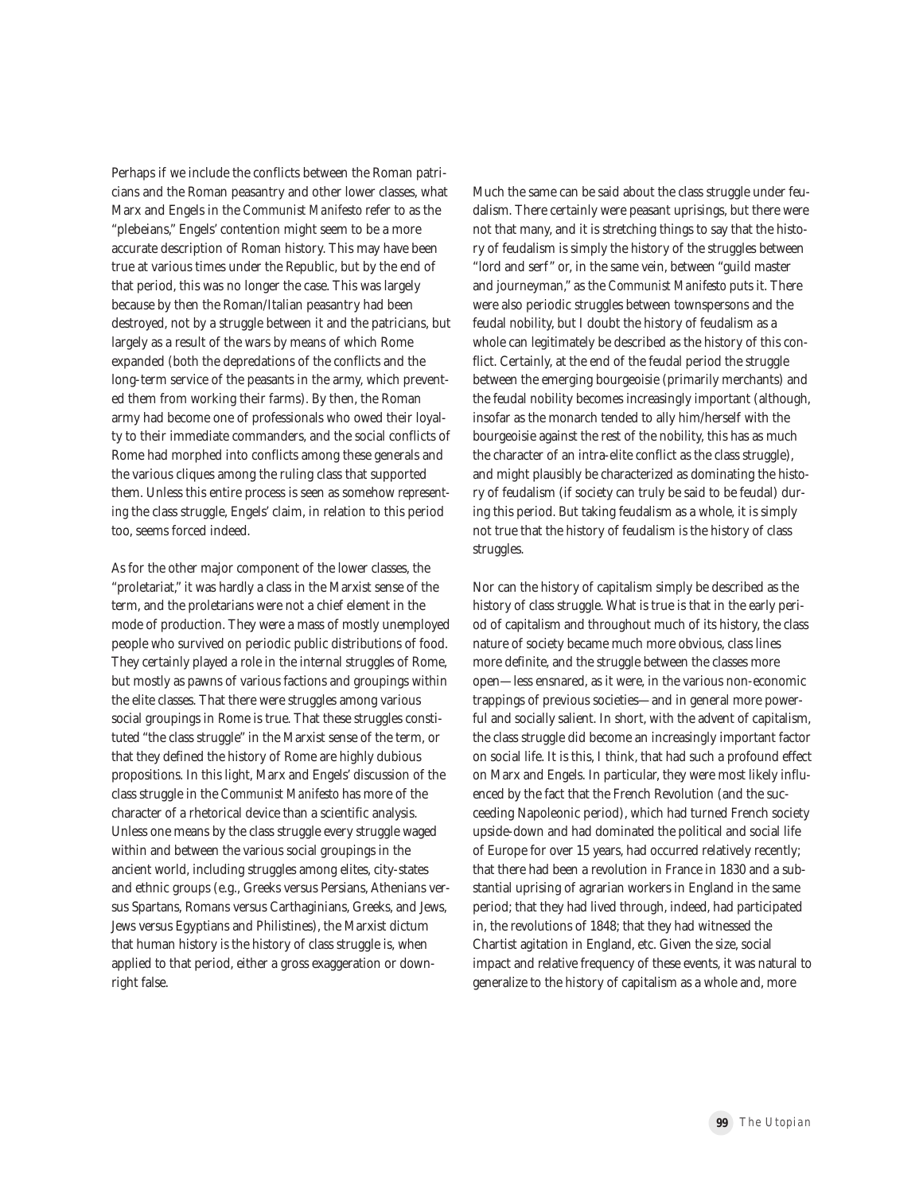Perhaps if we include the conflicts between the Roman patricians and the Roman peasantry and other lower classes, what Marx and Engels in the *Communist Manifesto* refer to as the "plebeians," Engels' contention might seem to be a more accurate description of Roman history. This may have been true at various times under the Republic, but by the end of that period, this was no longer the case. This was largely because by then the Roman/Italian peasantry had been destroyed, not by a struggle between it and the patricians, but largely as a result of the wars by means of which Rome expanded (both the depredations of the conflicts and the long-term service of the peasants in the army, which prevented them from working their farms). By then, the Roman army had become one of professionals who owed their loyalty to their immediate commanders, and the social conflicts of Rome had morphed into conflicts among these generals and the various cliques among the ruling class that supported them. Unless this entire process is seen as somehow *representing* the class struggle, Engels' claim, in relation to this period too, seems forced indeed.

As for the other major component of the lower classes, the "proletariat," it was hardly a class in the Marxist sense of the term, and the proletarians were not a chief element in the mode of production. They were a mass of mostly unemployed people who survived on periodic public distributions of food. They certainly played a role in the internal struggles of Rome, but mostly as pawns of various factions and groupings within the elite classes. That there were struggles among various social groupings in Rome is true. That these struggles constituted "the class struggle" in the Marxist sense of the term, or that they defined the history of Rome are highly dubious propositions. In this light, Marx and Engels' discussion of the class struggle in the *Communist Manifesto* has more of the character of a rhetorical device than a scientific analysis. Unless one means by the class struggle every struggle waged within and between the various social groupings in the ancient world, including struggles among elites, city-states and ethnic groups (e.g., Greeks versus Persians, Athenians versus Spartans, Romans versus Carthaginians, Greeks, and Jews, Jews versus Egyptians and Philistines), the Marxist dictum that human history is the history of class struggle is, when applied to that period, either a gross exaggeration or downright false.

Much the same can be said about the class struggle under feudalism. There certainly were peasant uprisings, but there were not that many, and it is stretching things to say that the history of feudalism is simply the history of the struggles between "lord and serf" or, in the same vein, between "guild master and journeyman," as the *Communist Manifesto* puts it. There were also periodic struggles between townspersons and the feudal nobility, but I doubt the history of feudalism as a whole can legitimately be described as the history of this conflict. Certainly, at the end of the feudal period the struggle between the emerging bourgeoisie (primarily merchants) and the feudal nobility becomes increasingly important (although, insofar as the monarch tended to ally him/herself with the bourgeoisie against the rest of the nobility, this has as much the character of an intra-elite conflict as the class struggle), and might plausibly be characterized as dominating the history of feudalism (if society can truly be said to be feudal) during this period. But taking feudalism as a whole, it is simply not true that the history of feudalism is the history of class struggles.

Nor can the history of capitalism simply be described as the history of class struggle. What is true is that in the early period of capitalism and throughout much of its history, the class nature of society became much more obvious, class lines more definite, and the struggle between the classes more open—less ensnared, as it were, in the various non-economic trappings of previous societies—and in general more powerful and socially salient. In short, with the advent of capitalism, the class struggle did become an increasingly important factor on social life. It is this, I think, that had such a profound effect on Marx and Engels. In particular, they were most likely influenced by the fact that the French Revolution (and the succeeding Napoleonic period), which had turned French society upside-down and had dominated the political and social life of Europe for over 15 years, had occurred relatively recently; that there had been a revolution in France in 1830 and a substantial uprising of agrarian workers in England in the same period; that they had lived through, indeed, had participated in, the revolutions of 1848; that they had witnessed the Chartist agitation in England, etc. Given the size, social impact and relative frequency of these events, it was natural to generalize to the history of capitalism as a whole and, more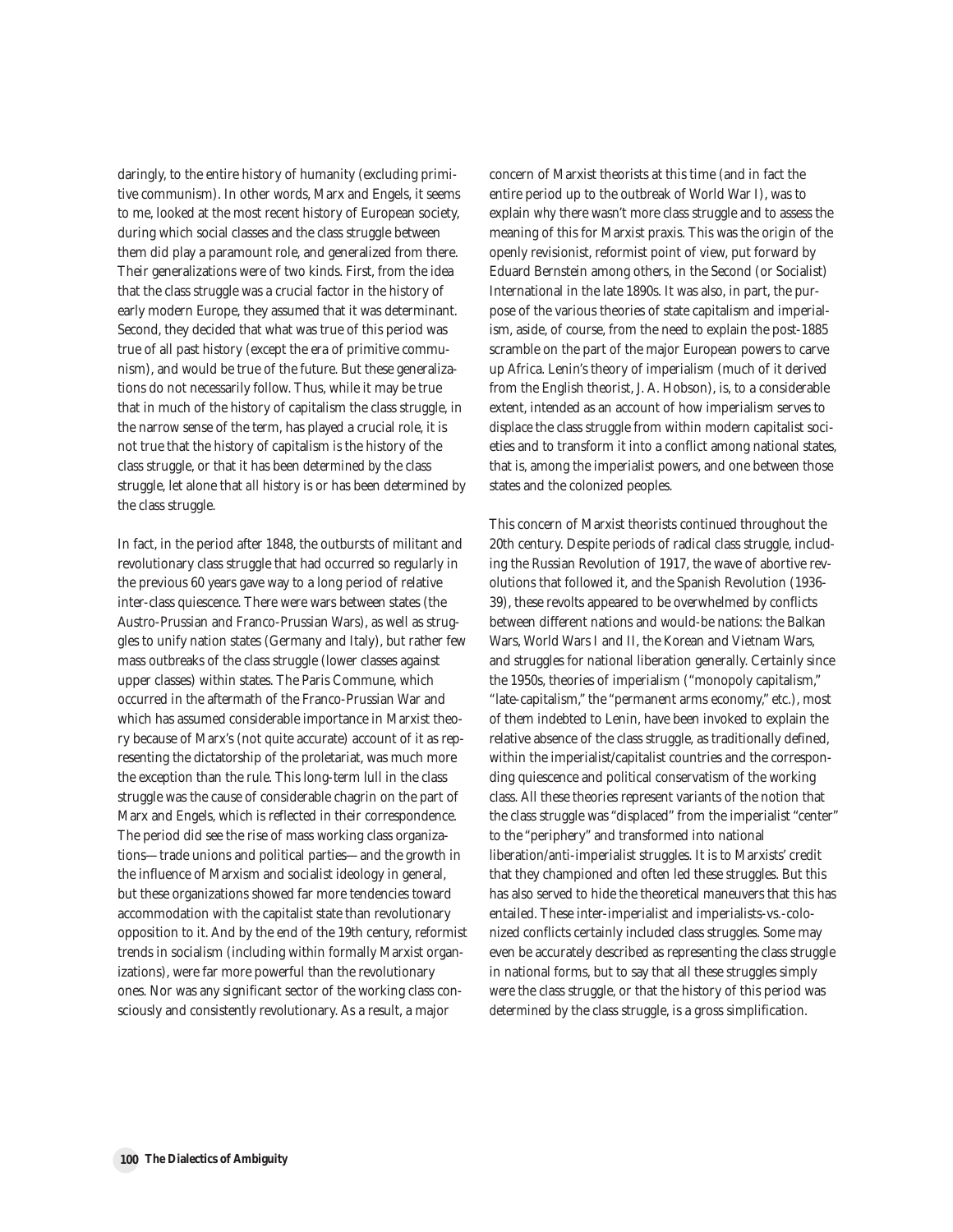daringly, to the entire history of humanity (excluding primitive communism). In other words, Marx and Engels, it seems to me, looked at the most recent history of European society, during which social classes and the class struggle between them did play a paramount role, and generalized from there. Their generalizations were of two kinds. First, from the idea that the class struggle was a crucial factor in the history of early modern Europe, they assumed that it was determinant. Second, they decided that what was true of this period was true of all past history (except the era of primitive communism), and would be true of the future. But these generalizations do not necessarily follow. Thus, while it may be true that in much of the history of capitalism the class struggle, in the narrow sense of the term, has played a crucial role, it is not true that the history of capitalism is the history of the class struggle, or that it has been *determined* by the class struggle, let alone that *all history* is or has been determined by the class struggle.

In fact, in the period after 1848, the outbursts of militant and revolutionary class struggle that had occurred so regularly in the previous 60 years gave way to a long period of relative inter-class quiescence. There were wars between states (the Austro-Prussian and Franco-Prussian Wars), as well as struggles to unify nation states (Germany and Italy), but rather few mass outbreaks of the class struggle (lower classes against upper classes) within states. The Paris Commune, which occurred in the aftermath of the Franco-Prussian War and which has assumed considerable importance in Marxist theory because of Marx's (not quite accurate) account of it as representing the dictatorship of the proletariat, was much more the exception than the rule. This long-term lull in the class struggle was the cause of considerable chagrin on the part of Marx and Engels, which is reflected in their correspondence. The period did see the rise of mass working class organizations—trade unions and political parties—and the growth in the influence of Marxism and socialist ideology in general, but these organizations showed far more tendencies toward accommodation with the capitalist state than revolutionary opposition to it. And by the end of the 19th century, reformist trends in socialism (including within formally Marxist organizations), were far more powerful than the revolutionary ones. Nor was any significant sector of the working class consciously and consistently revolutionary. As a result, a major concern of Marxist theorists at this time (and in fact the entire period up to the outbreak of World War I), was to explain *why* there wasn't more class struggle and to assess the meaning of this for Marxist praxis. This was the origin of the openly revisionist, reformist point of view, put forward by Eduard Bernstein among others, in the Second (or Socialist) International in the late 1890s. It was also, in part, the purpose of the various theories of state capitalism and imperialism, aside, of course, from the need to explain the post-1885 scramble on the part of the major European powers to carve up Africa. Lenin's theory of imperialism (much of it derived from the English theorist, J. A. Hobson), is, to a considerable extent, intended as an account of how imperialism serves to *displace* the class struggle from within modern capitalist societies and to transform it into a conflict among national states, that is, among the imperialist powers, and one between those states and the colonized peoples.

This concern of Marxist theorists continued throughout the 20th century. Despite periods of radical class struggle, including the Russian Revolution of 1917, the wave of abortive revolutions that followed it, and the Spanish Revolution (1936-39), these revolts appeared to be overwhelmed by conflicts between different nations and would-be nations: the Balkan Wars, World Wars I and II, the Korean and Vietnam Wars, and struggles for national liberation generally. Certainly since the 1950s, theories of imperialism ("monopoly capitalism," "late-capitalism," the "permanent arms economy," etc.), most of them indebted to Lenin, have been invoked to explain the relative absence of the class struggle, as traditionally defined, within the imperialist/capitalist countries and the corresponding quiescence and political conservatism of the working class. All these theories represent variants of the notion that the class struggle was "displaced" from the imperialist "center" to the "periphery" and transformed into national liberation/anti-imperialist struggles. It is to Marxists' credit that they championed and often led these struggles. But this has also served to hide the theoretical maneuvers that this has entailed. These inter-imperialist and imperialists-vs.-colonized conflicts certainly included class struggles. Some may even be accurately described as representing the class struggle in national forms, but to say that all these struggles simply *were* the class struggle, or that the history of this period was *determined* by the class struggle, is a gross simplification.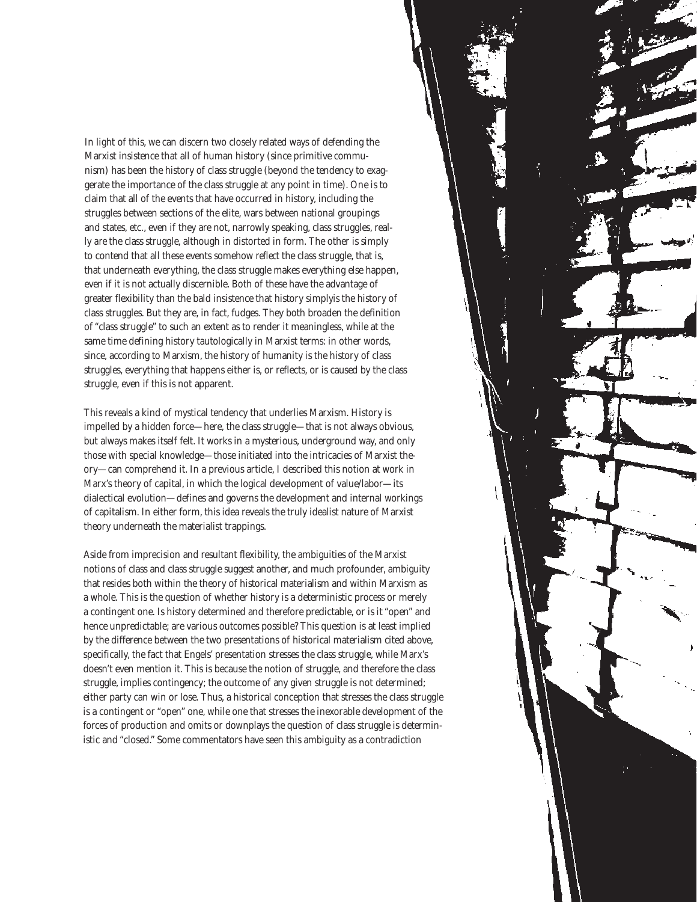In light of this, we can discern two closely related ways of defending the Marxist insistence that all of human history (since primitive communism) has been the history of class struggle (beyond the tendency to exaggerate the importance of the class struggle at any point in time). One is to claim that all of the events that have occurred in history, including the struggles between sections of the elite, wars between national groupings and states, etc., even if they are not, narrowly speaking, class struggles, really *are* the class struggle, although in distorted in form. The other is simply to contend that all these events somehow *reflect* the class struggle, that is, that underneath everything, the class struggle makes everything else happen, even if it is not actually discernible. Both of these have the advantage of greater flexibility than the bald insistence that history simply*is* the history of class struggles. But they are, in fact, fudges. They both broaden the definition of "class struggle" to such an extent as to render it meaningless, while at the same time defining history tautologically in Marxist terms: in other words, since, according to Marxism, the history of humanity is the history of class struggles, everything that happens either is, or reflects, or is caused by the class struggle, even if this is not apparent.

This reveals a kind of mystical tendency that underlies Marxism. History is impelled by a hidden force—here, the class struggle—that is not always obvious, but always makes itself felt. It works in a mysterious, underground way, and only those with special knowledge—those initiated into the intricacies of Marxist theory—can comprehend it. In a previous article, I described this notion at work in Marx's theory of capital, in which the logical development of value/labor—its dialectical evolution—defines and governs the development and internal workings of capitalism. In either form, this idea reveals the truly idealist nature of Marxist theory underneath the materialist trappings.

Aside from imprecision and resultant flexibility, the ambiguities of the Marxist notions of class and class struggle suggest another, and much profounder, ambiguity that resides both within the theory of historical materialism and within Marxism as a whole. This is the question of whether history is a deterministic process or merely a contingent one. Is history determined and therefore predictable, or is it "open" and hence unpredictable; are various outcomes possible? This question is at least implied by the difference between the two presentations of historical materialism cited above, specifically, the fact that Engels' presentation stresses the class struggle, while Marx's doesn't even mention it. This is because the notion of struggle, and therefore the class struggle, implies contingency; the outcome of any given struggle is not determined; either party can win or lose. Thus, a historical conception that stresses the class struggle is a contingent or "open" one, while one that stresses the inexorable development of the forces of production and omits or downplays the question of class struggle is deterministic and "closed." Some commentators have seen this ambiguity as a contradiction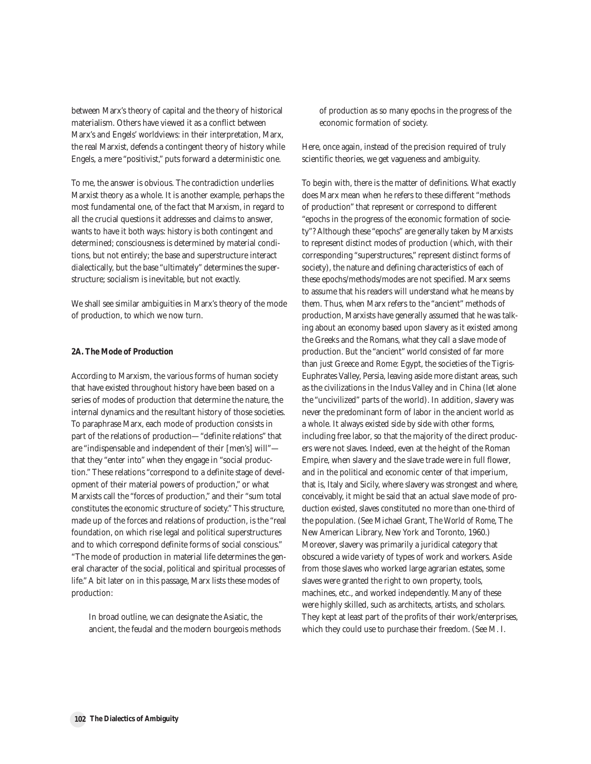between Marx's theory of capital and the theory of historical materialism. Others have viewed it as a conflict between Marx's and Engels' worldviews: in their interpretation, Marx, the real Marxist, defends a contingent theory of history while Engels, a mere "positivist," puts forward a deterministic one.

To me, the answer is obvious. The contradiction underlies Marxist theory as a whole. It is another example, perhaps the most fundamental one, of the fact that Marxism, in regard to all the crucial questions it addresses and claims to answer, wants to have it both ways: history is both contingent and determined; consciousness is determined by material conditions, but not entirely; the base and superstructure interact dialectically, but the base "ultimately" determines the superstructure; socialism is inevitable, but not exactly.

We shall see similar ambiguities in Marx's theory of the mode of production, to which we now turn.

**2A. The Mode of Production**

According to Marxism, the various forms of human society that have existed throughout history have been based on a series of modes of production that determine the nature, the internal dynamics and the resultant history of those societies. To paraphrase Marx, each mode of production consists in part of the relations of production—"definite relations" that are "indispensable and independent of their [men's] will"—that they "enter into" when they engage in "social production." These relations "correspond to a definite stage of development of their material powers of production," or what Marxists call the "forces of production," and their "sum total constitutes the economic structure of society." This structure, made up of the forces and relations of production, is the "real foundation, on which rise legal and political superstructures and to which correspond definite forms of social conscious." "The mode of production in material life determines the general character of the social, political and spiritual processes of life." A bit later on in this passage, Marx lists these modes of production:

> In broad outline, we can designate the Asiatic, the ancient, the feudal and the modern bourgeois methods of production as so many epochs in the progress of the economic formation of society.

Here, once again, instead of the precision required of truly scientific theories, we get vagueness and ambiguity.

To begin with, there is the matter of definitions. What exactly does Marx mean when he refers to these different "methods of production" that represent or correspond to different "epochs in the progress of the economic formation of society"? Although these "epochs" are generally taken by Marxists to represent distinct modes of production (which, with their corresponding "superstructures," represent distinct forms of society), the nature and defining characteristics of each of these epochs/methods/modes are not specified. Marx seems to assume that his readers will understand what he means by them. Thus, when Marx refers to the "ancient" methods of production, Marxists have generally assumed that he was talking about an economy based upon slavery as it existed among the Greeks and the Romans, what they call a slave mode of production. But the "ancient" world consisted of far more than just Greece and Rome: Egypt, the societies of the Tigris-Euphrates Valley, Persia, leaving aside more distant areas, such as the civilizations in the Indus Valley and in China (let alone the "uncivilized" parts of the world). In addition, slavery was never the predominant form of labor in the ancient world as a whole. It always existed side by side with other forms, including free labor, so that the majority of the direct producers were not slaves. Indeed, even at the height of the Roman Empire, when slavery and the slave trade were in full flower, and in the political and economic center of that imperium, that is, Italy and Sicily, where slavery was strongest and where, conceivably, it might be said that an actual slave mode of production existed, slaves constituted no more than one-third of the population. (See Michael Grant, *The World of Rome*, The New American Library, New York and Toronto, 1960.) Moreover, slavery was primarily a juridical category that obscured a wide variety of types of work and workers. Aside from those slaves who worked large agrarian estates, some slaves were granted the right to own property, tools, machines, etc., and worked independently. Many of these were highly skilled, such as architects, artists, and scholars. They kept at least part of the profits of their work/enterprises, which they could use to purchase their freedom. (See M. I.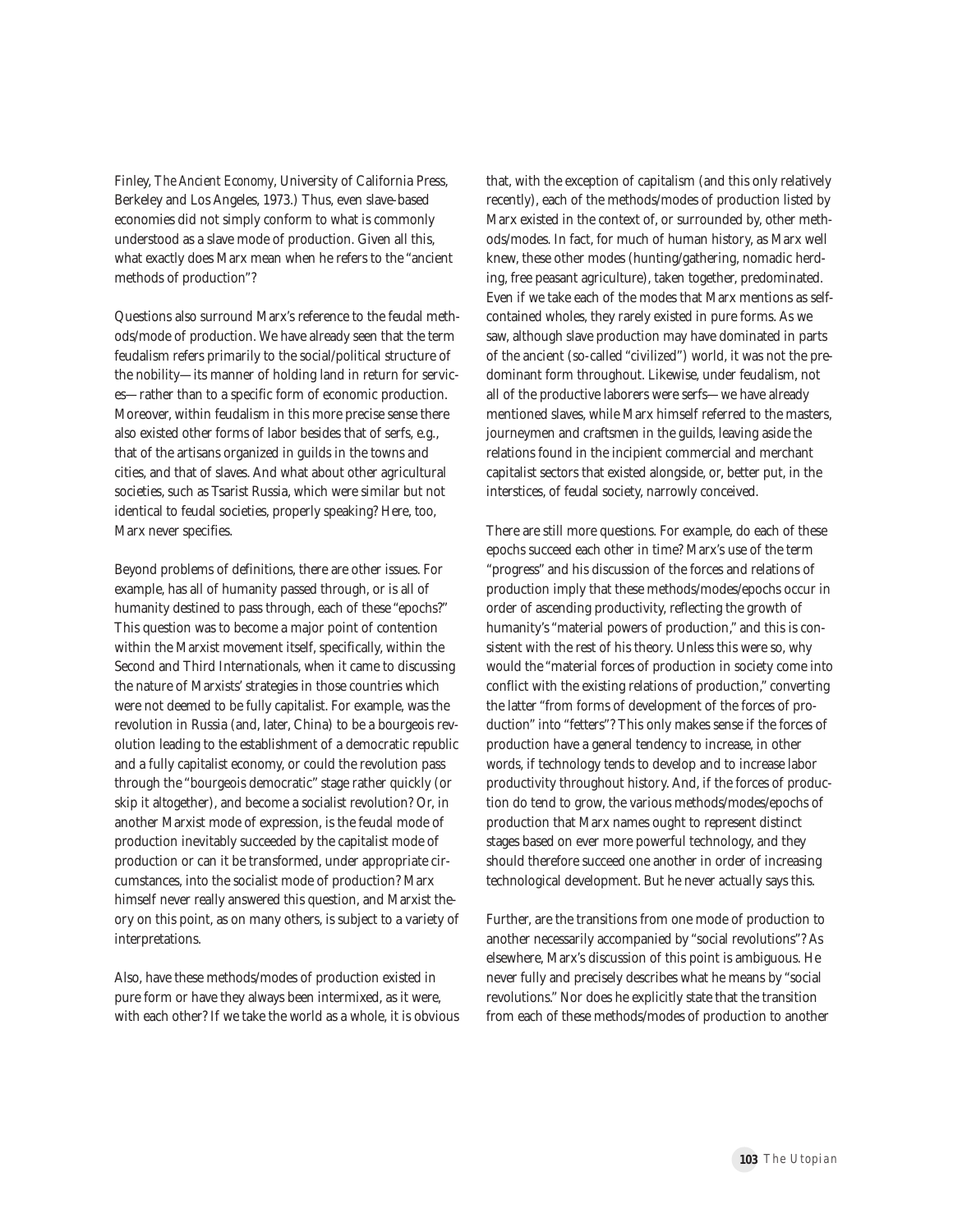Finley, *The Ancient Economy*, University of California Press, Berkeley and Los Angeles, 1973.) Thus, even slave-based economies did not simply conform to what is commonly understood as a slave mode of production. Given all this, what exactly does Marx mean when he refers to the "ancient methods of production"?

Questions also surround Marx's reference to the feudal methods/mode of production. We have already seen that the term feudalism refers primarily to the social/political structure of the nobility—its manner of holding land in return for services—rather than to a specific form of economic production. Moreover, within feudalism in this more precise sense there also existed other forms of labor besides that of serfs, e.g., that of the artisans organized in guilds in the towns and cities, and that of slaves. And what about other agricultural societies, such as Tsarist Russia, which were similar but not identical to feudal societies, properly speaking? Here, too, Marx never specifies.

Beyond problems of definitions, there are other issues. For example, has all of humanity passed through, or is all of humanity destined to pass through, each of these "epochs?" This question was to become a major point of contention within the Marxist movement itself, specifically, within the Second and Third Internationals, when it came to discussing the nature of Marxists' strategies in those countries which were not deemed to be fully capitalist. For example, was the revolution in Russia (and, later, China) to be a bourgeois revolution leading to the establishment of a democratic republic and a fully capitalist economy, or could the revolution pass through the "bourgeois democratic" stage rather quickly (or skip it altogether), and become a socialist revolution? Or, in another Marxist mode of expression, is the feudal mode of production inevitably succeeded by the capitalist mode of production or can it be transformed, under appropriate circumstances, into the socialist mode of production? Marx himself never really answered this question, and Marxist theory on this point, as on many others, is subject to a variety of interpretations.

Also, have these methods/modes of production existed in pure form or have they always been intermixed, as it were, with each other? If we take the world as a whole, it is obvious that, with the exception of capitalism (and this only relatively recently), each of the methods/modes of production listed by Marx existed in the context of, or surrounded by, other methods/modes. In fact, for much of human history, as Marx well knew, these other modes (hunting/gathering, nomadic herding, free peasant agriculture), taken together, predominated. Even if we take each of the modes that Marx mentions as self-contained wholes, they rarely existed in pure forms. As we saw, although slave production may have dominated in parts of the ancient (so-called "civilized") world, it was not the predominant form throughout. Likewise, under feudalism, not all of the productive laborers were serfs—we have already mentioned slaves, while Marx himself referred to the masters, journeymen and craftsmen in the guilds, leaving aside the relations found in the incipient commercial and merchant capitalist sectors that existed alongside, or, better put, in the interstices, of feudal society, narrowly conceived.

There are still more questions. For example, do each of these epochs succeed each other in time? Marx's use of the term "progress" and his discussion of the forces and relations of production imply that these methods/modes/epochs occur in order of ascending productivity, reflecting the growth of humanity's "material powers of production," and this is consistent with the rest of his theory. Unless this were so, why would the "material forces of production in society come into conflict with the existing relations of production," converting the latter "from forms of development of the forces of production" into "fetters"? This only makes sense if the forces of production have a general tendency to increase, in other words, if technology tends to develop and to increase labor productivity throughout history. And, if the forces of production do tend to grow, the various methods/modes/epochs of production that Marx names ought to represent distinct stages based on ever more powerful technology, and they should therefore succeed one another in order of increasing technological development. But he never actually says this.

Further, are the transitions from one mode of production to another necessarily accompanied by "social revolutions"? As elsewhere, Marx's discussion of this point is ambiguous. He never fully and precisely describes what he means by "social revolutions." Nor does he explicitly state that the transition from each of these methods/modes of production to another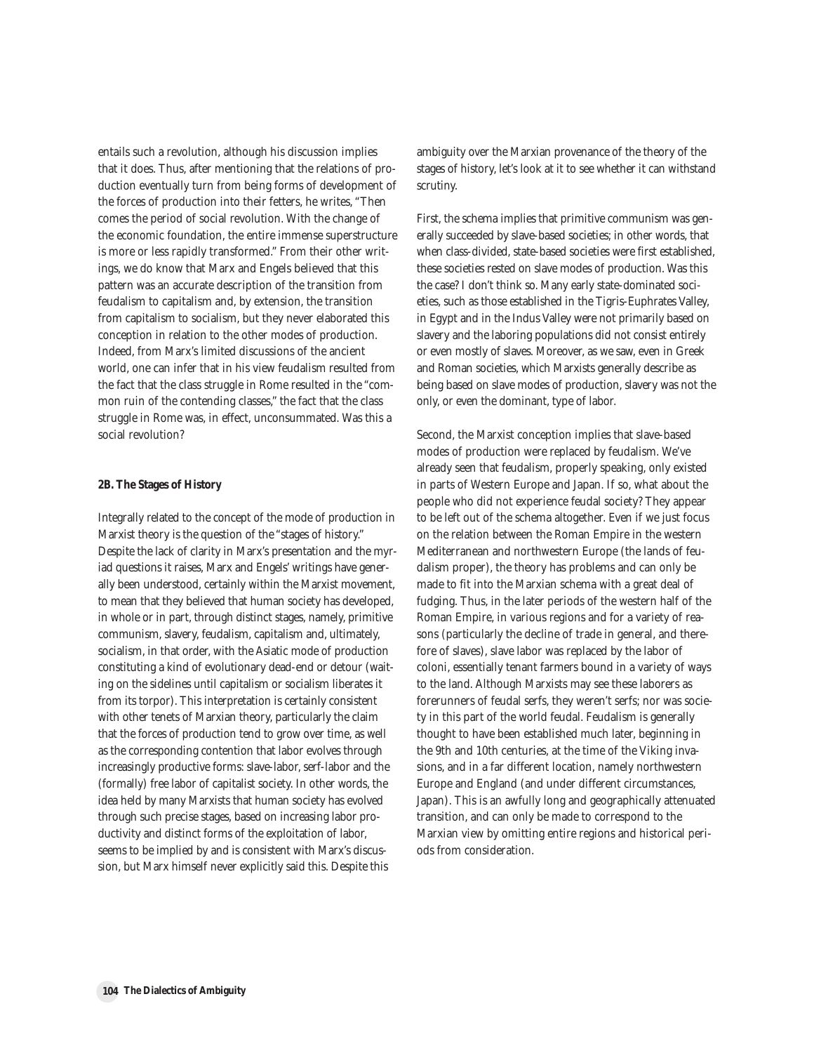entails such a revolution, although his discussion implies that it does. Thus, after mentioning that the relations of production eventually turn from being forms of development of the forces of production into their fetters, he writes, "Then comes the period of social revolution. With the change of the economic foundation, the entire immense superstructure is more or less rapidly transformed." From their other writings, we do know that Marx and Engels believed that this pattern was an accurate description of the transition from feudalism to capitalism and, by extension, the transition from capitalism to socialism, but they never elaborated this conception in relation to the other modes of production. Indeed, from Marx's limited discussions of the ancient world, one can infer that in his view feudalism resulted from the fact that the class struggle in Rome resulted in the "common ruin of the contending classes," the fact that the class struggle in Rome was, in effect, unconsummated. Was this a social revolution?

**2B. The Stages of History**

Integrally related to the concept of the mode of production in Marxist theory is the question of the "stages of history." Despite the lack of clarity in Marx's presentation and the myriad questions it raises, Marx and Engels' writings have generally been understood, certainly within the Marxist movement, to mean that they believed that human society has developed, in whole or in part, through distinct stages, namely, primitive communism, slavery, feudalism, capitalism and, ultimately, socialism, in that order, with the Asiatic mode of production constituting a kind of evolutionary dead-end or detour (waiting on the sidelines until capitalism or socialism liberates it from its torpor). This interpretation is certainly consistent with other tenets of Marxian theory, particularly the claim that the forces of production tend to grow over time, as well as the corresponding contention that labor evolves through increasingly productive forms: slave-labor, serf-labor and the (formally) free labor of capitalist society. In other words, the idea held by many Marxists that human society has evolved through such precise stages, based on increasing labor productivity and distinct forms of the exploitation of labor, seems to be implied by and is consistent with Marx's discussion, but Marx himself never explicitly said this. Despite this ambiguity over the Marxian provenance of the theory of the stages of history, let's look at it to see whether it can withstand scrutiny.

First, the schema implies that primitive communism was generally succeeded by slave-based societies; in other words, that when class-divided, state-based societies were first established, these societies rested on slave modes of production. Was this the case? I don't think so. Many early state-dominated societies, such as those established in the Tigris-Euphrates Valley, in Egypt and in the Indus Valley were not primarily based on slavery and the laboring populations did not consist entirely or even mostly of slaves. Moreover, as we saw, even in Greek and Roman societies, which Marxists generally describe as being based on slave modes of production, slavery was not the only, or even the dominant, type of labor.

Second, the Marxist conception implies that slave-based modes of production were replaced by feudalism. We've already seen that feudalism, properly speaking, only existed in parts of Western Europe and Japan. If so, what about the people who did not experience feudal society? They appear to be left out of the schema altogether. Even if we just focus on the relation between the Roman Empire in the western Mediterranean and northwestern Europe (the lands of feudalism proper), the theory has problems and can only be made to fit into the Marxian schema with a great deal of fudging. Thus, in the later periods of the western half of the Roman Empire, in various regions and for a variety of reasons (particularly the decline of trade in general, and therefore of slaves), slave labor was replaced by the labor of coloni, essentially tenant farmers bound in a variety of ways to the land. Although Marxists may see these laborers as forerunners of feudal serfs, they weren't serfs; nor was society in this part of the world feudal. Feudalism is generally thought to have been established much later, beginning in the 9th and 10th centuries, at the time of the Viking invasions, and in a far different location, namely northwestern Europe and England (and under different circumstances, Japan). This is an awfully long and geographically attenuated transition, and can only be made to correspond to the Marxian view by omitting entire regions and historical periods from consideration.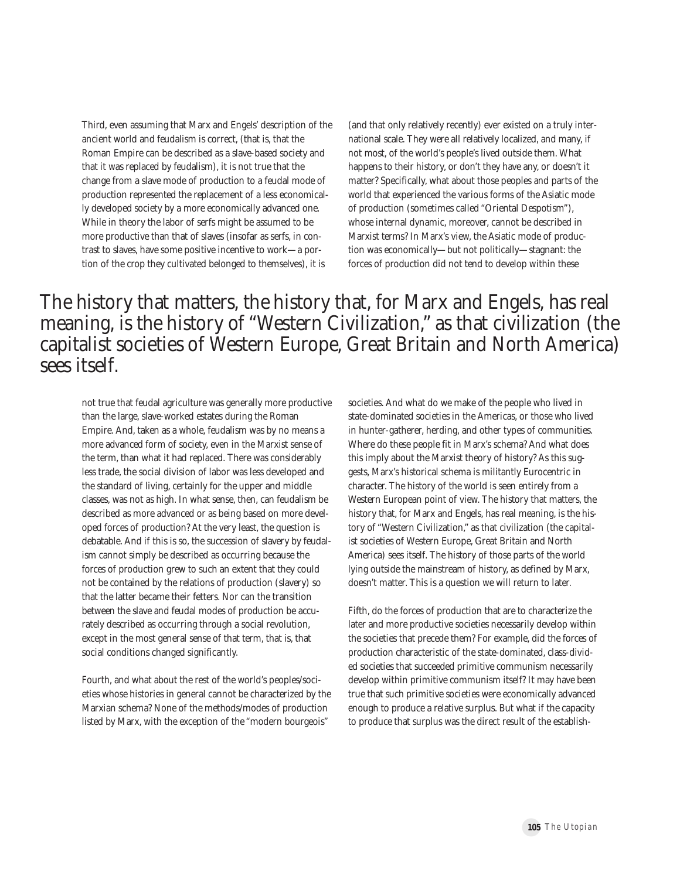Third, even assuming that Marx and Engels' description of the ancient world and feudalism is correct, (that is, that the Roman Empire can be described as a slave-based society and that it was replaced by feudalism), it is not true that the change from a slave mode of production to a feudal mode of production represented the replacement of a less economically developed society by a more economically advanced one. While in theory the labor of serfs might be assumed to be more productive than that of slaves (insofar as serfs, in contrast to slaves, have some positive incentive to work—a portion of the crop they cultivated belonged to themselves), it is not true that feudal agriculture was generally more productive than the large, slave-worked estates during the Roman Empire. And, taken as a whole, feudalism was by no means a more advanced form of society, even in the Marxist sense of the term, than what it had replaced. There was considerably less trade, the social division of labor was less developed and the standard of living, certainly for the upper and middle classes, was not as high. In what sense, then, can feudalism be described as more advanced or as being based on more developed forces of production? At the very least, the question is debatable. And if this is so, the succession of slavery by feudalism cannot simply be described as occurring because the forces of production grew to such an extent that they could not be contained by the relations of production (slavery) so that the latter became their fetters. Nor can the transition between the slave and feudal modes of production be accurately described as occurring through a social revolution, except in the most general sense of that term, that is, that social conditions changed significantly.

Fourth, and what about the rest of the world's peoples/societies whose histories in general cannot be characterized by the Marxian schema? None of the methods/modes of production listed by Marx, with the exception of the "modern bourgeois" (and that only relatively recently) ever existed on a truly international scale. They were all relatively localized, and many, if not most, of the world's people's lived outside them. What happens to their history, or don't they have any, or doesn't it matter? Specifically, what about those peoples and parts of the world that experienced the various forms of the Asiatic mode of production (sometimes called "Oriental Despotism"), whose internal dynamic, moreover, cannot be described in Marxist terms? In Marx's view, the Asiatic mode of production was economically—but not politically—stagnant: the forces of production did not tend to develop within these societies. And what do we make of the people who lived in state-dominated societies in the Americas, or those who lived in hunter-gatherer, herding, and other types of communities. Where do these people fit in Marx's schema? And what does this imply about the Marxist theory of history? As this suggests, Marx's historical schema is militantly Eurocentric in character. The history of the world is seen entirely from a Western European point of view. The history that matters, the history that, for Marx and Engels, has real meaning, is the history of "Western Civilization," as that civilization (the capitalist societies of Western Europe, Great Britain and North America) sees itself. The history of those parts of the world lying outside the mainstream of history, as defined by Marx, doesn't matter. This is a question we will return to later.

> The history that matters, the history that, for Marx and Engels, has real meaning, is the history of "Western Civilization," as that civilization (the capitalist societies of Western Europe, Great Britain and North America) sees itself.

Fifth, do the forces of production that are to characterize the later and more productive societies necessarily develop within the societies that precede them? For example, did the forces of production characteristic of the state-dominated, class-divided societies that succeeded primitive communism necessarily develop within primitive communism itself? It may have been true that such primitive societies were economically advanced enough to produce a relative surplus. But what if the capacity to produce that surplus was the direct result of the establish-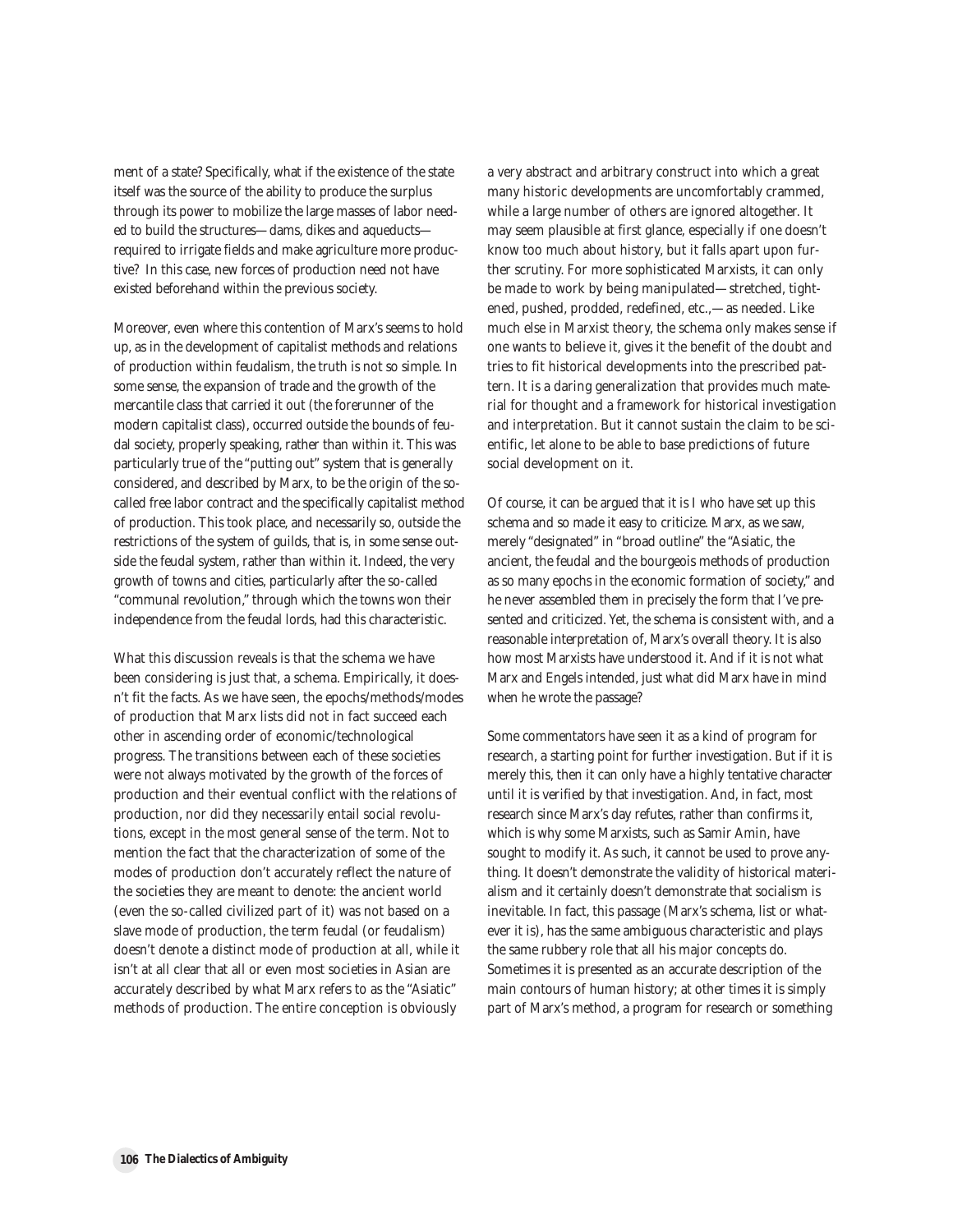ment of a state? Specifically, what if the existence of the state itself was the source of the ability to produce the surplus through its power to mobilize the large masses of labor needed to build the structures—dams, dikes and aqueducts—required to irrigate fields and make agriculture more productive? In this case, new forces of production need not have existed beforehand within the previous society.

Moreover, even where this contention of Marx's seems to hold up, as in the development of capitalist methods and relations of production within feudalism, the truth is not so simple. In some sense, the expansion of trade and the growth of the mercantile class that carried it out (the forerunner of the modern capitalist class), occurred outside the bounds of feudal society, properly speaking, rather than within it. This was particularly true of the "putting out" system that is generally considered, and described by Marx, to be the origin of the so-called free labor contract and the specifically capitalist method of production. This took place, and necessarily so, outside the restrictions of the system of guilds, that is, in some sense outside the feudal system, rather than within it. Indeed, the very growth of towns and cities, particularly after the so-called "communal revolution," through which the towns won their independence from the feudal lords, had this characteristic.

What this discussion reveals is that the schema we have been considering is just that, a schema. Empirically, it doesn't fit the facts. As we have seen, the epochs/methods/modes of production that Marx lists did not in fact succeed each other in ascending order of economic/technological progress. The transitions between each of these societies were not always motivated by the growth of the forces of production and their eventual conflict with the relations of production, nor did they necessarily entail social revolutions, except in the most general sense of the term. Not to mention the fact that the characterization of some of the modes of production don't accurately reflect the nature of the societies they are meant to denote: the ancient world (even the so-called civilized part of it) was not based on a slave mode of production, the term feudal (or feudalism) doesn't denote a distinct mode of production at all, while it isn't at all clear that all or even most societies in Asian are accurately described by what Marx refers to as the "Asiatic" methods of production. The entire conception is obviously a very abstract and arbitrary construct into which a great many historic developments are uncomfortably crammed, while a large number of others are ignored altogether. It may seem plausible at first glance, especially if one doesn't know too much about history, but it falls apart upon further scrutiny. For more sophisticated Marxists, it can only be made to work by being manipulated—stretched, tightened, pushed, prodded, redefined, etc.,—as needed. Like much else in Marxist theory, the schema only makes sense if one wants to believe it, gives it the benefit of the doubt and tries to fit historical developments into the prescribed pattern. It is a daring generalization that provides much material for thought and a framework for historical investigation and interpretation. But it cannot sustain the claim to be scientific, let alone to be able to base predictions of future social development on it.

Of course, it can be argued that it is I who have set up this schema and so made it easy to criticize. Marx, as we saw, merely "designated" in "broad outline" the "Asiatic, the ancient, the feudal and the bourgeois methods of production as so many epochs in the economic formation of society," and he never assembled them in precisely the form that I've presented and criticized. Yet, the schema is consistent with, and a reasonable interpretation of, Marx's overall theory. It is also how most Marxists have understood it. And if it is not what Marx and Engels intended, just what did Marx have in mind when he wrote the passage?

Some commentators have seen it as a kind of program for research, a starting point for further investigation. But if it is merely this, then it can only have a highly tentative character until it is verified by that investigation. And, in fact, most research since Marx's day refutes, rather than confirms it, which is why some Marxists, such as Samir Amin, have sought to modify it. As such, it cannot be used to prove anything. It doesn't demonstrate the validity of historical materialism and it certainly doesn't demonstrate that socialism is inevitable. In fact, this passage (Marx's schema, list or whatever it is), has the same ambiguous characteristic and plays the same rubbery role that all his major concepts do. Sometimes it is presented as an accurate description of the main contours of human history; at other times it is simply part of Marx's method, a program for research or something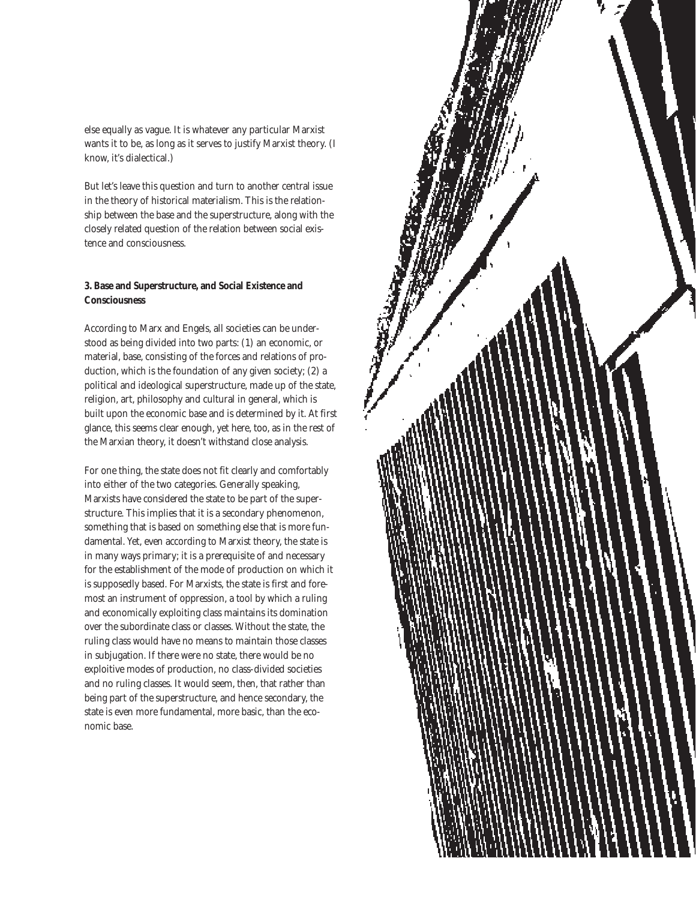else equally as vague. It is whatever any particular Marxist wants it to be, as long as it serves to justify Marxist theory. (I know, it's dialectical.)

But let's leave this question and turn to another central issue in the theory of historical materialism. This is the relationship between the base and the superstructure, along with the closely related question of the relation between social existence and consciousness.

### 3. Base and Superstructure, and Social Existence and Consciousness

According to Marx and Engels, all societies can be understood as being divided into two parts: (1) an economic, or material, base, consisting of the forces and relations of production, which is the foundation of any given society; (2) a political and ideological superstructure, made up of the state, religion, art, philosophy and cultural in general, which is built upon the economic base and is determined by it. At first glance, this seems clear enough, yet here, too, as in the rest of the Marxian theory, it doesn't withstand close analysis.

For one thing, the state does not fit clearly and comfortably into either of the two categories. Generally speaking, Marxists have considered the state to be part of the superstructure. This implies that it is a secondary phenomenon, something that is based on something else that is more fundamental. Yet, even according to Marxist theory, the state is in many ways primary; it is a prerequisite of and necessary for the establishment of the mode of production on which it is supposedly based. For Marxists, the state is first and foremost an instrument of oppression, a tool by which a ruling and economically exploiting class maintains its domination over the subordinate class or classes. Without the state, the ruling class would have no means to maintain those classes in subjugation. If there were no state, there would be no exploitive modes of production, no class-divided societies and no ruling classes. It would seem, then, that rather than being part of the superstructure, and hence secondary, the state is even more fundamental, more basic, than the economic base.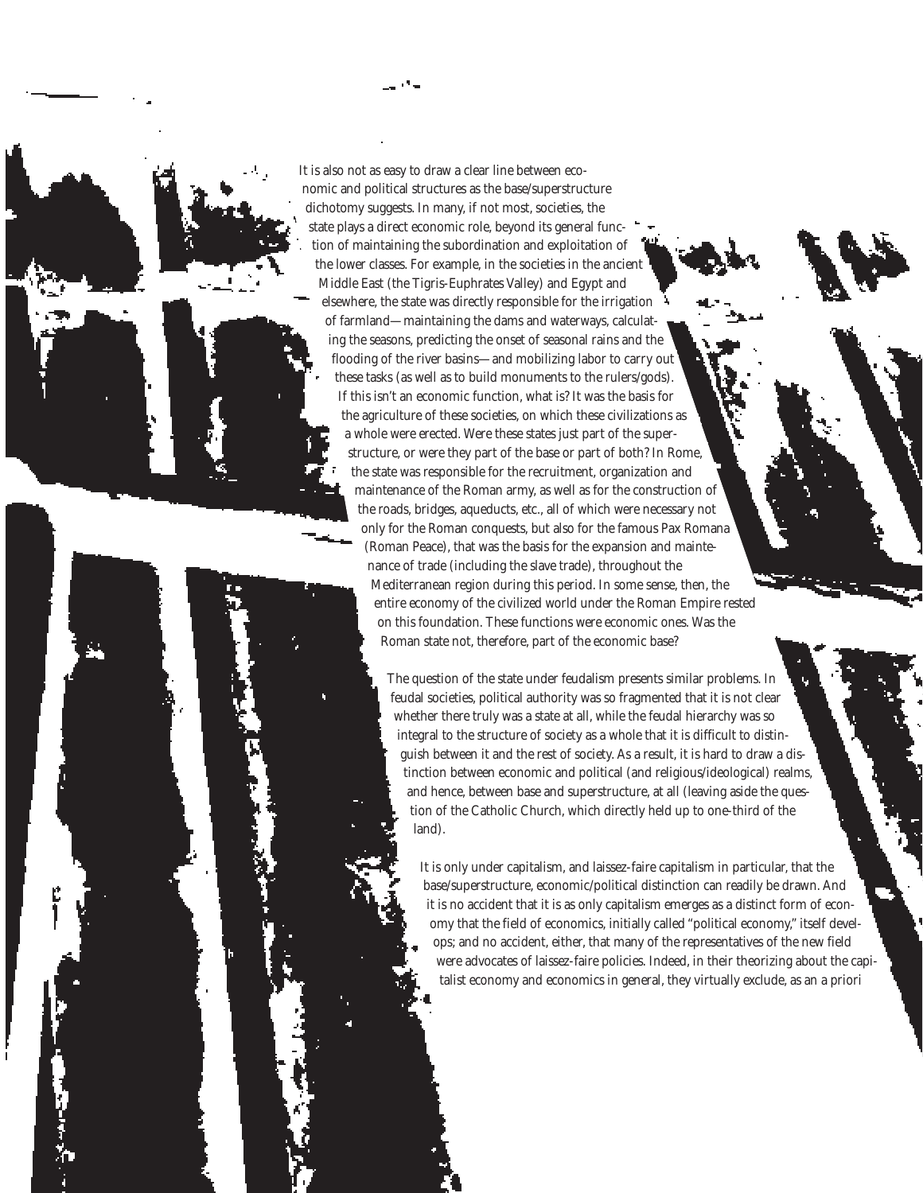It is also not as easy to draw a clear line between economic and political structures as the base/superstructure dichotomy suggests. In many, if not most, societies, the state plays a direct economic role, beyond its general function of maintaining the subordination and exploitation of the lower classes. For example, in the societies in the ancient Middle East (the Tigris-Euphrates Valley) and Egypt and elsewhere, the state was directly responsible for the irrigation of farmland—maintaining the dams and waterways, calculating the seasons, predicting the onset of seasonal rains and the flooding of the river basins—and mobilizing labor to carry out these tasks (as well as to build monuments to the rulers/gods). If this isn't an economic function, what is? It was the basis for the agriculture of these societies, on which these civilizations as a whole were erected. Were these states just part of the superstructure, or were they part of the base or part of both? In Rome, the state was responsible for the recruitment, organization and maintenance of the Roman army, as well as for the construction of the roads, bridges, aqueducts, etc., all of which were necessary not only for the Roman conquests, but also for the famous Pax Romana (Roman Peace), that was the basis for the expansion and maintenance of trade (including the slave trade), throughout the Mediterranean region during this period. In some sense, then, the entire economy of the civilized world under the Roman Empire rested on this foundation. These functions were economic ones. Was the Roman state not, therefore, part of the economic base?

The question of the state under feudalism presents similar problems. In feudal societies, political authority was so fragmented that it is not clear whether there truly was a state at all, while the feudal hierarchy was so integral to the structure of society as a whole that it is difficult to distinguish between it and the rest of society. As a result, it is hard to draw a distinction between economic and political (and religious/ideological) realms, and hence, between base and superstructure, at all (leaving aside the question of the Catholic Church, which directly held up to one-third of the land).

It is only under capitalism, and laissez-faire capitalism in particular, that the base/superstructure, economic/political distinction can readily be drawn. And it is no accident that it is as only capitalism emerges as a distinct form of economy that the field of economics, initially called "political economy," itself develops; and no accident, either, that many of the representatives of the new field were advocates of laissez-faire policies. Indeed, in their theorizing about the capitalist economy and economics in general, they virtually exclude, as an a priori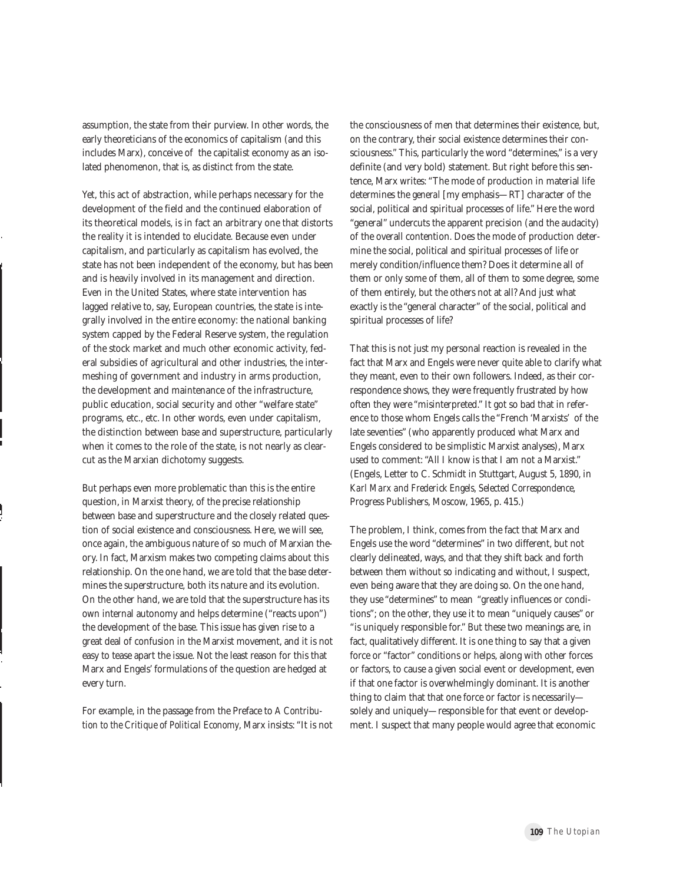assumption, the state from their purview. In other words, the early theoreticians of the economics of capitalism (and this includes Marx), conceive of the capitalist economy as an isolated phenomenon, that is, as distinct from the state.

Yet, this act of abstraction, while perhaps necessary for the development of the field and the continued elaboration of its theoretical models, is in fact an arbitrary one that distorts the reality it is intended to elucidate. Because even under capitalism, and particularly as capitalism has evolved, the state has not been independent of the economy, but has been and is heavily involved in its management and direction. Even in the United States, where state intervention has lagged relative to, say, European countries, the state is integrally involved in the entire economy: the national banking system capped by the Federal Reserve system, the regulation of the stock market and much other economic activity, federal subsidies of agricultural and other industries, the intermeshing of government and industry in arms production, the development and maintenance of the infrastructure, public education, social security and other "welfare state" programs, etc., etc. In other words, even under capitalism, the distinction between base and superstructure, particularly when it comes to the role of the state, is not nearly as clear-cut as the Marxian dichotomy suggests.

But perhaps even more problematic than this is the entire question, in Marxist theory, of the precise relationship between base and superstructure and the closely related question of social existence and consciousness. Here, we will see, once again, the ambiguous nature of so much of Marxian theory. In fact, Marxism makes two competing claims about this relationship. On the one hand, we are told that the base determines the superstructure, both its nature and its evolution. On the other hand, we are told that the superstructure has its own internal autonomy and helps determine ("reacts upon") the development of the base. This issue has given rise to a great deal of confusion in the Marxist movement, and it is not easy to tease apart the issue. Not the least reason for this that Marx and Engels' formulations of the question are hedged at every turn.

For example, in the passage from the Preface to *A Contribution to the Critique of Political Economy*, Marx insists: "It is not the consciousness of men that determines their existence, but, on the contrary, their social existence determines their consciousness." This, particularly the word "determines," is a very definite (and very bold) statement. But right before this sentence, Marx writes: "The mode of production in material life determines the *general* [my emphasis—RT] character of the social, political and spiritual processes of life." Here the word "general" undercuts the apparent precision (and the audacity) of the overall contention. Does the mode of production determine the social, political and spiritual processes of life or merely condition/influence them? Does it determine all of them or only some of them, all of them to some degree, some of them entirely, but the others not at all? And just what exactly is the "general character" of the social, political and spiritual processes of life?

That this is not just my personal reaction is revealed in the fact that Marx and Engels were never quite able to clarify what they meant, even to their own followers. Indeed, as their correspondence shows, they were frequently frustrated by how often they were "misinterpreted." It got so bad that in reference to those whom Engels calls the "French 'Marxists' of the late seventies" (who apparently produced what Marx and Engels considered to be simplistic Marxist analyses), Marx used to comment: "All I know is that I am not a Marxist." (Engels, Letter to C. Schmidt in Stuttgart, August 5, 1890, in *Karl Marx and Frederick Engels, Selected Correspondence*, Progress Publishers, Moscow, 1965, p. 415.)

The problem, I think, comes from the fact that Marx and Engels use the word "determines" in two different, but not clearly delineated, ways, and that they shift back and forth between them without so indicating and without, I suspect, even being aware that they are doing so. On the one hand, they use "determines" to mean "greatly influences or conditions"; on the other, they use it to mean "uniquely causes" or "is uniquely responsible for." But these two meanings are, in fact, qualitatively different. It is one thing to say that a given force or "factor" conditions or helps, along with other forces or factors, to cause a given social event or development, even if that one factor is overwhelmingly dominant. It is another thing to claim that that one force or factor is necessarily—solely and uniquely—responsible for that event or development. I suspect that many people would agree that economic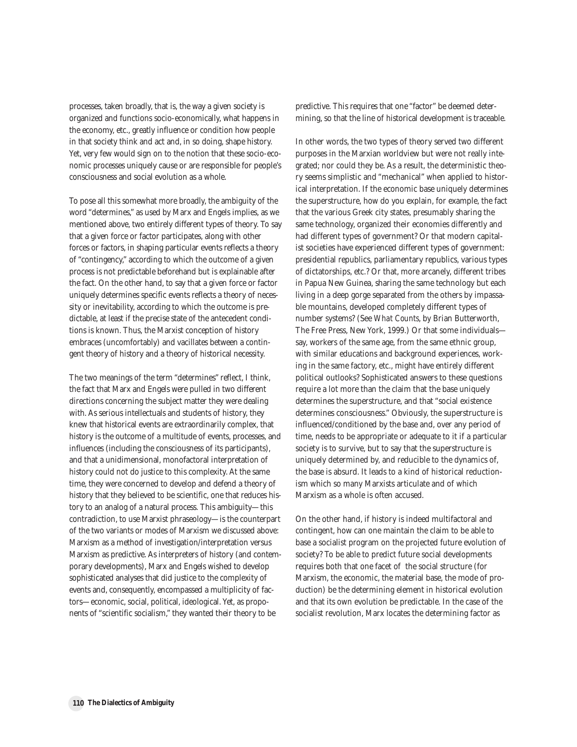processes, taken broadly, that is, the way a given society is organized and functions socio-economically, what happens in the economy, etc., greatly influence or condition how people in that society think and act and, in so doing, shape history. Yet, very few would sign on to the notion that these socio-economic processes uniquely cause or are responsible for people's consciousness and social evolution as a whole.

To pose all this somewhat more broadly, the ambiguity of the word "determines," as used by Marx and Engels implies, as we mentioned above, two entirely different types of theory. To say that a given force or factor participates, along with other forces or factors, in shaping particular events reflects a theory of "contingency," according to which the outcome of a given process is not predictable beforehand but is explainable after the fact. On the other hand, to say that a given force or factor uniquely determines specific events reflects a theory of necessity or inevitability, according to which the outcome is predictable, at least if the precise state of the antecedent conditions is known. Thus, the Marxist conception of history embraces (uncomfortably) and vacillates between a contingent theory of history and a theory of historical necessity.

The two meanings of the term "determines" reflect, I think, the fact that Marx and Engels were pulled in two different directions concerning the subject matter they were dealing with. As serious intellectuals and students of history, they knew that historical events are extraordinarily complex, that history is the outcome of a multitude of events, processes, and influences (including the consciousness of its participants), and that a unidimensional, monofactoral interpretation of history could not do justice to this complexity. At the same time, they were concerned to develop and defend a theory of history that they believed to be scientific, one that reduces history to an analog of a natural process. This ambiguity—this contradiction, to use Marxist phraseology—is the counterpart of the two variants or modes of Marxism we discussed above: Marxism as a method of investigation/interpretation versus Marxism as predictive. As interpreters of history (and contemporary developments), Marx and Engels wished to develop sophisticated analyses that did justice to the complexity of events and, consequently, encompassed a multiplicity of factors—economic, social, political, ideological. Yet, as proponents of "scientific socialism," they wanted their theory to be predictive. This requires that one "factor" be deemed determining, so that the line of historical development is traceable.

In other words, the two types of theory served two different purposes in the Marxian worldview but were not really integrated; nor could they be. As a result, the deterministic theory seems simplistic and "mechanical" when applied to historical interpretation. If the economic base uniquely determines the superstructure, how do you explain, for example, the fact that the various Greek city states, presumably sharing the same technology, organized their economies differently and had different types of government? Or that modern capitalist societies have experienced different types of government: presidential republics, parliamentary republics, various types of dictatorships, etc.? Or that, more arcanely, different tribes in Papua New Guinea, sharing the same technology but each living in a deep gorge separated from the others by impassable mountains, developed completely different types of number systems? (See *What Counts*, by Brian Butterworth, The Free Press, New York, 1999.) Or that some individuals—say, workers of the same age, from the same ethnic group, with similar educations and background experiences, working in the same factory, etc., might have entirely different political outlooks? Sophisticated answers to these questions require a lot more than the claim that the base uniquely determines the superstructure, and that "social existence determines consciousness." Obviously, the superstructure is influenced/conditioned by the base and, over any period of time, needs to be appropriate or adequate to it if a particular society is to survive, but to say that the superstructure is uniquely determined by, and reducible to the dynamics of, the base is absurd. It leads to a kind of historical reductionism which so many Marxists articulate and of which Marxism as a whole is often accused.

On the other hand, if history is indeed multifactoral and contingent, how can one maintain the claim to be able to base a socialist program on the projected future evolution of society? To be able to predict future social developments requires both that one facet of the social structure (for Marxism, the economic, the material base, the mode of production) be the determining element in historical evolution and that its own evolution be predictable. In the case of the socialist revolution, Marx locates the determining factor as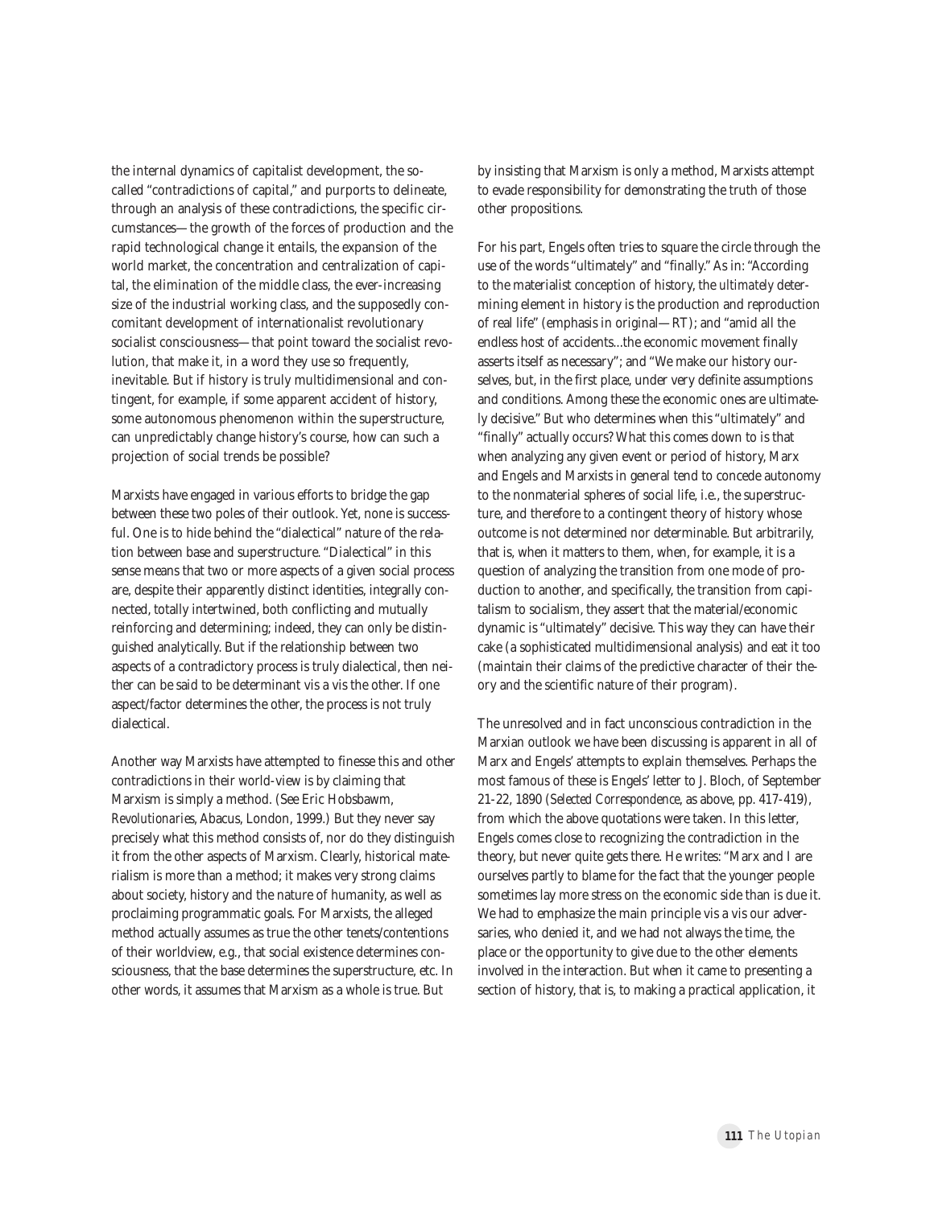the internal dynamics of capitalist development, the so-called "contradictions of capital," and purports to delineate, through an analysis of these contradictions, the specific circumstances—the growth of the forces of production and the rapid technological change it entails, the expansion of the world market, the concentration and centralization of capital, the elimination of the middle class, the ever-increasing size of the industrial working class, and the supposedly concomitant development of internationalist revolutionary socialist consciousness—that point toward the socialist revolution, that make it, in a word they use so frequently, inevitable. But if history is truly multidimensional and contingent, for example, if some apparent accident of history, some autonomous phenomenon within the superstructure, can unpredictably change history's course, how can such a projection of social trends be possible?

Marxists have engaged in various efforts to bridge the gap between these two poles of their outlook. Yet, none is successful. One is to hide behind the "dialectical" nature of the relation between base and superstructure. "Dialectical" in this sense means that two or more aspects of a given social process are, despite their apparently distinct identities, integrally connected, totally intertwined, both conflicting and mutually reinforcing and determining; indeed, they can only be distinguished analytically. But if the relationship between two aspects of a contradictory process is truly dialectical, then neither can be said to be determinant vis a vis the other. If one aspect/factor determines the other, the process is not truly dialectical.

Another way Marxists have attempted to finesse this and other contradictions in their world-view is by claiming that Marxism is simply a method. (See Eric Hobsbawm, *Revolutionaries*, Abacus, London, 1999.) But they never say precisely what this method consists of, nor do they distinguish it from the other aspects of Marxism. Clearly, historical materialism is more than a method; it makes very strong claims about society, history and the nature of humanity, as well as proclaiming programmatic goals. For Marxists, the alleged method actually assumes as true the other tenets/contentions of their worldview, e.g., that social existence determines consciousness, that the base determines the superstructure, etc. In other words, it assumes that Marxism as a whole is true. But by insisting that Marxism is only a method, Marxists attempt to evade responsibility for demonstrating the truth of those other propositions.

For his part, Engels often tries to square the circle through the use of the words "ultimately" and "finally." As in: "According to the materialist conception of history, the *ultimately* determining element in history is the production and reproduction of real life" (emphasis in original—RT); and "amid all the endless host of accidents...the economic movement finally asserts itself as necessary"; and "We make our history ourselves, but, in the first place, under very definite assumptions and conditions. Among these the economic ones are ultimately decisive." But who determines when this "ultimately" and "finally" actually occurs? What this comes down to is that when analyzing any given event or period of history, Marx and Engels and Marxists in general tend to concede autonomy to the nonmaterial spheres of social life, i.e., the superstructure, and therefore to a contingent theory of history whose outcome is not determined nor determinable. But arbitrarily, that is, when it matters to them, when, for example, it is a question of analyzing the transition from one mode of production to another, and specifically, the transition from capitalism to socialism, they assert that the material/economic dynamic is "ultimately" decisive. This way they can have their cake (a sophisticated multidimensional analysis) and eat it too (maintain their claims of the predictive character of their theory and the scientific nature of their program).

The unresolved and in fact unconscious contradiction in the Marxian outlook we have been discussing is apparent in all of Marx and Engels' attempts to explain themselves. Perhaps the most famous of these is Engels' letter to J. Bloch, of September 21-22, 1890 (*Selected Correspondence*, as above, pp. 417-419), from which the above quotations were taken. In this letter, Engels comes close to recognizing the contradiction in the theory, but never quite gets there. He writes: "Marx and I are ourselves partly to blame for the fact that the younger people sometimes lay more stress on the economic side than is due it. We had to emphasize the main principle vis a vis our adversaries, who denied it, and we had not always the time, the place or the opportunity to give due to the other elements involved in the interaction. But when it came to presenting a section of history, that is, to making a practical application, it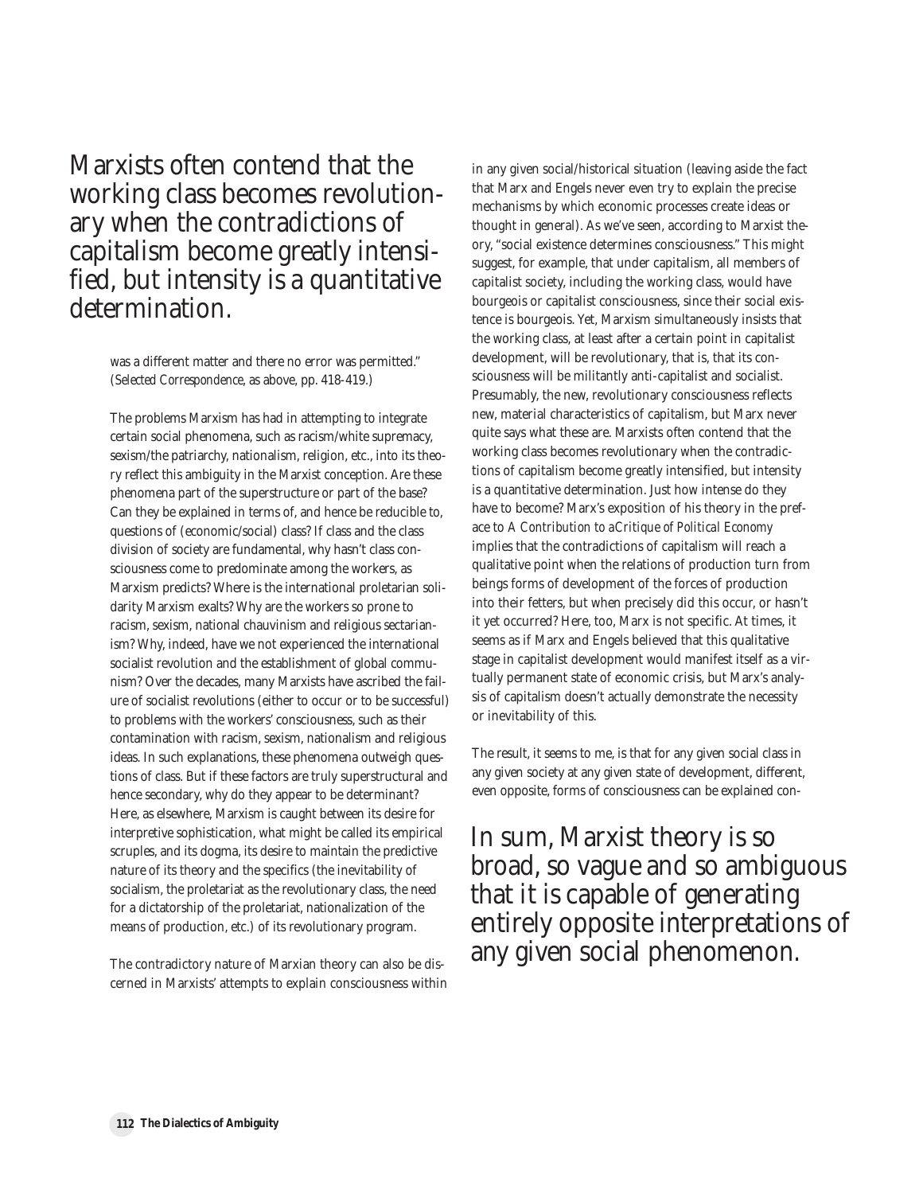> Marxists often contend that the working class becomes revolutionary when the contradictions of capitalism become greatly intensified, but intensity is a quantitative determination.

was a different matter and there no error was permitted." (*Selected Correspondence*, as above, pp. 418-419.)

The problems Marxism has had in attempting to integrate certain social phenomena, such as racism/white supremacy, sexism/the patriarchy, nationalism, religion, etc., into its theory reflect this ambiguity in the Marxist conception. Are these phenomena part of the superstructure or part of the base? Can they be explained in terms of, and hence be reducible to, questions of (economic/social) class? If class and the class division of society are fundamental, why hasn't class consciousness come to predominate among the workers, as Marxism predicts? Where is the international proletarian solidarity Marxism exalts? Why are the workers so prone to racism, sexism, national chauvinism and religious sectarianism? Why, indeed, have we not experienced the international socialist revolution and the establishment of global communism? Over the decades, many Marxists have ascribed the failure of socialist revolutions (either to occur or to be successful) to problems with the workers' consciousness, such as their contamination with racism, sexism, nationalism and religious ideas. In such explanations, these phenomena outweigh questions of class. But if these factors are truly superstructural and hence secondary, why do they appear to be determinant? Here, as elsewhere, Marxism is caught between its desire for interpretive sophistication, what might be called its empirical scruples, and its dogma, its desire to maintain the predictive nature of its theory and the specifics (the inevitability of socialism, the proletariat as the revolutionary class, the need for a dictatorship of the proletariat, nationalization of the means of production, etc.) of its revolutionary program.

The contradictory nature of Marxian theory can also be discerned in Marxists' attempts to explain consciousness within in any given social/historical situation (leaving aside the fact that Marx and Engels never even try to explain the precise mechanisms by which economic processes create ideas or thought in general). As we've seen, according to Marxist theory, "social existence determines consciousness." This might suggest, for example, that under capitalism, all members of capitalist society, including the working class, would have bourgeois or capitalist consciousness, since their social existence is bourgeois. Yet, Marxism simultaneously insists that the working class, at least after a certain point in capitalist development, will be revolutionary, that is, that its consciousness will be militantly anti-capitalist and socialist. Presumably, the new, revolutionary consciousness reflects new, material characteristics of capitalism, but Marx never quite says what these are. Marxists often contend that the working class becomes revolutionary when the contradictions of capitalism become greatly intensified, but intensity is a quantitative determination. Just how intense do they have to become? Marx's exposition of his theory in the preface to *A Contribution to aCritique of Political Economy* implies that the contradictions of capitalism will reach a qualitative point when the relations of production turn from beings forms of development of the forces of production into their fetters, but when precisely did this occur, or hasn't it yet occurred? Here, too, Marx is not specific. At times, it seems as if Marx and Engels believed that this qualitative stage in capitalist development would manifest itself as a virtually permanent state of economic crisis, but Marx's analysis of capitalism doesn't actually demonstrate the necessity or inevitability of this.

The result, it seems to me, is that for any given social class in any given society at any given state of development, different, even opposite, forms of consciousness can be explained con-

> In sum, Marxist theory is so broad, so vague and so ambiguous that it is capable of generating entirely opposite interpretations of any given social phenomenon.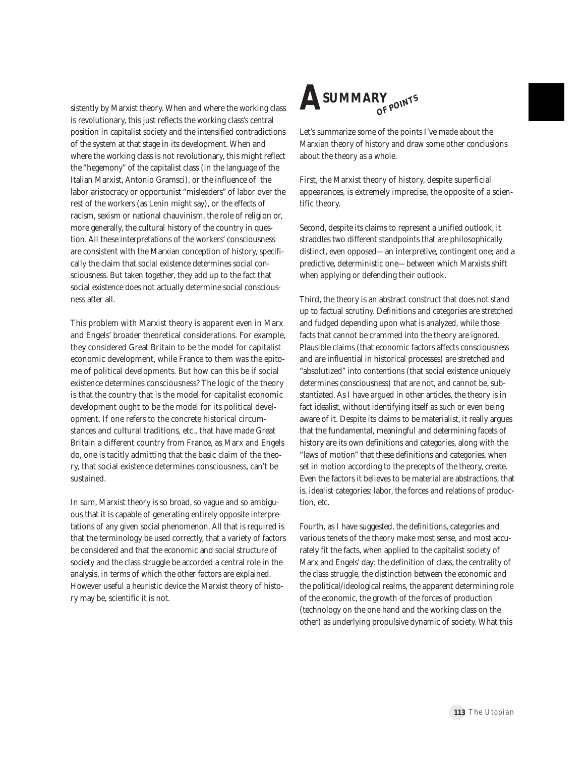sistently by Marxist theory. When and where the working class is revolutionary, this just reflects the working class's central position in capitalist society and the intensified contradictions of the system at that stage in its development. When and where the working class is not revolutionary, this might reflect the "hegemony" of the capitalist class (in the language of the Italian Marxist, Antonio Gramsci), or the influence of the labor aristocracy or opportunist "misleaders" of labor over the rest of the workers (as Lenin might say), or the effects of racism, sexism or national chauvinism, the role of religion or, more generally, the cultural history of the country in question. All these interpretations of the workers' consciousness are consistent with the Marxian conception of history, specifically the claim that social existence determines social consciousness. But taken together, they add up to the fact that social existence does not actually determine social consciousness after all.

This problem with Marxist theory is apparent even in Marx and Engels' broader theoretical considerations. For example, they considered Great Britain to be the model for capitalist economic development, while France to them was the epitome of political developments. But how can this be if social existence determines consciousness? The logic of the theory is that the country that is the model for capitalist economic development ought to be the model for its political development. If one refers to the concrete historical circumstances and cultural traditions, etc., that have made Great Britain a different country from France, as Marx and Engels do, one is tacitly admitting that the basic claim of the theory, that social existence determines consciousness, can't be sustained.

In sum, Marxist theory is so broad, so vague and so ambiguous that it is capable of generating entirely opposite interpretations of any given social phenomenon. All that is required is that the terminology be used correctly, that a variety of factors be considered and that the economic and social structure of society and the class struggle be accorded a central role in the analysis, in terms of which the other factors are explained. However useful a heuristic device the Marxist theory of history may be, scientific it is not.

## A Summary of Points

Let's summarize some of the points I've made about the Marxian theory of history and draw some other conclusions about the theory as a whole.

First, the Marxist theory of history, despite superficial appearances, is extremely imprecise, the opposite of a scientific theory.

Second, despite its claims to represent a unified outlook, it straddles two different standpoints that are philosophically distinct, even opposed—an interpretive, contingent one; and a predictive, deterministic one—between which Marxists shift when applying or defending their outlook.

Third, the theory is an abstract construct that does not stand up to factual scrutiny. Definitions and categories are stretched and fudged depending upon what is analyzed, while those facts that cannot be crammed into the theory are ignored. Plausible claims (that economic factors affects consciousness and are influential in historical processes) are stretched and "absolutized" into contentions (that social existence uniquely determines consciousness) that are not, and cannot be, substantiated. As I have argued in other articles, the theory is in fact idealist, without identifying itself as such or even being aware of it. Despite its claims to be materialist, it really argues that the fundamental, meaningful and determining facets of history are its own definitions and categories, along with the "laws of motion" that these definitions and categories, when set in motion according to the precepts of the theory, create. Even the factors it believes to be material are abstractions, that is, idealist categories: labor, the forces and relations of production, etc.

Fourth, as I have suggested, the definitions, categories and various tenets of the theory make most sense, and most accurately fit the facts, when applied to the capitalist society of Marx and Engels' day: the definition of class, the centrality of the class struggle, the distinction between the economic and the political/ideological realms, the apparent determining role of the economic, the growth of the forces of production (technology on the one hand and the working class on the other) as underlying propulsive dynamic of society. What this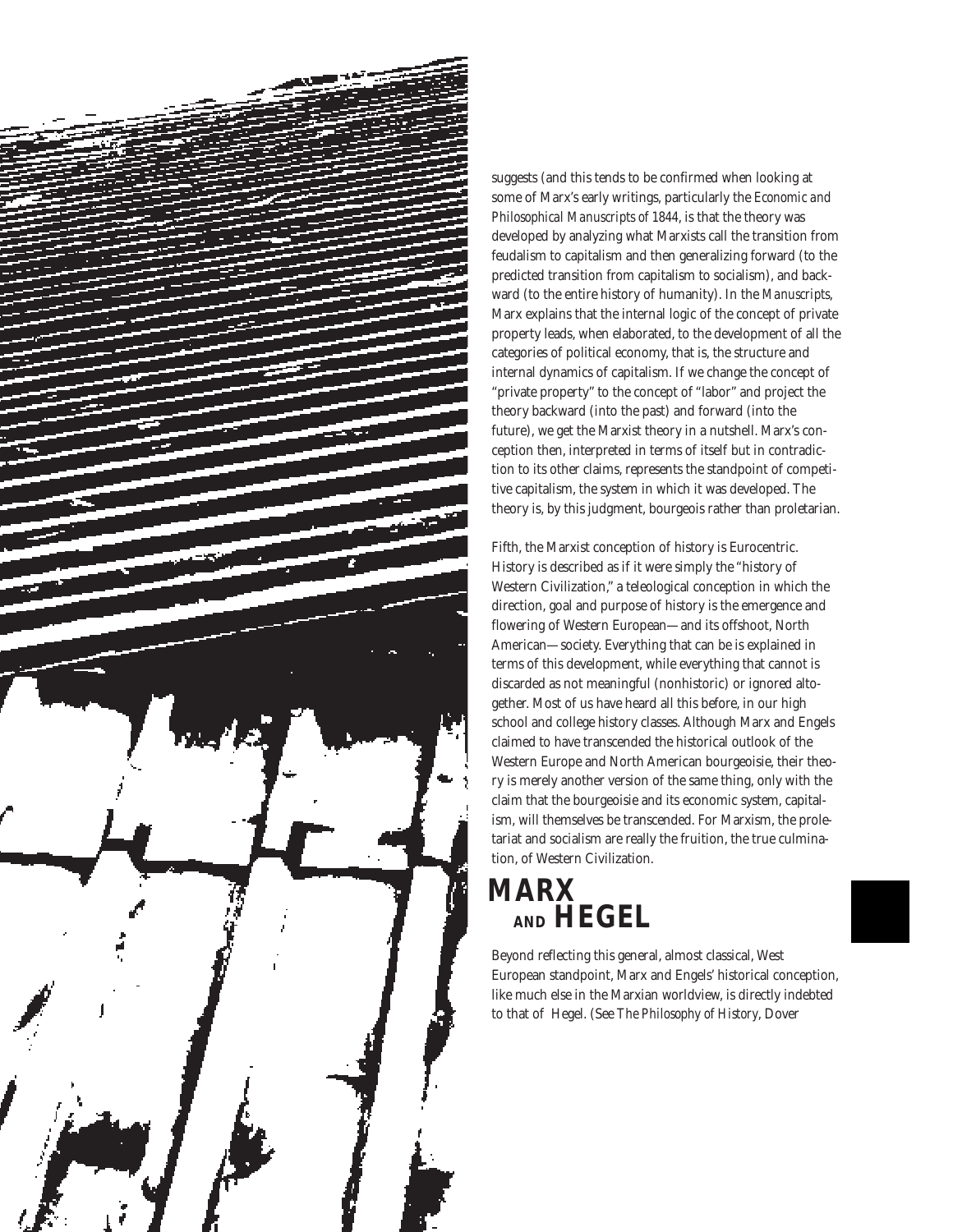suggests (and this tends to be confirmed when looking at some of Marx's early writings, particularly the *Economic and Philosophical Manuscripts of 1844*, is that the theory was developed by analyzing what Marxists call the transition from feudalism to capitalism and then generalizing forward (to the predicted transition from capitalism to socialism), and backward (to the entire history of humanity). In the *Manuscripts*, Marx explains that the internal logic of the concept of private property leads, when elaborated, to the development of all the categories of political economy, that is, the structure and internal dynamics of capitalism. If we change the concept of "private property" to the concept of "labor" and project the theory backward (into the past) and forward (into the future), we get the Marxist theory in a nutshell. Marx's conception then, interpreted in terms of itself but in contradiction to its other claims, represents the standpoint of competitive capitalism, the system in which it was developed. The theory is, by this judgment, bourgeois rather than proletarian.

Fifth, the Marxist conception of history is Eurocentric. History is described as if it were simply the "history of Western Civilization," a teleological conception in which the direction, goal and purpose of history is the emergence and flowering of Western European—and its offshoot, North American—society. Everything that can be is explained in terms of this development, while everything that cannot is discarded as not meaningful (nonhistoric) or ignored altogether. Most of us have heard all this before, in our high school and college history classes. Although Marx and Engels claimed to have transcended the historical outlook of the Western Europe and North American bourgeoisie, their theory is merely another version of the same thing, only with the claim that the bourgeoisie and its economic system, capitalism, will themselves be transcended. For Marxism, the proletariat and socialism are really the fruition, the true culmination, of Western Civilization.

## MARX AND HEGEL

Beyond reflecting this general, almost classical, West European standpoint, Marx and Engels' historical conception, like much else in the Marxian worldview, is directly indebted to that of Hegel. (See *The Philosophy of History*, Dover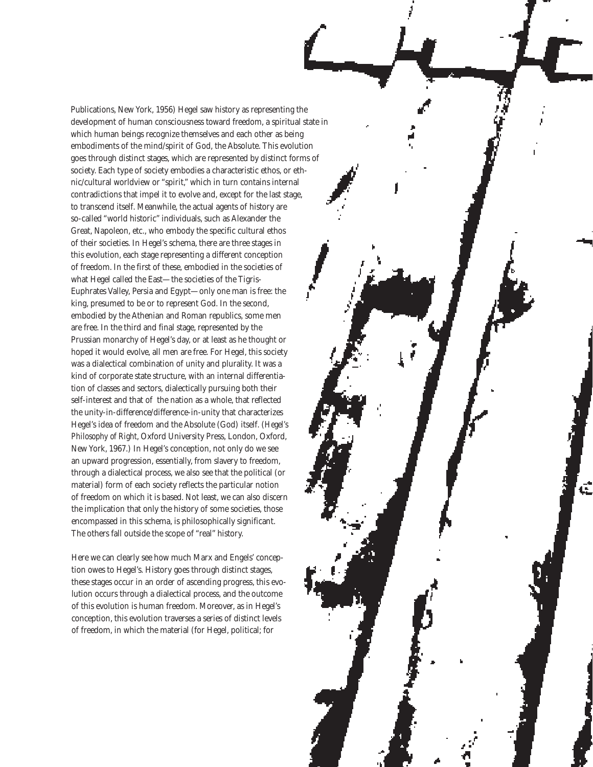Publications, New York, 1956) Hegel saw history as representing the development of human consciousness toward freedom, a spiritual state in which human beings recognize themselves and each other as being embodiments of the mind/spirit of God, the Absolute. This evolution goes through distinct stages, which are represented by distinct forms of society. Each type of society embodies a characteristic ethos, or ethnic/cultural worldview or "spirit," which in turn contains internal contradictions that impel it to evolve and, except for the last stage, to transcend itself. Meanwhile, the actual agents of history are so-called "world historic" individuals, such as Alexander the Great, Napoleon, etc., who embody the specific cultural ethos of their societies. In Hegel's schema, there are three stages in this evolution, each stage representing a different conception of freedom. In the first of these, embodied in the societies of what Hegel called the East—the societies of the Tigris-Euphrates Valley, Persia and Egypt—only one man is free: the king, presumed to be or to represent God. In the second, embodied by the Athenian and Roman republics, some men are free. In the third and final stage, represented by the Prussian monarchy of Hegel's day, or at least as he thought or hoped it would evolve, all men are free. For Hegel, this society was a dialectical combination of unity and plurality. It was a kind of corporate state structure, with an internal differentiation of classes and sectors, dialectically pursuing both their self-interest and that of the nation as a whole, that reflected the unity-in-difference/difference-in-unity that characterizes Hegel's idea of freedom and the Absolute (God) itself. (*Hegel's Philosophy of Right*, Oxford University Press, London, Oxford, New York, 1967.) In Hegel's conception, not only do we see an upward progression, essentially, from slavery to freedom, through a dialectical process, we also see that the political (or material) form of each society reflects the particular notion of freedom on which it is based. Not least, we can also discern the implication that only the history of some societies, those encompassed in this schema, is philosophically significant. The others fall outside the scope of "real" history.

Here we can clearly see how much Marx and Engels' conception owes to Hegel's. History goes through distinct stages, these stages occur in an order of ascending progress, this evolution occurs through a dialectical process, and the outcome of this evolution is human freedom. Moreover, as in Hegel's conception, this evolution traverses a series of distinct levels of freedom, in which the material (for Hegel, political; for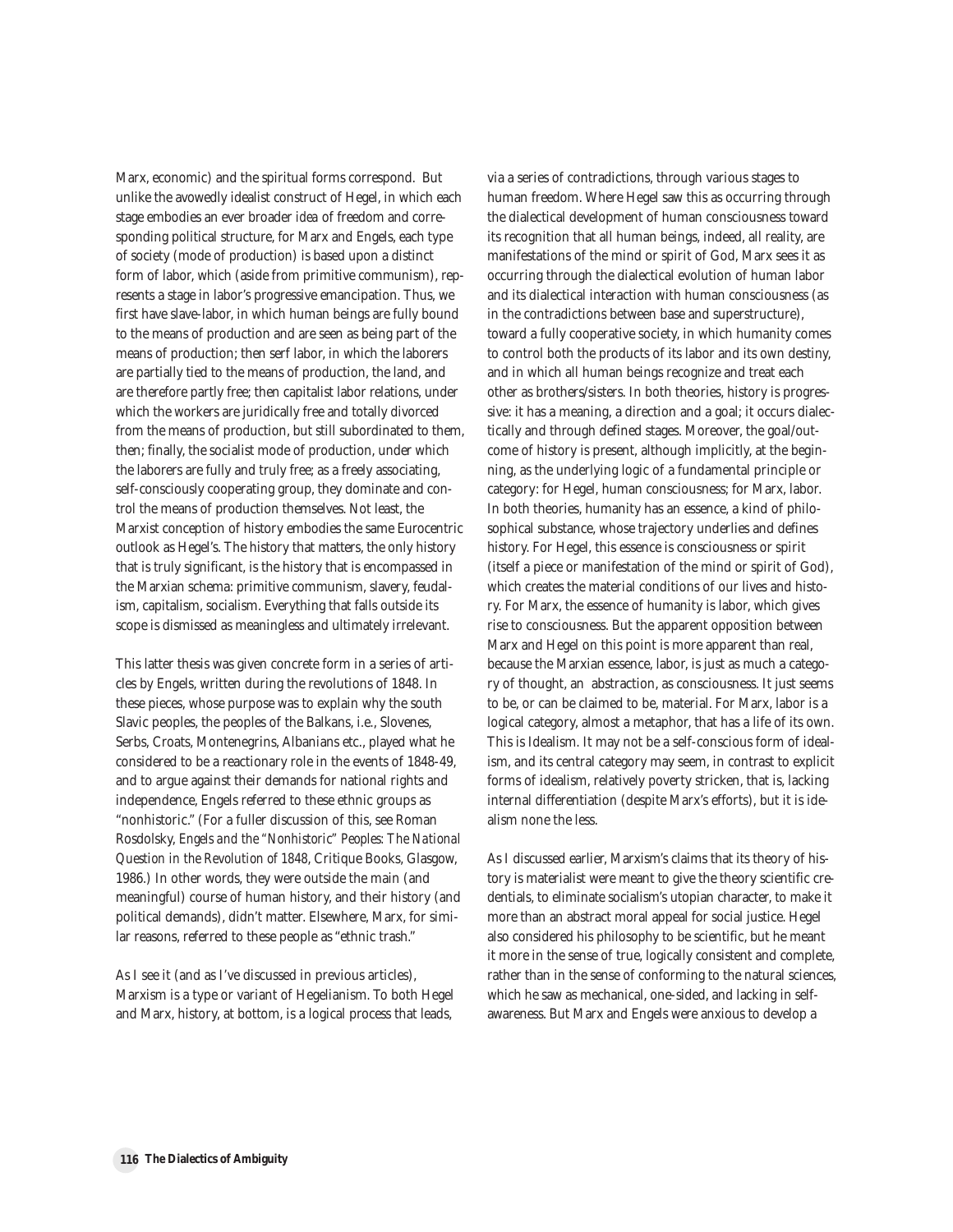Marx, economic) and the spiritual forms correspond. But unlike the avowedly idealist construct of Hegel, in which each stage embodies an ever broader idea of freedom and corresponding political structure, for Marx and Engels, each type of society (mode of production) is based upon a distinct form of labor, which (aside from primitive communism), represents a stage in labor's progressive emancipation. Thus, we first have slave-labor, in which human beings are fully bound to the means of production and are seen as being part of the means of production; then serf labor, in which the laborers are partially tied to the means of production, the land, and are therefore partly free; then capitalist labor relations, under which the workers are juridically free and totally divorced from the means of production, but still subordinated to them, then; finally, the socialist mode of production, under which the laborers are fully and truly free; as a freely associating, self-consciously cooperating group, they dominate and control the means of production themselves. Not least, the Marxist conception of history embodies the same Eurocentric outlook as Hegel's. The history that matters, the only history that is truly significant, is the history that is encompassed in the Marxian schema: primitive communism, slavery, feudalism, capitalism, socialism. Everything that falls outside its scope is dismissed as meaningless and ultimately irrelevant.

This latter thesis was given concrete form in a series of articles by Engels, written during the revolutions of 1848. In these pieces, whose purpose was to explain why the south Slavic peoples, the peoples of the Balkans, i.e., Slovenes, Serbs, Croats, Montenegrins, Albanians etc., played what he considered to be a reactionary role in the events of 1848-49, and to argue against their demands for national rights and independence, Engels referred to these ethnic groups as "nonhistoric." (For a fuller discussion of this, see Roman Rosdolsky, *Engels and the "Nonhistoric" Peoples: The National Question in the Revolution of 1848*, Critique Books, Glasgow, 1986.) In other words, they were outside the main (and meaningful) course of human history, and their history (and political demands), didn't matter. Elsewhere, Marx, for similar reasons, referred to these people as "ethnic trash."

As I see it (and as I've discussed in previous articles), Marxism is a type or variant of Hegelianism. To both Hegel and Marx, history, at bottom, is a logical process that leads, via a series of contradictions, through various stages to human freedom. Where Hegel saw this as occurring through the dialectical development of human consciousness toward its recognition that all human beings, indeed, all reality, are manifestations of the mind or spirit of God, Marx sees it as occurring through the dialectical evolution of human labor and its dialectical interaction with human consciousness (as in the contradictions between base and superstructure), toward a fully cooperative society, in which humanity comes to control both the products of its labor and its own destiny, and in which all human beings recognize and treat each other as brothers/sisters. In both theories, history is progressive: it has a meaning, a direction and a goal; it occurs dialectically and through defined stages. Moreover, the goal/outcome of history is present, although implicitly, at the beginning, as the underlying logic of a fundamental principle or category: for Hegel, human consciousness; for Marx, labor. In both theories, humanity has an essence, a kind of philosophical substance, whose trajectory underlies and defines history. For Hegel, this essence is consciousness or spirit (itself a piece or manifestation of the mind or spirit of God), which creates the material conditions of our lives and history. For Marx, the essence of humanity is labor, which gives rise to consciousness. But the apparent opposition between Marx and Hegel on this point is more apparent than real, because the Marxian essence, labor, is just as much a category of thought, an abstraction, as consciousness. It just seems to be, or can be claimed to be, material. For Marx, labor is a logical category, almost a metaphor, that has a life of its own. This is Idealism. It may not be a self-conscious form of idealism, and its central category may seem, in contrast to explicit forms of idealism, relatively poverty stricken, that is, lacking internal differentiation (despite Marx's efforts), but it is idealism none the less.

As I discussed earlier, Marxism's claims that its theory of history is materialist were meant to give the theory scientific credentials, to eliminate socialism's utopian character, to make it more than an abstract moral appeal for social justice. Hegel also considered his philosophy to be scientific, but he meant it more in the sense of true, logically consistent and complete, rather than in the sense of conforming to the natural sciences, which he saw as mechanical, one-sided, and lacking in self-awareness. But Marx and Engels were anxious to develop a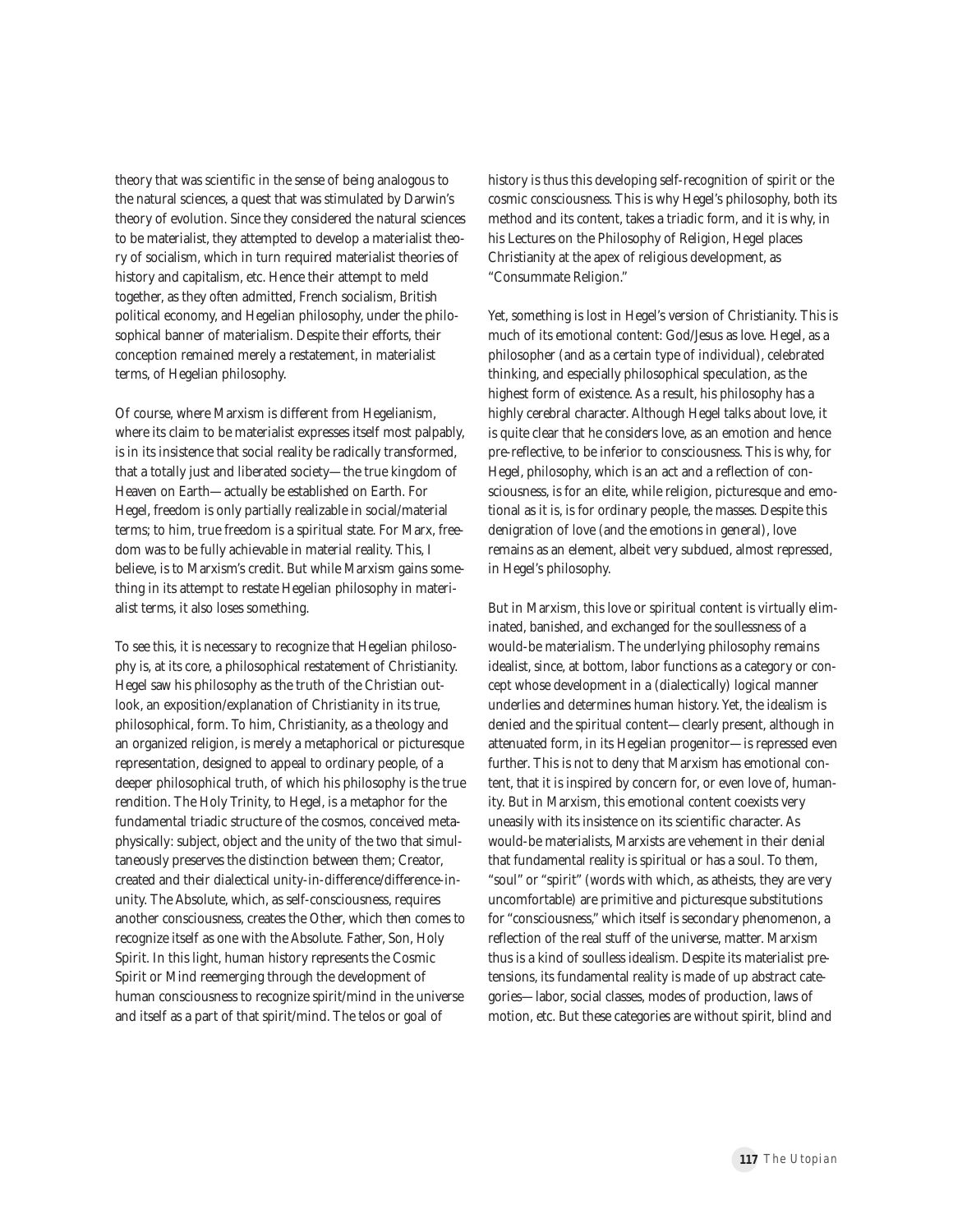theory that was scientific in the sense of being analogous to the natural sciences, a quest that was stimulated by Darwin's theory of evolution. Since they considered the natural sciences to be materialist, they attempted to develop a materialist theory of socialism, which in turn required materialist theories of history and capitalism, etc. Hence their attempt to meld together, as they often admitted, French socialism, British political economy, and Hegelian philosophy, under the philosophical banner of materialism. Despite their efforts, their conception remained merely a restatement, in materialist terms, of Hegelian philosophy.

Of course, where Marxism is different from Hegelianism, where its claim to be materialist expresses itself most palpably, is in its insistence that social reality be radically transformed, that a totally just and liberated society—the true kingdom of Heaven on Earth—actually be established on Earth. For Hegel, freedom is only partially realizable in social/material terms; to him, true freedom is a spiritual state. For Marx, freedom was to be fully achievable in material reality. This, I believe, is to Marxism's credit. But while Marxism gains something in its attempt to restate Hegelian philosophy in materialist terms, it also loses something.

To see this, it is necessary to recognize that Hegelian philosophy is, at its core, a philosophical restatement of Christianity. Hegel saw his philosophy as the truth of the Christian outlook, an exposition/explanation of Christianity in its true, philosophical, form. To him, Christianity, as a theology and an organized religion, is merely a metaphorical or picturesque representation, designed to appeal to ordinary people, of a deeper philosophical truth, of which his philosophy is the true rendition. The Holy Trinity, to Hegel, is a metaphor for the fundamental triadic structure of the cosmos, conceived metaphysically: subject, object and the unity of the two that simultaneously preserves the distinction between them; Creator, created and their dialectical unity-in-difference/difference-in-unity. The Absolute, which, as self-consciousness, requires another consciousness, creates the Other, which then comes to recognize itself as one with the Absolute. Father, Son, Holy Spirit. In this light, human history represents the Cosmic Spirit or Mind reemerging through the development of human consciousness to recognize spirit/mind in the universe and itself as a part of that spirit/mind. The telos or goal of history is thus this developing self-recognition of spirit or the cosmic consciousness. This is why Hegel's philosophy, both its method and its content, takes a triadic form, and it is why, in his Lectures on the Philosophy of Religion, Hegel places Christianity at the apex of religious development, as "Consummate Religion."

Yet, something is lost in Hegel's version of Christianity. This is much of its emotional content: God/Jesus as love. Hegel, as a philosopher (and as a certain type of individual), celebrated thinking, and especially philosophical speculation, as the highest form of existence. As a result, his philosophy has a highly cerebral character. Although Hegel talks about love, it is quite clear that he considers love, as an emotion and hence pre-reflective, to be inferior to consciousness. This is why, for Hegel, philosophy, which is an act and a reflection of consciousness, is for an elite, while religion, picturesque and emotional as it is, is for ordinary people, the masses. Despite this denigration of love (and the emotions in general), love remains as an element, albeit very subdued, almost repressed, in Hegel's philosophy.

But in Marxism, this love or spiritual content is virtually eliminated, banished, and exchanged for the soullessness of a would-be materialism. The underlying philosophy remains idealist, since, at bottom, labor functions as a category or concept whose development in a (dialectically) logical manner underlies and determines human history. Yet, the idealism is denied and the spiritual content—clearly present, although in attenuated form, in its Hegelian progenitor—is repressed even further. This is not to deny that Marxism has emotional content, that it is inspired by concern for, or even love of, humanity. But in Marxism, this emotional content coexists very uneasily with its insistence on its scientific character. As would-be materialists, Marxists are vehement in their denial that fundamental reality is spiritual or has a soul. To them, "soul" or "spirit" (words with which, as atheists, they are very uncomfortable) are primitive and picturesque substitutions for "consciousness," which itself is secondary phenomenon, a reflection of the real stuff of the universe, matter. Marxism thus is a kind of soulless idealism. Despite its materialist pretensions, its fundamental reality is made of up abstract categories—labor, social classes, modes of production, laws of motion, etc. But these categories are without spirit, blind and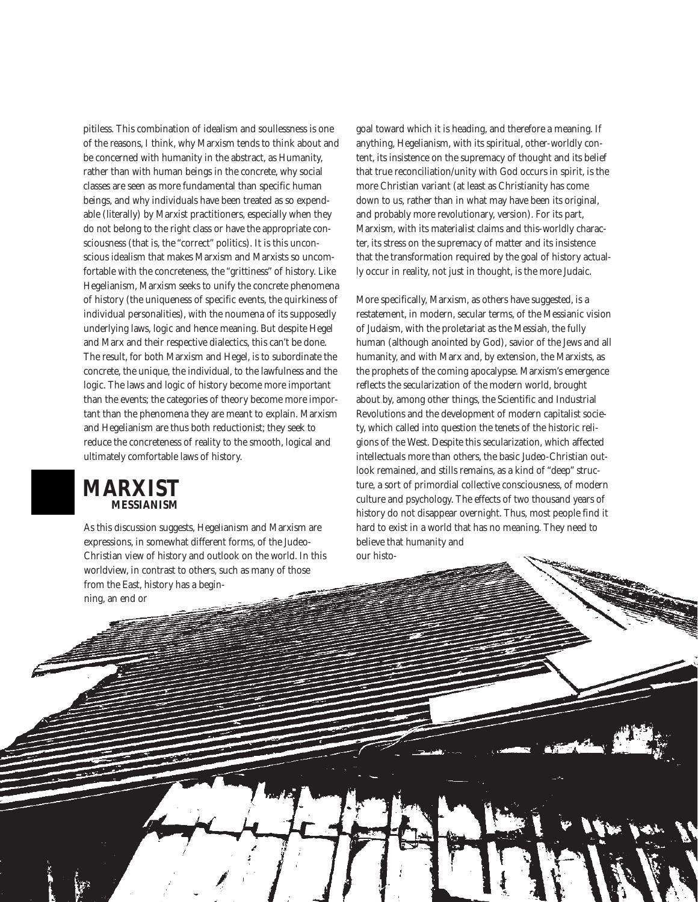pitiless. This combination of idealism and soullessness is one of the reasons, I think, why Marxism tends to think about and be concerned with humanity in the abstract, as Humanity, rather than with human beings in the concrete, why social classes are seen as more fundamental than specific human beings, and why individuals have been treated as so expendable (literally) by Marxist practitioners, especially when they do not belong to the right class or have the appropriate consciousness (that is, the "correct" politics). It is this unconscious idealism that makes Marxism and Marxists so uncomfortable with the concreteness, the "grittiness" of history. Like Hegelianism, Marxism seeks to unify the concrete phenomena of history (the uniqueness of specific events, the quirkiness of individual personalities), with the noumena of its supposedly underlying laws, logic and hence meaning. But despite Hegel and Marx and their respective dialectics, this can't be done. The result, for both Marxism and Hegel, is to subordinate the concrete, the unique, the individual, to the lawfulness and the logic. The laws and logic of history become more important than the events; the categories of theory become more important than the phenomena they are meant to explain. Marxism and Hegelianism are thus both reductionist; they seek to reduce the concreteness of reality to the smooth, logical and ultimately comfortable laws of history.

## MARXIST MESSIANISM

As this discussion suggests, Hegelianism and Marxism are expressions, in somewhat different forms, of the Judeo-Christian view of history and outlook on the world. In this worldview, in contrast to others, such as many of those from the East, history has a beginning, an end or goal toward which it is heading, and therefore a meaning. If anything, Hegelianism, with its spiritual, other-worldly content, its insistence on the supremacy of thought and its belief that true reconciliation/unity with God occurs in spirit, is the more Christian variant (at least as Christianity has come down to us, rather than in what may have been its original, and probably more revolutionary, version). For its part, Marxism, with its materialist claims and this-worldly character, its stress on the supremacy of matter and its insistence that the transformation required by the goal of history actually occur in reality, not just in thought, is the more Judaic.

More specifically, Marxism, as others have suggested, is a restatement, in modern, secular terms, of the Messianic vision of Judaism, with the proletariat as the Messiah, the fully human (although anointed by God), savior of the Jews and all humanity, and with Marx and, by extension, the Marxists, as the prophets of the coming apocalypse. Marxism's emergence reflects the secularization of the modern world, brought about by, among other things, the Scientific and Industrial Revolutions and the development of modern capitalist society, which called into question the tenets of the historic religions of the West. Despite this secularization, which affected intellectuals more than others, the basic Judeo-Christian outlook remained, and stills remains, as a kind of "deep" structure, a sort of primordial collective consciousness, of modern culture and psychology. The effects of two thousand years of history do not disappear overnight. Thus, most people find it hard to exist in a world that has no meaning. They need to believe that humanity and our histo-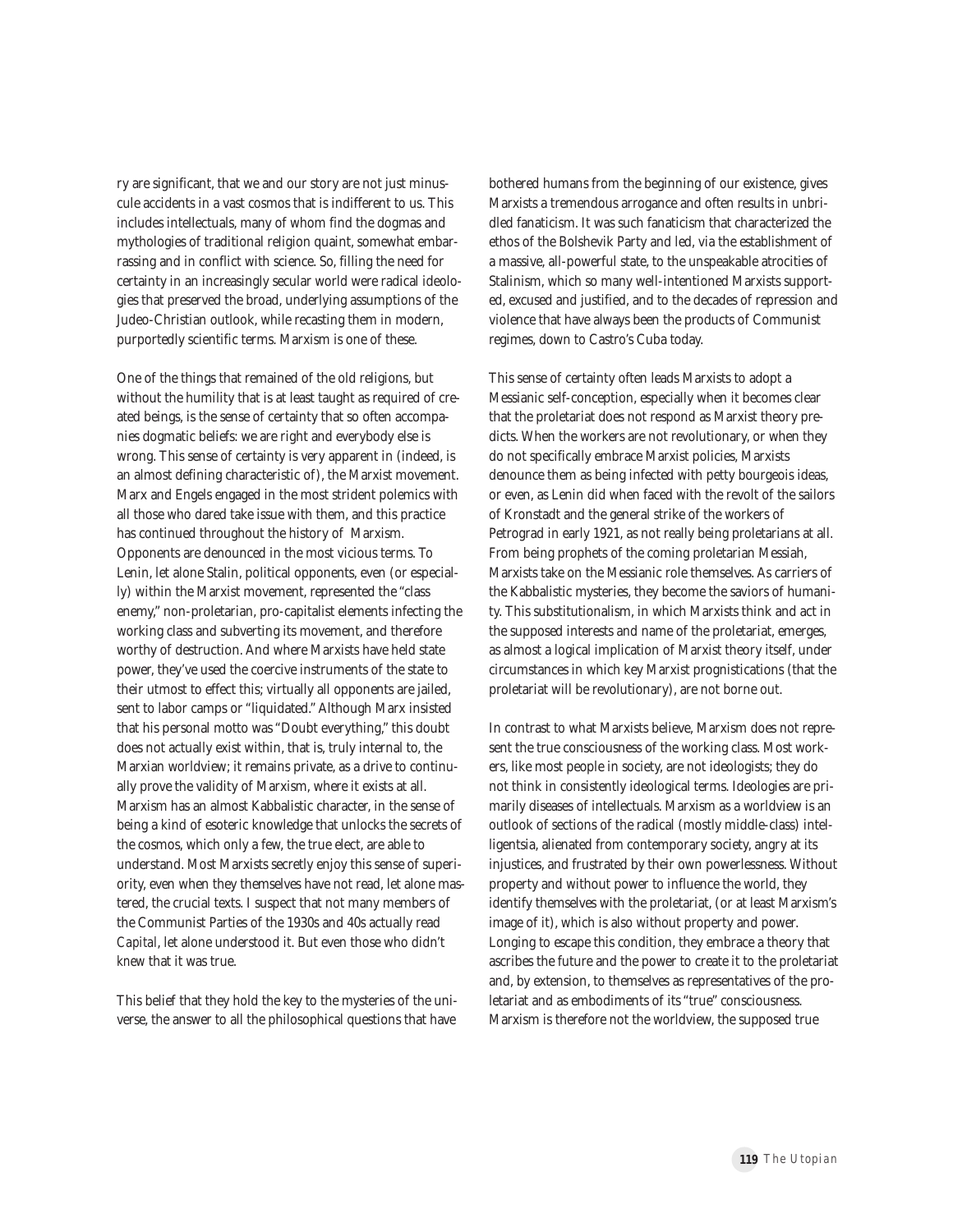ry are significant, that we and our story are not just minuscule accidents in a vast cosmos that is indifferent to us. This includes intellectuals, many of whom find the dogmas and mythologies of traditional religion quaint, somewhat embarrassing and in conflict with science. So, filling the need for certainty in an increasingly secular world were radical ideologies that preserved the broad, underlying assumptions of the Judeo-Christian outlook, while recasting them in modern, purportedly scientific terms. Marxism is one of these.

One of the things that remained of the old religions, but without the humility that is at least taught as required of created beings, is the sense of certainty that so often accompanies dogmatic beliefs: we are right and everybody else is wrong. This sense of certainty is very apparent in (indeed, is an almost defining characteristic of), the Marxist movement. Marx and Engels engaged in the most strident polemics with all those who dared take issue with them, and this practice has continued throughout the history of Marxism. Opponents are denounced in the most vicious terms. To Lenin, let alone Stalin, political opponents, even (or especially) within the Marxist movement, represented the "class enemy," non-proletarian, pro-capitalist elements infecting the working class and subverting its movement, and therefore worthy of destruction. And where Marxists have held state power, they've used the coercive instruments of the state to their utmost to effect this; virtually all opponents are jailed, sent to labor camps or "liquidated." Although Marx insisted that his personal motto was "Doubt everything," this doubt does not actually exist within, that is, truly internal to, the Marxian worldview; it remains private, as a drive to continually prove the validity of Marxism, where it exists at all. Marxism has an almost Kabbalistic character, in the sense of being a kind of esoteric knowledge that unlocks the secrets of the cosmos, which only a few, the true elect, are able to understand. Most Marxists secretly enjoy this sense of superiority, even when they themselves have not read, let alone mastered, the crucial texts. I suspect that not many members of the Communist Parties of the 1930s and 40s actually read *Capital*, let alone understood it. But even those who didn't *knew* that it was true.

This belief that they hold the key to the mysteries of the universe, the answer to all the philosophical questions that have bothered humans from the beginning of our existence, gives Marxists a tremendous arrogance and often results in unbridled fanaticism. It was such fanaticism that characterized the ethos of the Bolshevik Party and led, via the establishment of a massive, all-powerful state, to the unspeakable atrocities of Stalinism, which so many well-intentioned Marxists supported, excused and justified, and to the decades of repression and violence that have always been the products of Communist regimes, down to Castro's Cuba today.

This sense of certainty often leads Marxists to adopt a Messianic self-conception, especially when it becomes clear that the proletariat does not respond as Marxist theory predicts. When the workers are not revolutionary, or when they do not specifically embrace Marxist policies, Marxists denounce them as being infected with petty bourgeois ideas, or even, as Lenin did when faced with the revolt of the sailors of Kronstadt and the general strike of the workers of Petrograd in early 1921, as not really being proletarians at all. From being prophets of the coming proletarian Messiah, Marxists take on the Messianic role themselves. As carriers of the Kabbalistic mysteries, they become the saviors of humanity. This substitutionalism, in which Marxists think and act in the supposed interests and name of the proletariat, emerges, as almost a logical implication of Marxist theory itself, under circumstances in which key Marxist prognostications (that the proletariat will be revolutionary), are not borne out.

In contrast to what Marxists believe, Marxism does not represent the true consciousness of the working class. Most workers, like most people in society, are not ideologists; they do not think in consistently ideological terms. Ideologies are primarily diseases of intellectuals. Marxism as a worldview is an outlook of sections of the radical (mostly middle-class) intelligentsia, alienated from contemporary society, angry at its injustices, and frustrated by their own powerlessness. Without property and without power to influence the world, they identify themselves with the proletariat, (or at least Marxism's image of it), which is also without property and power. Longing to escape this condition, they embrace a theory that ascribes the future and the power to create it to the proletariat and, by extension, to themselves as representatives of the proletariat and as embodiments of its "true" consciousness. Marxism is therefore not the worldview, the supposed true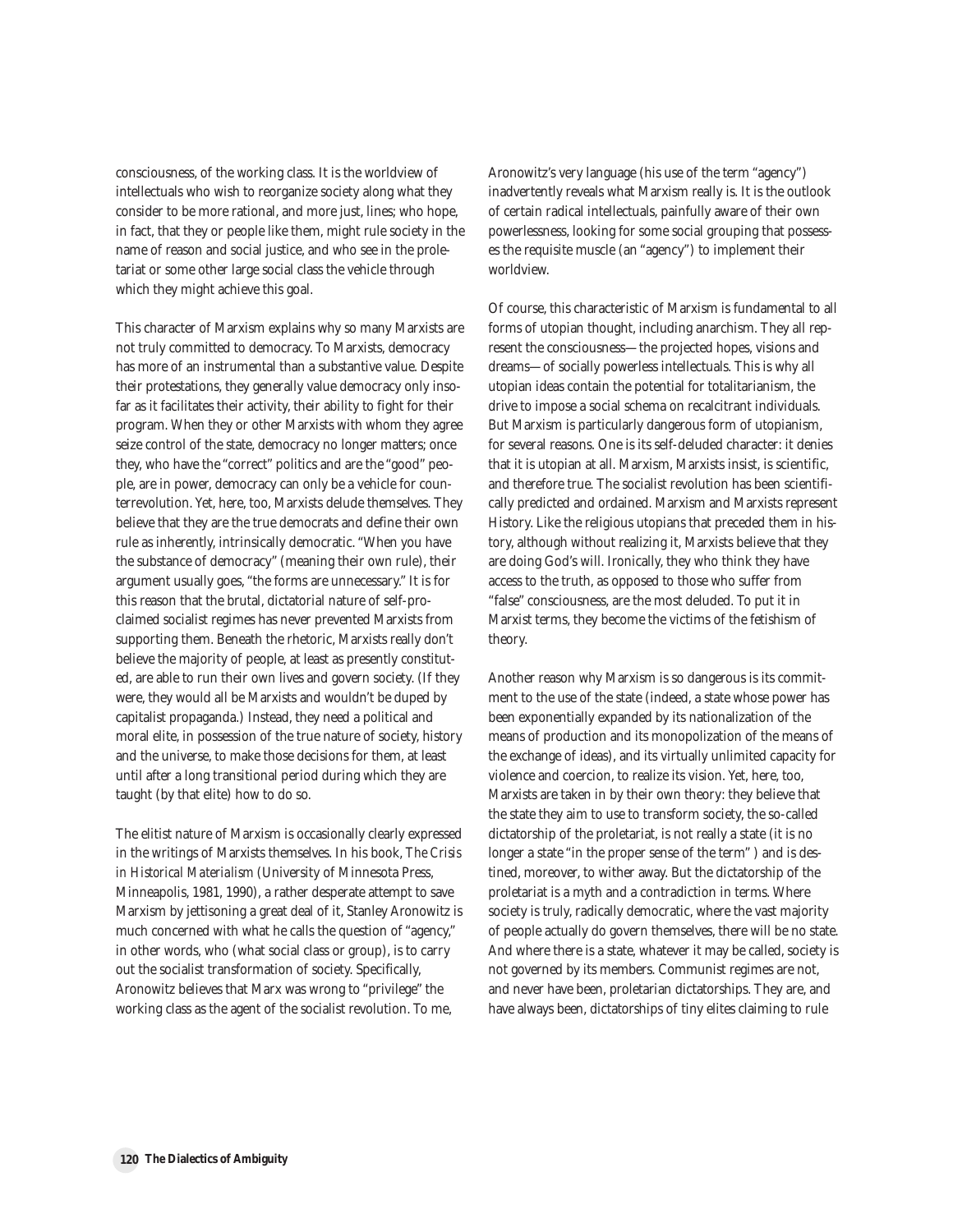consciousness, of the working class. It is the worldview of intellectuals who wish to reorganize society along what they consider to be more rational, and more just, lines; who hope, in fact, that they or people like them, might rule society in the name of reason and social justice, and who see in the proletariat or some other large social class the vehicle through which they might achieve this goal.

This character of Marxism explains why so many Marxists are not truly committed to democracy. To Marxists, democracy has more of an instrumental than a substantive value. Despite their protestations, they generally value democracy only insofar as it facilitates their activity, their ability to fight for their program. When they or other Marxists with whom they agree seize control of the state, democracy no longer matters; once they, who have the "correct" politics and are the "good" people, are in power, democracy can only be a vehicle for counterrevolution. Yet, here, too, Marxists delude themselves. They believe that they are the true democrats and define their own rule as inherently, intrinsically democratic. "When you have the substance of democracy" (meaning their own rule), their argument usually goes, "the forms are unnecessary." It is for this reason that the brutal, dictatorial nature of self-proclaimed socialist regimes has never prevented Marxists from supporting them. Beneath the rhetoric, Marxists really don't believe the majority of people, at least as presently constituted, are able to run their own lives and govern society. (If they were, they would all be Marxists and wouldn't be duped by capitalist propaganda.) Instead, they need a political and moral elite, in possession of the true nature of society, history and the universe, to make those decisions for them, at least until after a long transitional period during which they are taught (by that elite) how to do so.

The elitist nature of Marxism is occasionally clearly expressed in the writings of Marxists themselves. In his book, *The Crisis in Historical Materialism* (University of Minnesota Press, Minneapolis, 1981, 1990), a rather desperate attempt to save Marxism by jettisoning a great deal of it, Stanley Aronowitz is much concerned with what he calls the question of "agency," in other words, who (what social class or group), is to carry out the socialist transformation of society. Specifically, Aronowitz believes that Marx was wrong to "privilege" the working class as the agent of the socialist revolution. To me, Aronowitz's very language (his use of the term "agency") inadvertently reveals what Marxism really is. It is the outlook of certain radical intellectuals, painfully aware of their own powerlessness, looking for some social grouping that possesses the requisite muscle (an "agency") to implement their worldview.

Of course, this characteristic of Marxism is fundamental to all forms of utopian thought, including anarchism. They all represent the consciousness—the projected hopes, visions and dreams—of socially powerless intellectuals. This is why all utopian ideas contain the potential for totalitarianism, the drive to impose a social schema on recalcitrant individuals. But Marxism is particularly dangerous form of utopianism, for several reasons. One is its self-deluded character: it denies that it is utopian at all. Marxism, Marxists insist, is scientific, and therefore true. The socialist revolution has been scientifically predicted and ordained. Marxism and Marxists represent History. Like the religious utopians that preceded them in history, although without realizing it, Marxists believe that they are doing God's will. Ironically, they who think they have access to the truth, as opposed to those who suffer from "false" consciousness, are the most deluded. To put it in Marxist terms, they become the victims of the fetishism of theory.

Another reason why Marxism is so dangerous is its commitment to the use of the state (indeed, a state whose power has been exponentially expanded by its nationalization of the means of production and its monopolization of the means of the exchange of ideas), and its virtually unlimited capacity for violence and coercion, to realize its vision. Yet, here, too, Marxists are taken in by their own theory: they believe that the state they aim to use to transform society, the so-called dictatorship of the proletariat, is not really a state (it is no longer a state "in the proper sense of the term") and is destined, moreover, to wither away. But the dictatorship of the proletariat is a myth and a contradiction in terms. Where society is truly, radically democratic, where the vast majority of people actually do govern themselves, there will be no state. And where there is a state, whatever it may be called, society is not governed by its members. Communist regimes are not, and never have been, proletarian dictatorships. They are, and have always been, dictatorships of tiny elites claiming to rule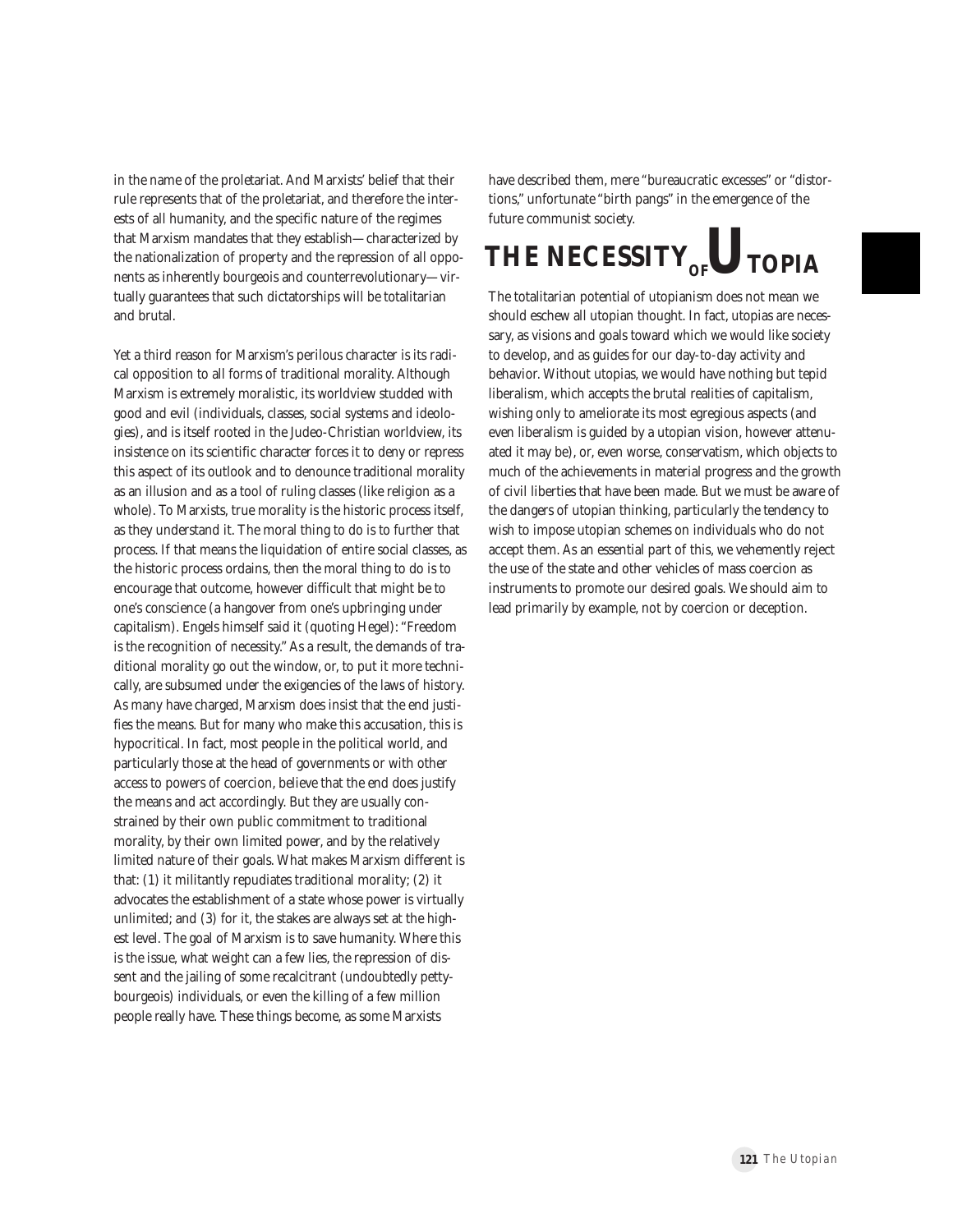in the name of the proletariat. And Marxists' belief that their rule represents that of the proletariat, and therefore the interests of all humanity, and the specific nature of the regimes that Marxism mandates that they establish—characterized by the nationalization of property and the repression of all opponents as inherently bourgeois and counterrevolutionary—virtually guarantees that such dictatorships will be totalitarian and brutal.

Yet a third reason for Marxism's perilous character is its radical opposition to all forms of traditional morality. Although Marxism is extremely moralistic, its worldview studded with good and evil (individuals, classes, social systems and ideologies), and is itself rooted in the Judeo-Christian worldview, its insistence on its scientific character forces it to deny or repress this aspect of its outlook and to denounce traditional morality as an illusion and as a tool of ruling classes (like religion as a whole). To Marxists, true morality is the historic process itself, as they understand it. The moral thing to do is to further that process. If that means the liquidation of entire social classes, as the historic process ordains, then the moral thing to do is to encourage that outcome, however difficult that might be to one's conscience (a hangover from one's upbringing under capitalism). Engels himself said it (quoting Hegel): "Freedom is the recognition of necessity." As a result, the demands of traditional morality go out the window, or, to put it more technically, are subsumed under the exigencies of the laws of history. As many have charged, Marxism does insist that the end justifies the means. But for many who make this accusation, this is hypocritical. In fact, most people in the political world, and particularly those at the head of governments or with other access to powers of coercion, believe that the end does justify the means and act accordingly. But they are usually constrained by their own public commitment to traditional morality, by their own limited power, and by the relatively limited nature of their goals. What makes Marxism different is that: (1) it militantly repudiates traditional morality; (2) it advocates the establishment of a state whose power is virtually unlimited; and (3) for it, the stakes are always set at the highest level. The goal of Marxism is to save humanity. Where this is the issue, what weight can a few lies, the repression of dissent and the jailing of some recalcitrant (undoubtedly petty-bourgeois) individuals, or even the killing of a few million people really have. These things become, as some Marxists have described them, mere "bureaucratic excesses" or "distortions," unfortunate "birth pangs" in the emergence of the future communist society.

## THE NECESSITY OF UTOPIA

The totalitarian potential of utopianism does not mean we should eschew all utopian thought. In fact, utopias are necessary, as visions and goals toward which we would like society to develop, and as guides for our day-to-day activity and behavior. Without utopias, we would have nothing but tepid liberalism, which accepts the brutal realities of capitalism, wishing only to ameliorate its most egregious aspects (and even liberalism is guided by a utopian vision, however attenuated it may be), or, even worse, conservatism, which objects to much of the achievements in material progress and the growth of civil liberties that have been made. But we must be aware of the dangers of utopian thinking, particularly the tendency to wish to impose utopian schemes on individuals who do not accept them. As an essential part of this, we vehemently reject the use of the state and other vehicles of mass coercion as instruments to promote our desired goals. We should aim to lead primarily by example, not by coercion or deception.